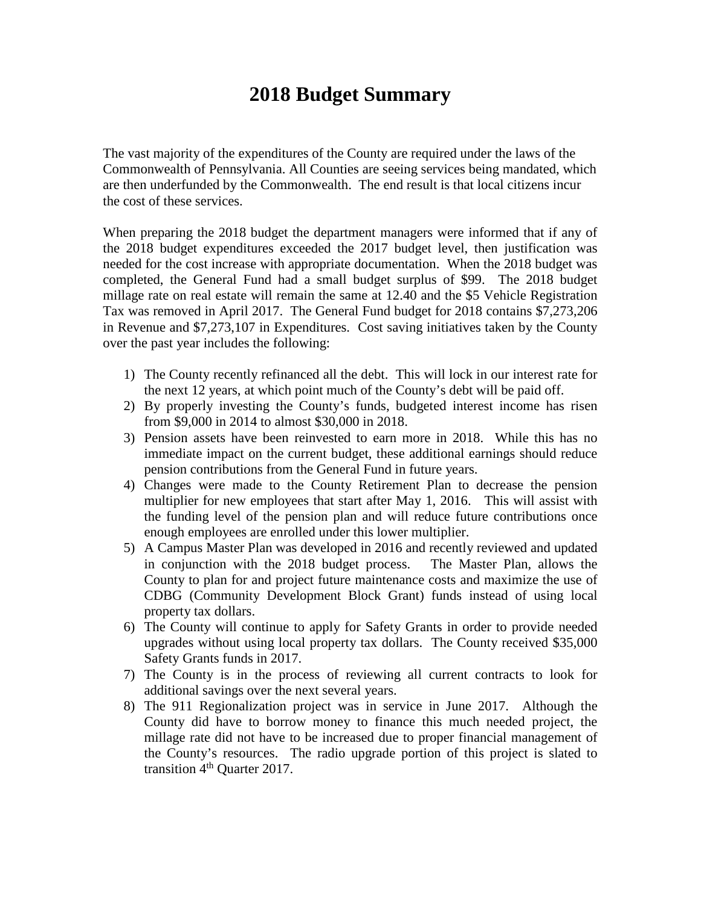# 2018 Budget Summary

The vast majority of the expenditures of the County are required under the laws of the Commonwealth of Pennsylvania. All Counties are seeing services being mandated, which are then underfunded by the Commonwealth. The end result is that local citizens incur the cost of these services.

When preparing the 2018 budget the department managers were informed that if any of the 2018 budget expenditures exceeded the 2017 budget level, then justification was needed for the cost increase with appropriate documentation. When the 2018 budget was completed, the General Fund had a small budget surplus of $99. The 2018 budget millage rate on real estate will remain the same at 12.40 and the $5 Vehicle Registration Tax was removed in April 2017. The General Fund budget for 2018 contains $7,273,206 in Revenue and $7,273,107 in Expenditures. Cost saving initiatives taken by the County over the past year includes the following:

1) The County recently refinanced all the debt. This will lock in our interest rate for the next 12 years, at which point much of the County's debt will be paid off.
2) By properly investing the County's funds, budgeted interest income has risen from $9,000 in 2014 to almost $30,000 in 2018.
3) Pension assets have been reinvested to earn more in 2018. While this has no immediate impact on the current budget, these additional earnings should reduce pension contributions from the General Fund in future years.
4) Changes were made to the County Retirement Plan to decrease the pension multiplier for new employees that start after May 1, 2016. This will assist with the funding level of the pension plan and will reduce future contributions once enough employees are enrolled under this lower multiplier.
5) A Campus Master Plan was developed in 2016 and recently reviewed and updated in conjunction with the 2018 budget process. The Master Plan, allows the County to plan for and project future maintenance costs and maximize the use of CDBG (Community Development Block Grant) funds instead of using local property tax dollars.
6) The County will continue to apply for Safety Grants in order to provide needed upgrades without using local property tax dollars. The County received $35,000 Safety Grants funds in 2017.
7) The County is in the process of reviewing all current contracts to look for additional savings over the next several years.
8) The 911 Regionalization project was in service in June 2017. Although the County did have to borrow money to finance this much needed project, the millage rate did not have to be increased due to proper financial management of the County's resources. The radio upgrade portion of this project is slated to transition 4th Quarter 2017.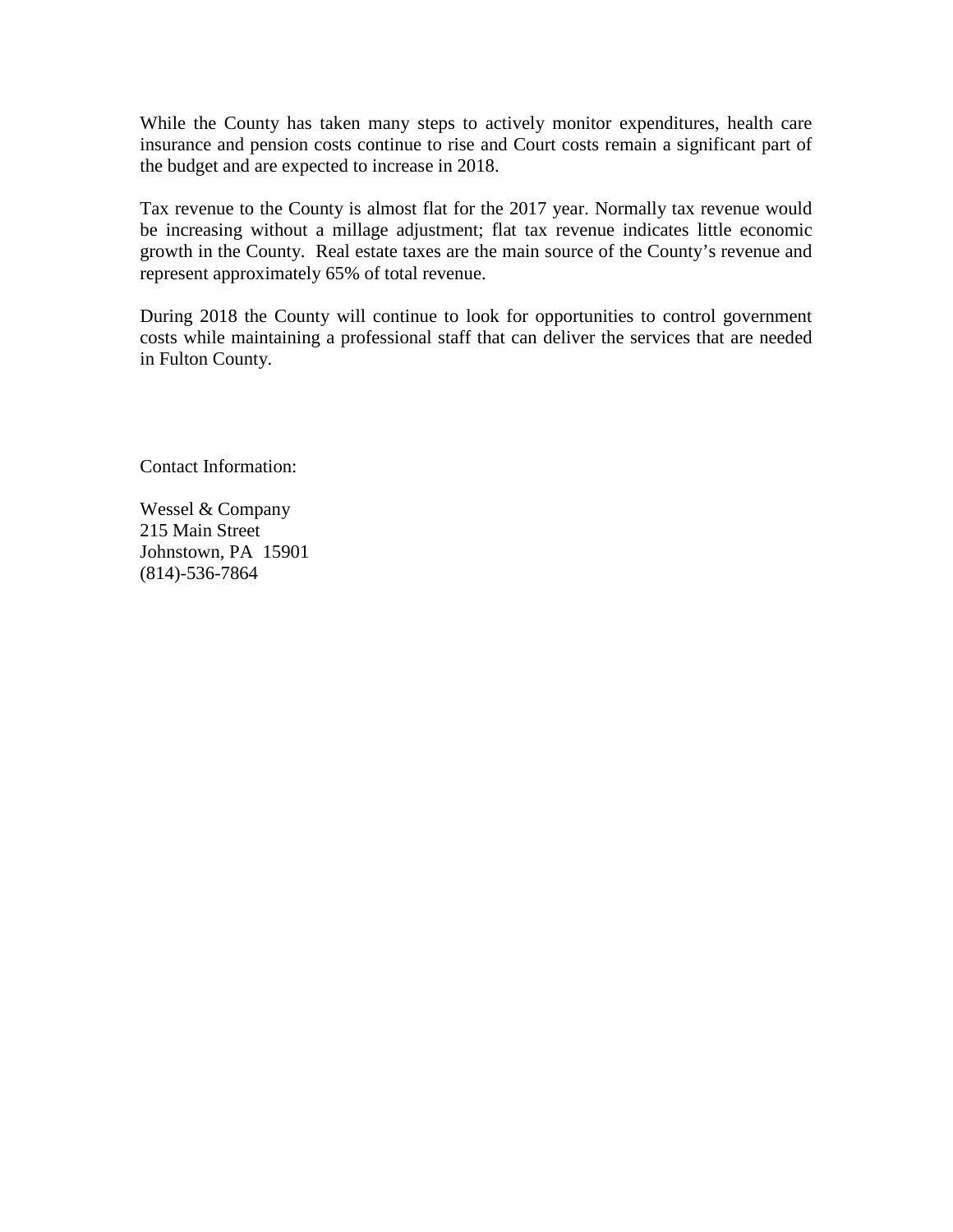While the County has taken many steps to actively monitor expenditures, health care insurance and pension costs continue to rise and Court costs remain a significant part of the budget and are expected to increase in 2018.

Tax revenue to the County is almost flat for the 2017 year. Normally tax revenue would be increasing without a millage adjustment; flat tax revenue indicates little economic growth in the County. Real estate taxes are the main source of the County's revenue and represent approximately 65% of total revenue.

During 2018 the County will continue to look for opportunities to control government costs while maintaining a professional staff that can deliver the services that are needed in Fulton County.

Contact Information:

Wessel & Company
215 Main Street
Johnstown, PA 15901
(814)-536-7864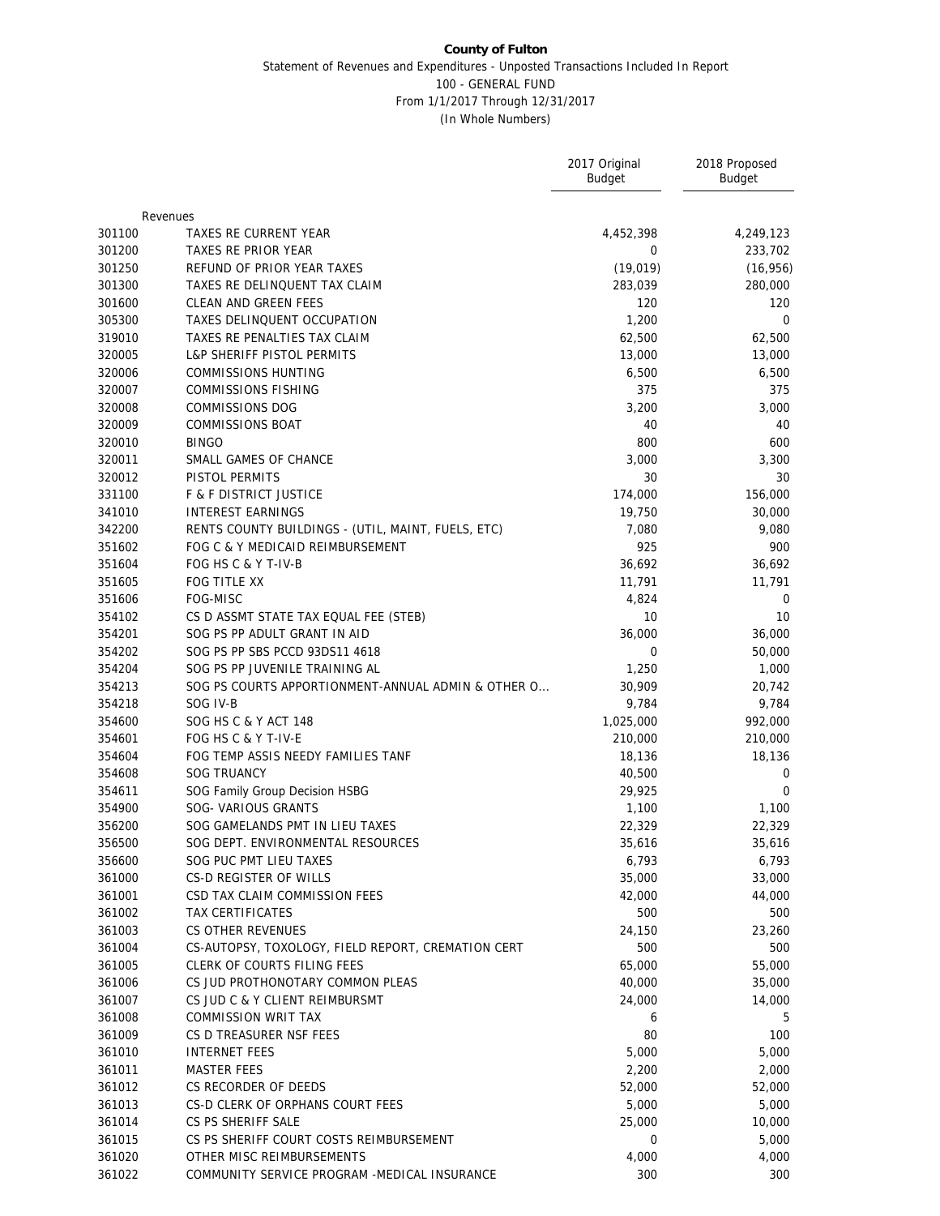**County of Fulton**

Statement of Revenues and Expenditures - Unposted Transactions Included In Report

100 - GENERAL FUND

From 1/1/2017 Through 12/31/2017

(In Whole Numbers)

| | | 2017 Original Budget | 2018 Proposed Budget |
|---|---|---|---|
| | Revenues | | |
| 301100 | TAXES RE CURRENT YEAR | 4,452,398 | 4,249,123 |
| 301200 | TAXES RE PRIOR YEAR | 0 | 233,702 |
| 301250 | REFUND OF PRIOR YEAR TAXES | (19,019) | (16,956) |
| 301300 | TAXES RE DELINQUENT TAX CLAIM | 283,039 | 280,000 |
| 301600 | CLEAN AND GREEN FEES | 120 | 120 |
| 305300 | TAXES DELINQUENT OCCUPATION | 1,200 | 0 |
| 319010 | TAXES RE PENALTIES TAX CLAIM | 62,500 | 62,500 |
| 320005 | L&P SHERIFF PISTOL PERMITS | 13,000 | 13,000 |
| 320006 | COMMISSIONS HUNTING | 6,500 | 6,500 |
| 320007 | COMMISSIONS FISHING | 375 | 375 |
| 320008 | COMMISSIONS DOG | 3,200 | 3,000 |
| 320009 | COMMISSIONS BOAT | 40 | 40 |
| 320010 | BINGO | 800 | 600 |
| 320011 | SMALL GAMES OF CHANCE | 3,000 | 3,300 |
| 320012 | PISTOL PERMITS | 30 | 30 |
| 331100 | F & F DISTRICT JUSTICE | 174,000 | 156,000 |
| 341010 | INTEREST EARNINGS | 19,750 | 30,000 |
| 342200 | RENTS COUNTY BUILDINGS - (UTIL, MAINT, FUELS, ETC) | 7,080 | 9,080 |
| 351602 | FOG C & Y MEDICAID REIMBURSEMENT | 925 | 900 |
| 351604 | FOG HS C & Y T-IV-B | 36,692 | 36,692 |
| 351605 | FOG TITLE XX | 11,791 | 11,791 |
| 351606 | FOG-MISC | 4,824 | 0 |
| 354102 | CS D ASSMT STATE TAX EQUAL FEE (STEB) | 10 | 10 |
| 354201 | SOG PS PP ADULT GRANT IN AID | 36,000 | 36,000 |
| 354202 | SOG PS PP SBS PCCD 93DS11 4618 | 0 | 50,000 |
| 354204 | SOG PS PP JUVENILE TRAINING AL | 1,250 | 1,000 |
| 354213 | SOG PS COURTS APPORTIONMENT-ANNUAL ADMIN & OTHER O... | 30,909 | 20,742 |
| 354218 | SOG IV-B | 9,784 | 9,784 |
| 354600 | SOG HS C & Y ACT 148 | 1,025,000 | 992,000 |
| 354601 | FOG HS C & Y T-IV-E | 210,000 | 210,000 |
| 354604 | FOG TEMP ASSIS NEEDY FAMILIES TANF | 18,136 | 18,136 |
| 354608 | SOG TRUANCY | 40,500 | 0 |
| 354611 | SOG Family Group Decision HSBG | 29,925 | 0 |
| 354900 | SOG- VARIOUS GRANTS | 1,100 | 1,100 |
| 356200 | SOG GAMELANDS PMT IN LIEU TAXES | 22,329 | 22,329 |
| 356500 | SOG DEPT. ENVIRONMENTAL RESOURCES | 35,616 | 35,616 |
| 356600 | SOG PUC PMT LIEU TAXES | 6,793 | 6,793 |
| 361000 | CS-D REGISTER OF WILLS | 35,000 | 33,000 |
| 361001 | CSD TAX CLAIM COMMISSION FEES | 42,000 | 44,000 |
| 361002 | TAX CERTIFICATES | 500 | 500 |
| 361003 | CS OTHER REVENUES | 24,150 | 23,260 |
| 361004 | CS-AUTOPSY, TOXOLOGY, FIELD REPORT, CREMATION CERT | 500 | 500 |
| 361005 | CLERK OF COURTS FILING FEES | 65,000 | 55,000 |
| 361006 | CS JUD PROTHONOTARY COMMON PLEAS | 40,000 | 35,000 |
| 361007 | CS JUD C & Y CLIENT REIMBURSMT | 24,000 | 14,000 |
| 361008 | COMMISSION WRIT TAX | 6 | 5 |
| 361009 | CS D TREASURER NSF FEES | 80 | 100 |
| 361010 | INTERNET FEES | 5,000 | 5,000 |
| 361011 | MASTER FEES | 2,200 | 2,000 |
| 361012 | CS RECORDER OF DEEDS | 52,000 | 52,000 |
| 361013 | CS-D CLERK OF ORPHANS COURT FEES | 5,000 | 5,000 |
| 361014 | CS PS SHERIFF SALE | 25,000 | 10,000 |
| 361015 | CS PS SHERIFF COURT COSTS REIMBURSEMENT | 0 | 5,000 |
| 361020 | OTHER MISC REIMBURSEMENTS | 4,000 | 4,000 |
| 361022 | COMMUNITY SERVICE PROGRAM -MEDICAL INSURANCE | 300 | 300 |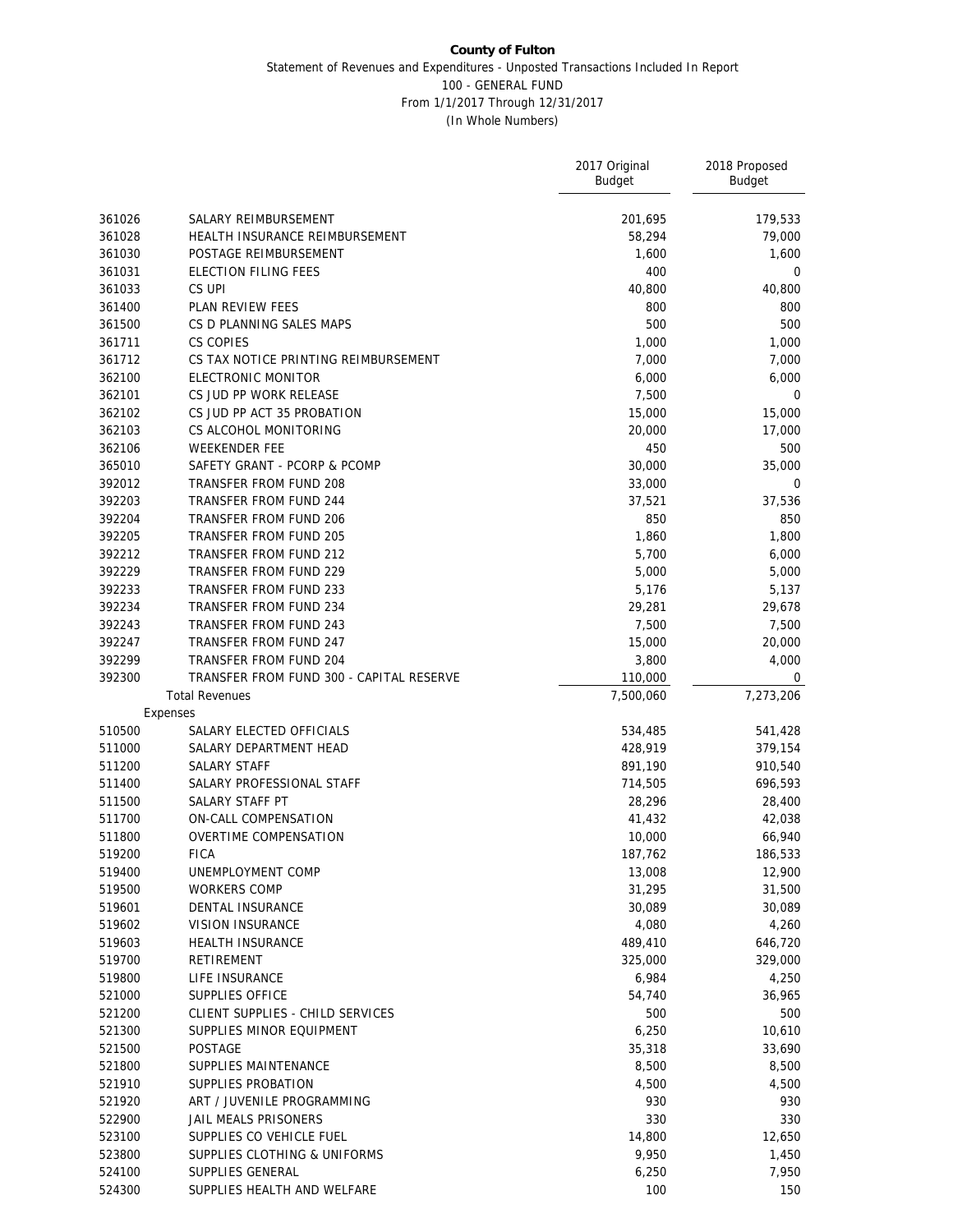**County of Fulton**

Statement of Revenues and Expenditures - Unposted Transactions Included In Report

100 - GENERAL FUND

From 1/1/2017 Through 12/31/2017

(In Whole Numbers)

| | | 2017 Original Budget | 2018 Proposed Budget |
|---|---|---|---|
| 361026 | SALARY REIMBURSEMENT | 201,695 | 179,533 |
| 361028 | HEALTH INSURANCE REIMBURSEMENT | 58,294 | 79,000 |
| 361030 | POSTAGE REIMBURSEMENT | 1,600 | 1,600 |
| 361031 | ELECTION FILING FEES | 400 | 0 |
| 361033 | CS UPI | 40,800 | 40,800 |
| 361400 | PLAN REVIEW FEES | 800 | 800 |
| 361500 | CS D PLANNING SALES MAPS | 500 | 500 |
| 361711 | CS COPIES | 1,000 | 1,000 |
| 361712 | CS TAX NOTICE PRINTING REIMBURSEMENT | 7,000 | 7,000 |
| 362100 | ELECTRONIC MONITOR | 6,000 | 6,000 |
| 362101 | CS JUD PP WORK RELEASE | 7,500 | 0 |
| 362102 | CS JUD PP ACT 35 PROBATION | 15,000 | 15,000 |
| 362103 | CS ALCOHOL MONITORING | 20,000 | 17,000 |
| 362106 | WEEKENDER FEE | 450 | 500 |
| 365010 | SAFETY GRANT - PCORP & PCOMP | 30,000 | 35,000 |
| 392012 | TRANSFER FROM FUND 208 | 33,000 | 0 |
| 392203 | TRANSFER FROM FUND 244 | 37,521 | 37,536 |
| 392204 | TRANSFER FROM FUND 206 | 850 | 850 |
| 392205 | TRANSFER FROM FUND 205 | 1,860 | 1,800 |
| 392212 | TRANSFER FROM FUND 212 | 5,700 | 6,000 |
| 392229 | TRANSFER FROM FUND 229 | 5,000 | 5,000 |
| 392233 | TRANSFER FROM FUND 233 | 5,176 | 5,137 |
| 392234 | TRANSFER FROM FUND 234 | 29,281 | 29,678 |
| 392243 | TRANSFER FROM FUND 243 | 7,500 | 7,500 |
| 392247 | TRANSFER FROM FUND 247 | 15,000 | 20,000 |
| 392299 | TRANSFER FROM FUND 204 | 3,800 | 4,000 |
| 392300 | TRANSFER FROM FUND 300 - CAPITAL RESERVE | 110,000 | 0 |
| | Total Revenues | 7,500,060 | 7,273,206 |
| | Expenses | | |
| 510500 | SALARY ELECTED OFFICIALS | 534,485 | 541,428 |
| 511000 | SALARY DEPARTMENT HEAD | 428,919 | 379,154 |
| 511200 | SALARY STAFF | 891,190 | 910,540 |
| 511400 | SALARY PROFESSIONAL STAFF | 714,505 | 696,593 |
| 511500 | SALARY STAFF PT | 28,296 | 28,400 |
| 511700 | ON-CALL COMPENSATION | 41,432 | 42,038 |
| 511800 | OVERTIME COMPENSATION | 10,000 | 66,940 |
| 519200 | FICA | 187,762 | 186,533 |
| 519400 | UNEMPLOYMENT COMP | 13,008 | 12,900 |
| 519500 | WORKERS COMP | 31,295 | 31,500 |
| 519601 | DENTAL INSURANCE | 30,089 | 30,089 |
| 519602 | VISION INSURANCE | 4,080 | 4,260 |
| 519603 | HEALTH INSURANCE | 489,410 | 646,720 |
| 519700 | RETIREMENT | 325,000 | 329,000 |
| 519800 | LIFE INSURANCE | 6,984 | 4,250 |
| 521000 | SUPPLIES OFFICE | 54,740 | 36,965 |
| 521200 | CLIENT SUPPLIES - CHILD SERVICES | 500 | 500 |
| 521300 | SUPPLIES MINOR EQUIPMENT | 6,250 | 10,610 |
| 521500 | POSTAGE | 35,318 | 33,690 |
| 521800 | SUPPLIES MAINTENANCE | 8,500 | 8,500 |
| 521910 | SUPPLIES PROBATION | 4,500 | 4,500 |
| 521920 | ART / JUVENILE PROGRAMMING | 930 | 930 |
| 522900 | JAIL MEALS PRISONERS | 330 | 330 |
| 523100 | SUPPLIES CO VEHICLE FUEL | 14,800 | 12,650 |
| 523800 | SUPPLIES CLOTHING & UNIFORMS | 9,950 | 1,450 |
| 524100 | SUPPLIES GENERAL | 6,250 | 7,950 |
| 524300 | SUPPLIES HEALTH AND WELFARE | 100 | 150 |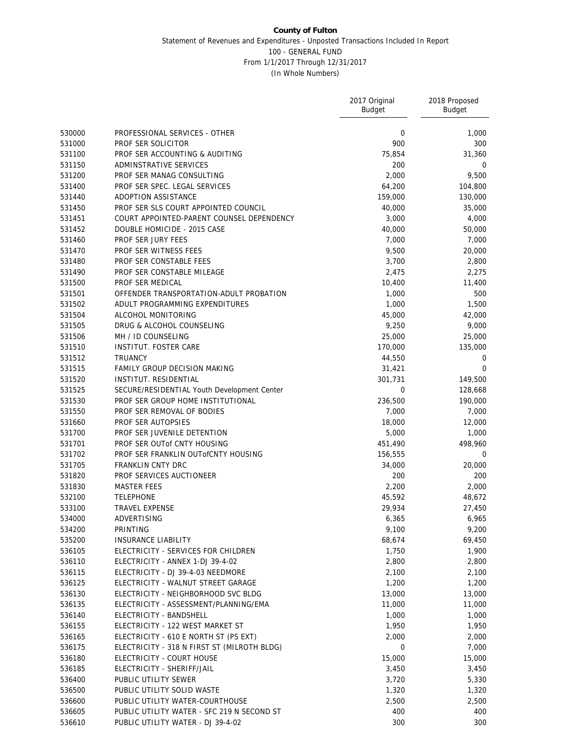**County of Fulton**

Statement of Revenues and Expenditures - Unposted Transactions Included In Report

100 - GENERAL FUND

From 1/1/2017 Through 12/31/2017

(In Whole Numbers)

| | | 2017 Original Budget | 2018 Proposed Budget |
|---|---|---|---|
| 530000 | PROFESSIONAL SERVICES - OTHER | 0 | 1,000 |
| 531000 | PROF SER SOLICITOR | 900 | 300 |
| 531100 | PROF SER ACCOUNTING & AUDITING | 75,854 | 31,360 |
| 531150 | ADMINSTRATIVE SERVICES | 200 | 0 |
| 531200 | PROF SER MANAG CONSULTING | 2,000 | 9,500 |
| 531400 | PROF SER SPEC. LEGAL SERVICES | 64,200 | 104,800 |
| 531440 | ADOPTION ASSISTANCE | 159,000 | 130,000 |
| 531450 | PROF SER SLS COURT APPOINTED COUNCIL | 40,000 | 35,000 |
| 531451 | COURT APPOINTED-PARENT COUNSEL DEPENDENCY | 3,000 | 4,000 |
| 531452 | DOUBLE HOMICIDE - 2015 CASE | 40,000 | 50,000 |
| 531460 | PROF SER JURY FEES | 7,000 | 7,000 |
| 531470 | PROF SER WITNESS FEES | 9,500 | 20,000 |
| 531480 | PROF SER CONSTABLE FEES | 3,700 | 2,800 |
| 531490 | PROF SER CONSTABLE MILEAGE | 2,475 | 2,275 |
| 531500 | PROF SER MEDICAL | 10,400 | 11,400 |
| 531501 | OFFENDER TRANSPORTATION-ADULT PROBATION | 1,000 | 500 |
| 531502 | ADULT PROGRAMMING EXPENDITURES | 1,000 | 1,500 |
| 531504 | ALCOHOL MONITORING | 45,000 | 42,000 |
| 531505 | DRUG & ALCOHOL COUNSELING | 9,250 | 9,000 |
| 531506 | MH / ID COUNSELING | 25,000 | 25,000 |
| 531510 | INSTITUT. FOSTER CARE | 170,000 | 135,000 |
| 531512 | TRUANCY | 44,550 | 0 |
| 531515 | FAMILY GROUP DECISION MAKING | 31,421 | 0 |
| 531520 | INSTITUT. RESIDENTIAL | 301,731 | 149,500 |
| 531525 | SECURE/RESIDENTIAL Youth Development Center | 0 | 128,668 |
| 531530 | PROF SER GROUP HOME INSTITUTIONAL | 236,500 | 190,000 |
| 531550 | PROF SER REMOVAL OF BODIES | 7,000 | 7,000 |
| 531660 | PROF SER AUTOPSIES | 18,000 | 12,000 |
| 531700 | PROF SER JUVENILE DETENTION | 5,000 | 1,000 |
| 531701 | PROF SER OUTof CNTY HOUSING | 451,490 | 498,960 |
| 531702 | PROF SER FRANKLIN OUTofCNTY HOUSING | 156,555 | 0 |
| 531705 | FRANKLIN CNTY DRC | 34,000 | 20,000 |
| 531820 | PROF SERVICES AUCTIONEER | 200 | 200 |
| 531830 | MASTER FEES | 2,200 | 2,000 |
| 532100 | TELEPHONE | 45,592 | 48,672 |
| 533100 | TRAVEL EXPENSE | 29,934 | 27,450 |
| 534000 | ADVERTISING | 6,365 | 6,965 |
| 534200 | PRINTING | 9,100 | 9,200 |
| 535200 | INSURANCE LIABILITY | 68,674 | 69,450 |
| 536105 | ELECTRICITY - SERVICES FOR CHILDREN | 1,750 | 1,900 |
| 536110 | ELECTRICITY - ANNEX 1-DJ 39-4-02 | 2,800 | 2,800 |
| 536115 | ELECTRICITY - DJ 39-4-03 NEEDMORE | 2,100 | 2,100 |
| 536125 | ELECTRICITY - WALNUT STREET GARAGE | 1,200 | 1,200 |
| 536130 | ELECTRICITY - NEIGHBORHOOD SVC BLDG | 13,000 | 13,000 |
| 536135 | ELECTRICITY - ASSESSMENT/PLANNING/EMA | 11,000 | 11,000 |
| 536140 | ELECTRICITY - BANDSHELL | 1,000 | 1,000 |
| 536155 | ELECTRICITY - 122 WEST MARKET ST | 1,950 | 1,950 |
| 536165 | ELECTRICITY - 610 E NORTH ST (PS EXT) | 2,000 | 2,000 |
| 536175 | ELECTRICITY - 318 N FIRST ST (MILROTH BLDG) | 0 | 7,000 |
| 536180 | ELECTRICITY - COURT HOUSE | 15,000 | 15,000 |
| 536185 | ELECTRICITY - SHERIFF/JAIL | 3,450 | 3,450 |
| 536400 | PUBLIC UTILITY SEWER | 3,720 | 5,330 |
| 536500 | PUBLIC UTILITY SOLID WASTE | 1,320 | 1,320 |
| 536600 | PUBLIC UTILITY WATER-COURTHOUSE | 2,500 | 2,500 |
| 536605 | PUBLIC UTILITY WATER - SFC 219 N SECOND ST | 400 | 400 |
| 536610 | PUBLIC UTILITY WATER - DJ 39-4-02 | 300 | 300 |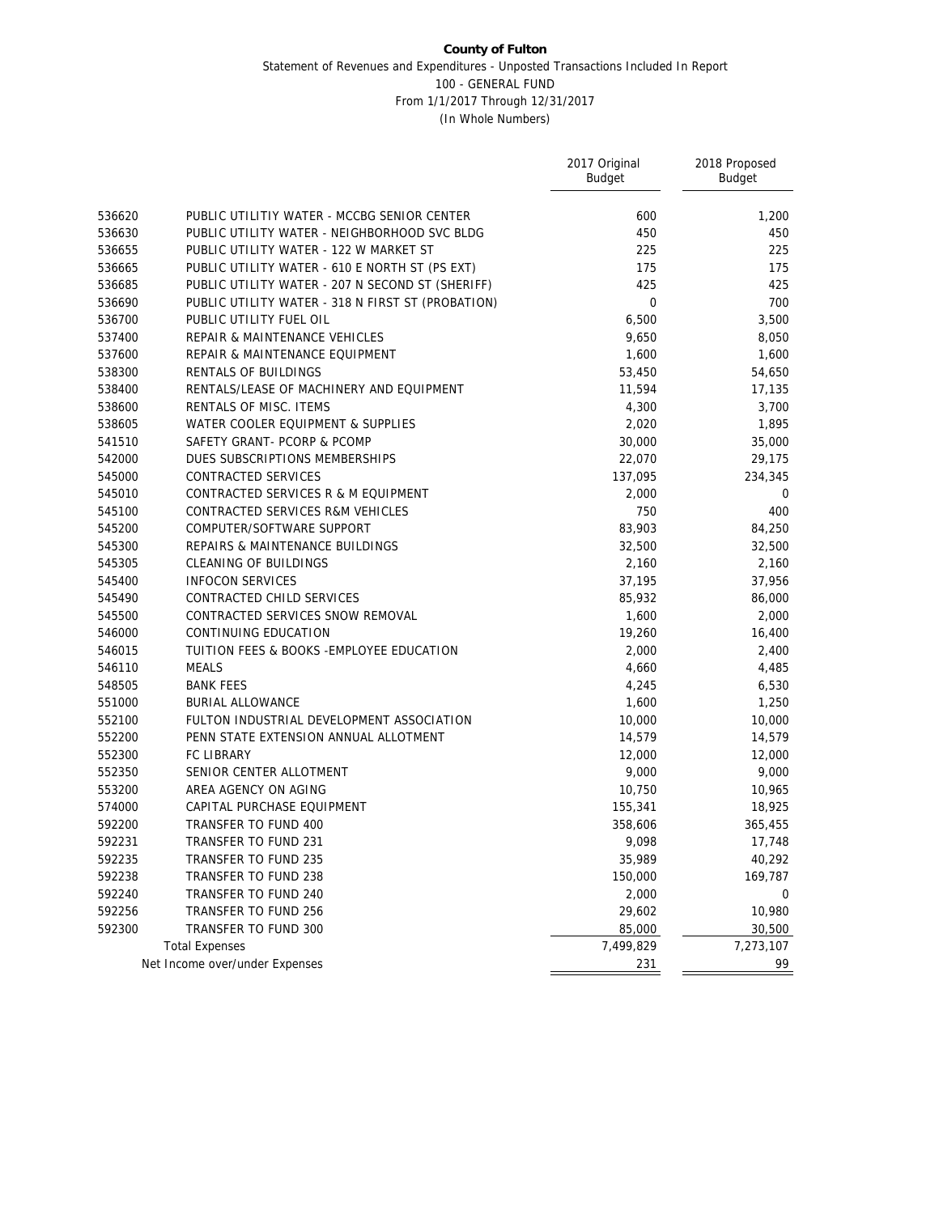**County of Fulton**

Statement of Revenues and Expenditures - Unposted Transactions Included In Report

100 - GENERAL FUND

From 1/1/2017 Through 12/31/2017

(In Whole Numbers)

| | | 2017 Original Budget | 2018 Proposed Budget |
|---|---|---|---|
| 536620 | PUBLIC UTILITIY WATER - MCCBG SENIOR CENTER | 600 | 1,200 |
| 536630 | PUBLIC UTILITY WATER - NEIGHBORHOOD SVC BLDG | 450 | 450 |
| 536655 | PUBLIC UTILITY WATER - 122 W MARKET ST | 225 | 225 |
| 536665 | PUBLIC UTILITY WATER - 610 E NORTH ST (PS EXT) | 175 | 175 |
| 536685 | PUBLIC UTILITY WATER - 207 N SECOND ST (SHERIFF) | 425 | 425 |
| 536690 | PUBLIC UTILITY WATER - 318 N FIRST ST (PROBATION) | 0 | 700 |
| 536700 | PUBLIC UTILITY FUEL OIL | 6,500 | 3,500 |
| 537400 | REPAIR & MAINTENANCE VEHICLES | 9,650 | 8,050 |
| 537600 | REPAIR & MAINTENANCE EQUIPMENT | 1,600 | 1,600 |
| 538300 | RENTALS OF BUILDINGS | 53,450 | 54,650 |
| 538400 | RENTALS/LEASE OF MACHINERY AND EQUIPMENT | 11,594 | 17,135 |
| 538600 | RENTALS OF MISC. ITEMS | 4,300 | 3,700 |
| 538605 | WATER COOLER EQUIPMENT & SUPPLIES | 2,020 | 1,895 |
| 541510 | SAFETY GRANT- PCORP & PCOMP | 30,000 | 35,000 |
| 542000 | DUES SUBSCRIPTIONS MEMBERSHIPS | 22,070 | 29,175 |
| 545000 | CONTRACTED SERVICES | 137,095 | 234,345 |
| 545010 | CONTRACTED SERVICES R & M EQUIPMENT | 2,000 | 0 |
| 545100 | CONTRACTED SERVICES R&M VEHICLES | 750 | 400 |
| 545200 | COMPUTER/SOFTWARE SUPPORT | 83,903 | 84,250 |
| 545300 | REPAIRS & MAINTENANCE BUILDINGS | 32,500 | 32,500 |
| 545305 | CLEANING OF BUILDINGS | 2,160 | 2,160 |
| 545400 | INFOCON SERVICES | 37,195 | 37,956 |
| 545490 | CONTRACTED CHILD SERVICES | 85,932 | 86,000 |
| 545500 | CONTRACTED SERVICES SNOW REMOVAL | 1,600 | 2,000 |
| 546000 | CONTINUING EDUCATION | 19,260 | 16,400 |
| 546015 | TUITION FEES & BOOKS -EMPLOYEE EDUCATION | 2,000 | 2,400 |
| 546110 | MEALS | 4,660 | 4,485 |
| 548505 | BANK FEES | 4,245 | 6,530 |
| 551000 | BURIAL ALLOWANCE | 1,600 | 1,250 |
| 552100 | FULTON INDUSTRIAL DEVELOPMENT ASSOCIATION | 10,000 | 10,000 |
| 552200 | PENN STATE EXTENSION ANNUAL ALLOTMENT | 14,579 | 14,579 |
| 552300 | FC LIBRARY | 12,000 | 12,000 |
| 552350 | SENIOR CENTER ALLOTMENT | 9,000 | 9,000 |
| 553200 | AREA AGENCY ON AGING | 10,750 | 10,965 |
| 574000 | CAPITAL PURCHASE EQUIPMENT | 155,341 | 18,925 |
| 592200 | TRANSFER TO FUND 400 | 358,606 | 365,455 |
| 592231 | TRANSFER TO FUND 231 | 9,098 | 17,748 |
| 592235 | TRANSFER TO FUND 235 | 35,989 | 40,292 |
| 592238 | TRANSFER TO FUND 238 | 150,000 | 169,787 |
| 592240 | TRANSFER TO FUND 240 | 2,000 | 0 |
| 592256 | TRANSFER TO FUND 256 | 29,602 | 10,980 |
| 592300 | TRANSFER TO FUND 300 | 85,000 | 30,500 |
| | Total Expenses | 7,499,829 | 7,273,107 |
| | Net Income over/under Expenses | 231 | 99 |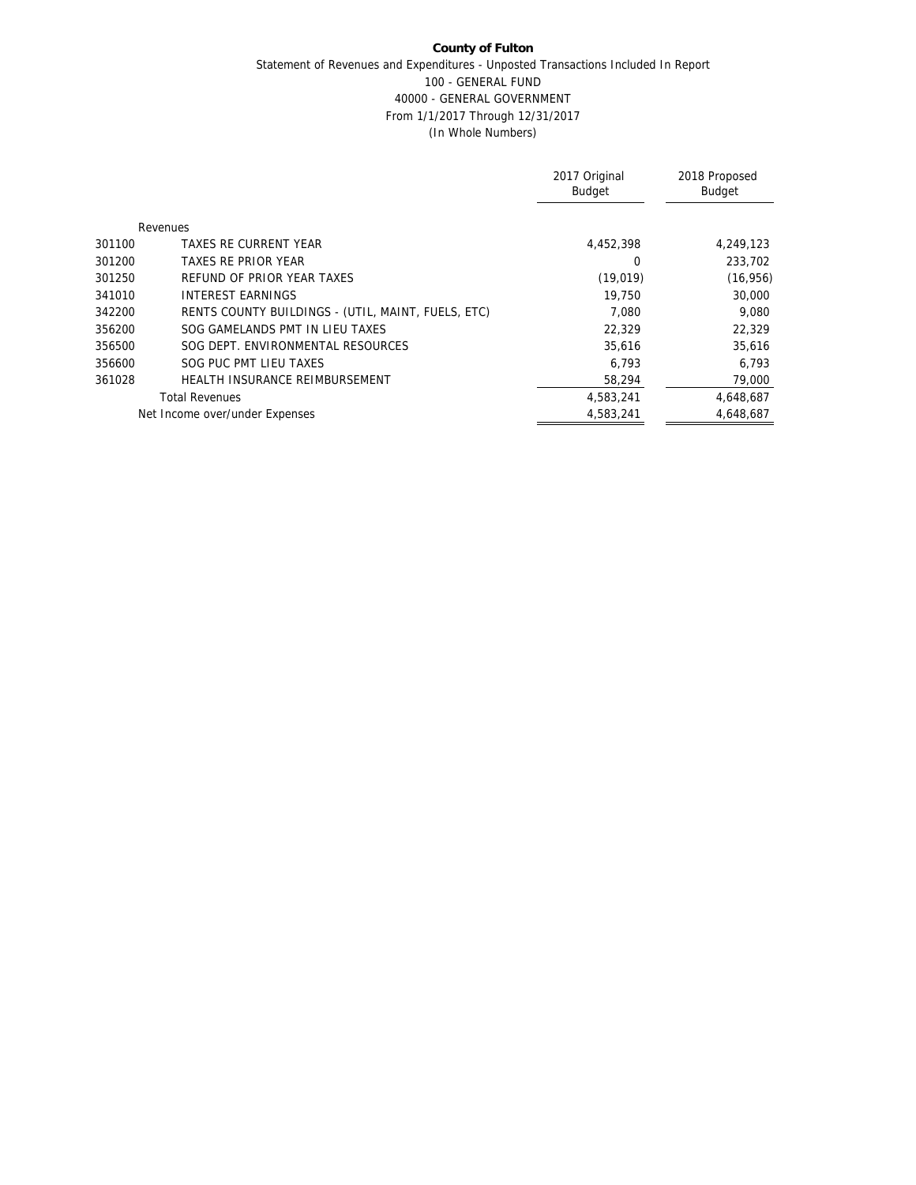**County of Fulton**

Statement of Revenues and Expenditures - Unposted Transactions Included In Report

100 - GENERAL FUND

40000 - GENERAL GOVERNMENT

From 1/1/2017 Through 12/31/2017

(In Whole Numbers)

| | | 2017 Original Budget | 2018 Proposed Budget |
|---|---|---|---|
| | Revenues | | |
| 301100 | TAXES RE CURRENT YEAR | 4,452,398 | 4,249,123 |
| 301200 | TAXES RE PRIOR YEAR | 0 | 233,702 |
| 301250 | REFUND OF PRIOR YEAR TAXES | (19,019) | (16,956) |
| 341010 | INTEREST EARNINGS | 19,750 | 30,000 |
| 342200 | RENTS COUNTY BUILDINGS - (UTIL, MAINT, FUELS, ETC) | 7,080 | 9,080 |
| 356200 | SOG GAMELANDS PMT IN LIEU TAXES | 22,329 | 22,329 |
| 356500 | SOG DEPT. ENVIRONMENTAL RESOURCES | 35,616 | 35,616 |
| 356600 | SOG PUC PMT LIEU TAXES | 6,793 | 6,793 |
| 361028 | HEALTH INSURANCE REIMBURSEMENT | 58,294 | 79,000 |
| | Total Revenues | 4,583,241 | 4,648,687 |
| | Net Income over/under Expenses | 4,583,241 | 4,648,687 |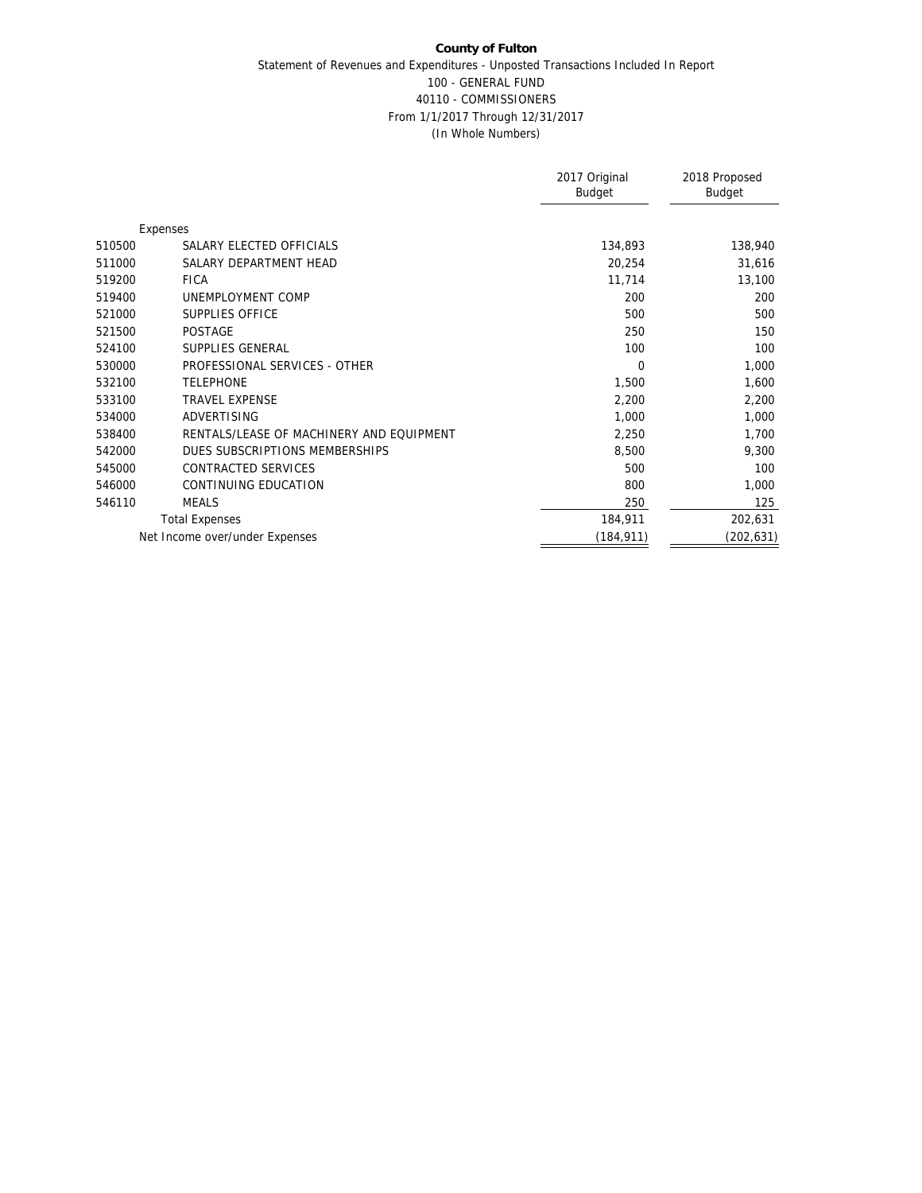**County of Fulton**

Statement of Revenues and Expenditures - Unposted Transactions Included In Report

100 - GENERAL FUND

40110 - COMMISSIONERS

From 1/1/2017 Through 12/31/2017

(In Whole Numbers)

| | | 2017 Original Budget | 2018 Proposed Budget |
|---|---|---|---|
| | Expenses | | |
| 510500 | SALARY ELECTED OFFICIALS | 134,893 | 138,940 |
| 511000 | SALARY DEPARTMENT HEAD | 20,254 | 31,616 |
| 519200 | FICA | 11,714 | 13,100 |
| 519400 | UNEMPLOYMENT COMP | 200 | 200 |
| 521000 | SUPPLIES OFFICE | 500 | 500 |
| 521500 | POSTAGE | 250 | 150 |
| 524100 | SUPPLIES GENERAL | 100 | 100 |
| 530000 | PROFESSIONAL SERVICES - OTHER | 0 | 1,000 |
| 532100 | TELEPHONE | 1,500 | 1,600 |
| 533100 | TRAVEL EXPENSE | 2,200 | 2,200 |
| 534000 | ADVERTISING | 1,000 | 1,000 |
| 538400 | RENTALS/LEASE OF MACHINERY AND EQUIPMENT | 2,250 | 1,700 |
| 542000 | DUES SUBSCRIPTIONS MEMBERSHIPS | 8,500 | 9,300 |
| 545000 | CONTRACTED SERVICES | 500 | 100 |
| 546000 | CONTINUING EDUCATION | 800 | 1,000 |
| 546110 | MEALS | 250 | 125 |
| | Total Expenses | 184,911 | 202,631 |
| | Net Income over/under Expenses | (184,911) | (202,631) |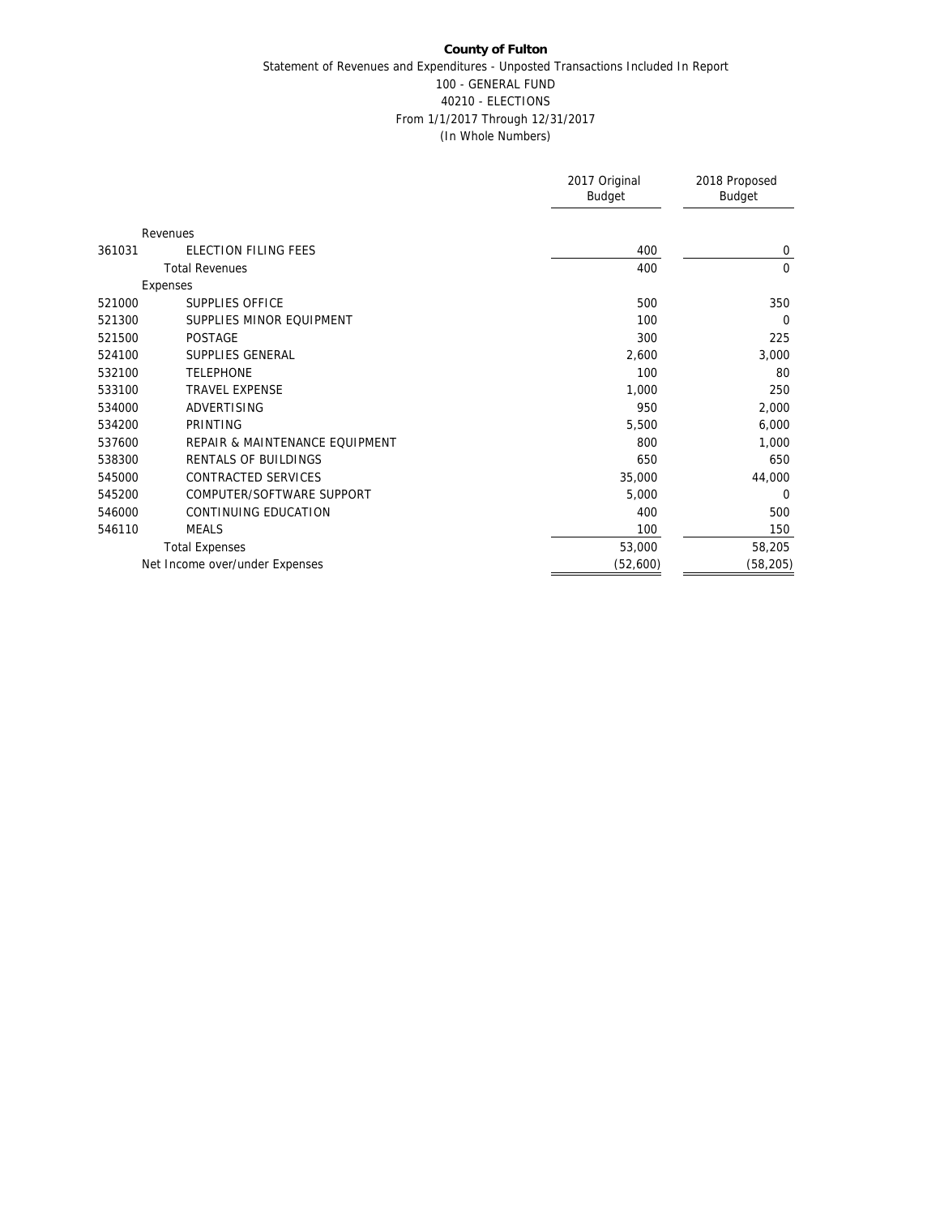**County of Fulton**

Statement of Revenues and Expenditures - Unposted Transactions Included In Report

100 - GENERAL FUND

40210 - ELECTIONS

From 1/1/2017 Through 12/31/2017

(In Whole Numbers)

| | | 2017 Original Budget | 2018 Proposed Budget |
|---|---|---|---|
| | Revenues | | |
| 361031 | ELECTION FILING FEES | 400 | 0 |
| | Total Revenues | 400 | 0 |
| | Expenses | | |
| 521000 | SUPPLIES OFFICE | 500 | 350 |
| 521300 | SUPPLIES MINOR EQUIPMENT | 100 | 0 |
| 521500 | POSTAGE | 300 | 225 |
| 524100 | SUPPLIES GENERAL | 2,600 | 3,000 |
| 532100 | TELEPHONE | 100 | 80 |
| 533100 | TRAVEL EXPENSE | 1,000 | 250 |
| 534000 | ADVERTISING | 950 | 2,000 |
| 534200 | PRINTING | 5,500 | 6,000 |
| 537600 | REPAIR & MAINTENANCE EQUIPMENT | 800 | 1,000 |
| 538300 | RENTALS OF BUILDINGS | 650 | 650 |
| 545000 | CONTRACTED SERVICES | 35,000 | 44,000 |
| 545200 | COMPUTER/SOFTWARE SUPPORT | 5,000 | 0 |
| 546000 | CONTINUING EDUCATION | 400 | 500 |
| 546110 | MEALS | 100 | 150 |
| | Total Expenses | 53,000 | 58,205 |
| | Net Income over/under Expenses | (52,600) | (58,205) |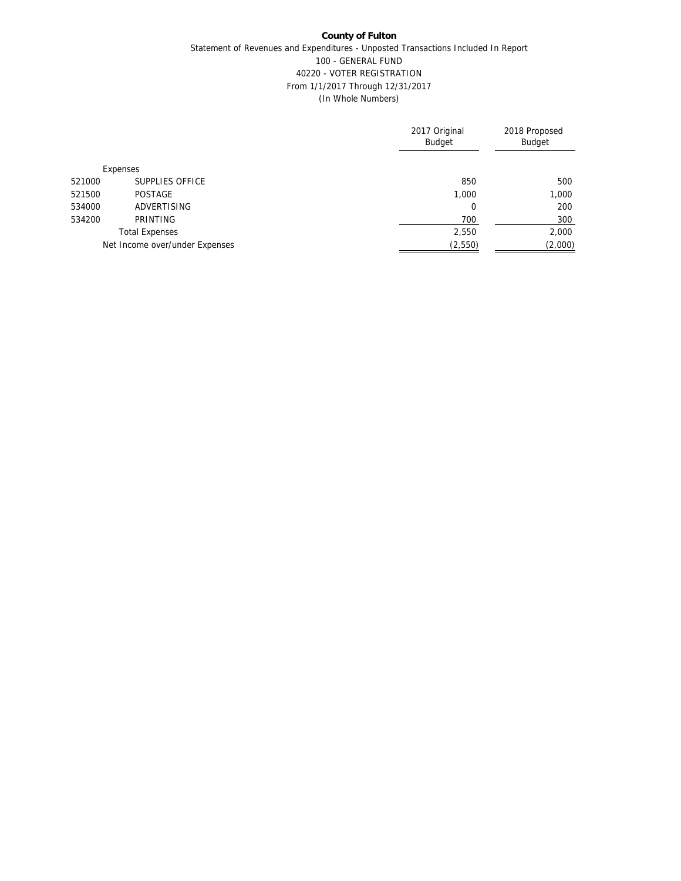**County of Fulton**

Statement of Revenues and Expenditures - Unposted Transactions Included In Report

100 - GENERAL FUND

40220 - VOTER REGISTRATION

From 1/1/2017 Through 12/31/2017

(In Whole Numbers)

| | | 2017 Original Budget | 2018 Proposed Budget |
|---|---|---|---|
| | Expenses | | |
| 521000 | SUPPLIES OFFICE | 850 | 500 |
| 521500 | POSTAGE | 1,000 | 1,000 |
| 534000 | ADVERTISING | 0 | 200 |
| 534200 | PRINTING | 700 | 300 |
| | Total Expenses | 2,550 | 2,000 |
| | Net Income over/under Expenses | (2,550) | (2,000) |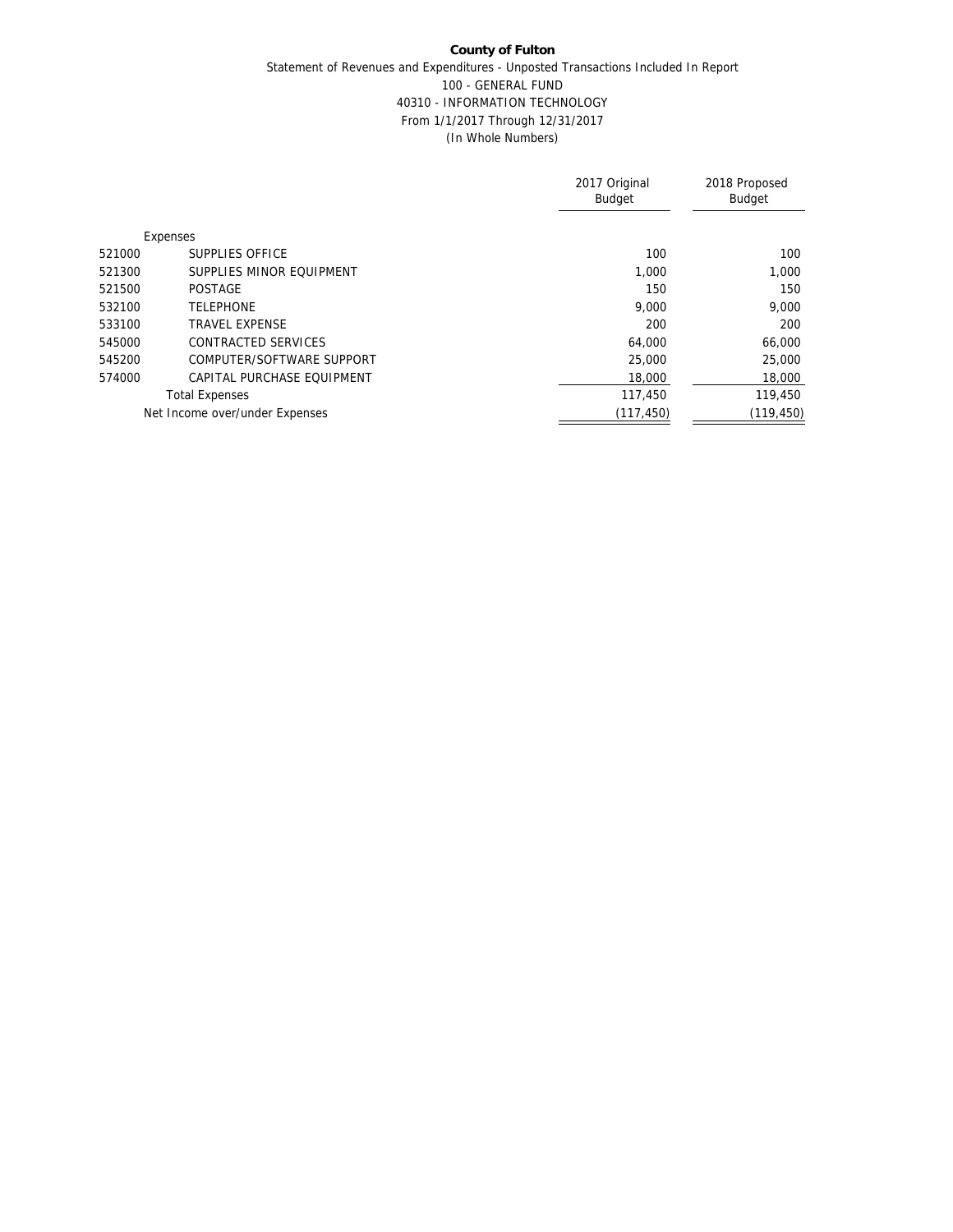**County of Fulton**

Statement of Revenues and Expenditures - Unposted Transactions Included In Report

100 - GENERAL FUND

40310 - INFORMATION TECHNOLOGY

From 1/1/2017 Through 12/31/2017

(In Whole Numbers)

| | | 2017 Original Budget | 2018 Proposed Budget |
|---|---|---|---|
| | Expenses | | |
| 521000 | SUPPLIES OFFICE | 100 | 100 |
| 521300 | SUPPLIES MINOR EQUIPMENT | 1,000 | 1,000 |
| 521500 | POSTAGE | 150 | 150 |
| 532100 | TELEPHONE | 9,000 | 9,000 |
| 533100 | TRAVEL EXPENSE | 200 | 200 |
| 545000 | CONTRACTED SERVICES | 64,000 | 66,000 |
| 545200 | COMPUTER/SOFTWARE SUPPORT | 25,000 | 25,000 |
| 574000 | CAPITAL PURCHASE EQUIPMENT | 18,000 | 18,000 |
| | Total Expenses | 117,450 | 119,450 |
| | Net Income over/under Expenses | (117,450) | (119,450) |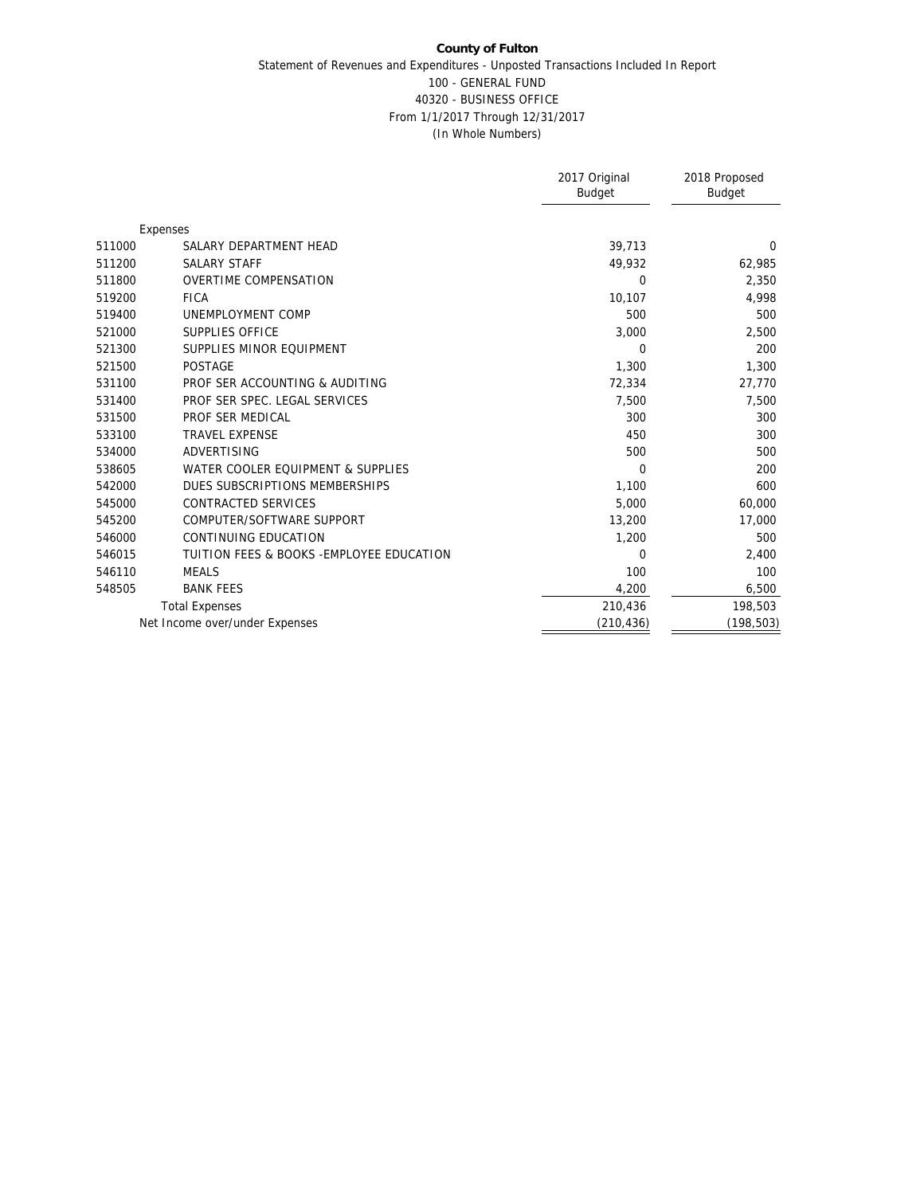**County of Fulton**

Statement of Revenues and Expenditures - Unposted Transactions Included In Report

100 - GENERAL FUND

40320 - BUSINESS OFFICE

From 1/1/2017 Through 12/31/2017

(In Whole Numbers)

| | | 2017 Original Budget | 2018 Proposed Budget |
|---|---|---|---|
| | Expenses | | |
| 511000 | SALARY DEPARTMENT HEAD | 39,713 | 0 |
| 511200 | SALARY STAFF | 49,932 | 62,985 |
| 511800 | OVERTIME COMPENSATION | 0 | 2,350 |
| 519200 | FICA | 10,107 | 4,998 |
| 519400 | UNEMPLOYMENT COMP | 500 | 500 |
| 521000 | SUPPLIES OFFICE | 3,000 | 2,500 |
| 521300 | SUPPLIES MINOR EQUIPMENT | 0 | 200 |
| 521500 | POSTAGE | 1,300 | 1,300 |
| 531100 | PROF SER ACCOUNTING & AUDITING | 72,334 | 27,770 |
| 531400 | PROF SER SPEC. LEGAL SERVICES | 7,500 | 7,500 |
| 531500 | PROF SER MEDICAL | 300 | 300 |
| 533100 | TRAVEL EXPENSE | 450 | 300 |
| 534000 | ADVERTISING | 500 | 500 |
| 538605 | WATER COOLER EQUIPMENT & SUPPLIES | 0 | 200 |
| 542000 | DUES SUBSCRIPTIONS MEMBERSHIPS | 1,100 | 600 |
| 545000 | CONTRACTED SERVICES | 5,000 | 60,000 |
| 545200 | COMPUTER/SOFTWARE SUPPORT | 13,200 | 17,000 |
| 546000 | CONTINUING EDUCATION | 1,200 | 500 |
| 546015 | TUITION FEES & BOOKS -EMPLOYEE EDUCATION | 0 | 2,400 |
| 546110 | MEALS | 100 | 100 |
| 548505 | BANK FEES | 4,200 | 6,500 |
| | Total Expenses | 210,436 | 198,503 |
| | Net Income over/under Expenses | (210,436) | (198,503) |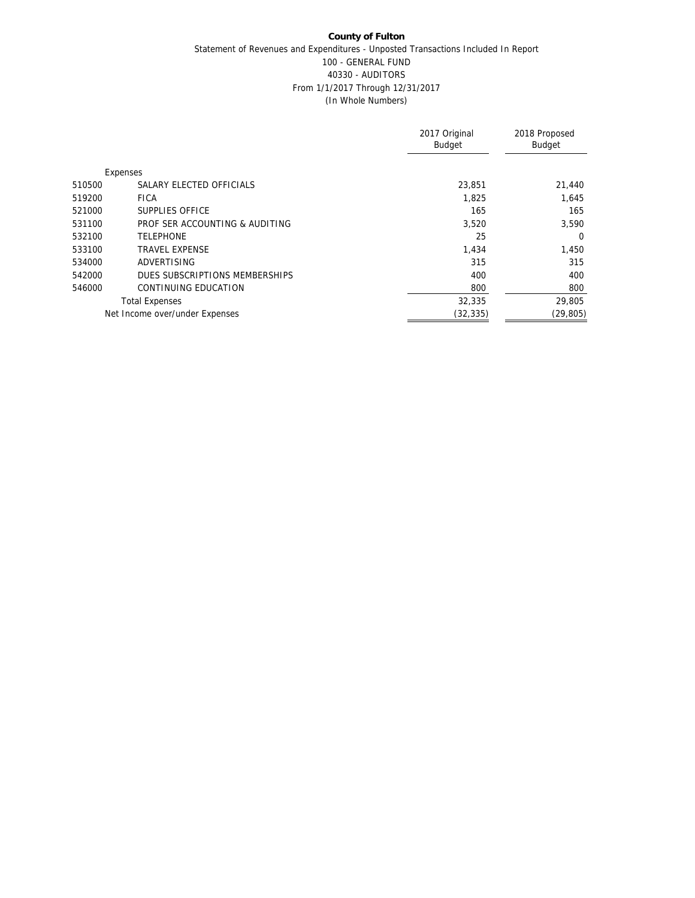**County of Fulton**

Statement of Revenues and Expenditures - Unposted Transactions Included In Report

100 - GENERAL FUND

40330 - AUDITORS

From 1/1/2017 Through 12/31/2017

(In Whole Numbers)

| | | 2017 Original Budget | 2018 Proposed Budget |
|---|---|---|---|
| | Expenses | | |
| 510500 | SALARY ELECTED OFFICIALS | 23,851 | 21,440 |
| 519200 | FICA | 1,825 | 1,645 |
| 521000 | SUPPLIES OFFICE | 165 | 165 |
| 531100 | PROF SER ACCOUNTING & AUDITING | 3,520 | 3,590 |
| 532100 | TELEPHONE | 25 | 0 |
| 533100 | TRAVEL EXPENSE | 1,434 | 1,450 |
| 534000 | ADVERTISING | 315 | 315 |
| 542000 | DUES SUBSCRIPTIONS MEMBERSHIPS | 400 | 400 |
| 546000 | CONTINUING EDUCATION | 800 | 800 |
| | Total Expenses | 32,335 | 29,805 |
| | Net Income over/under Expenses | (32,335) | (29,805) |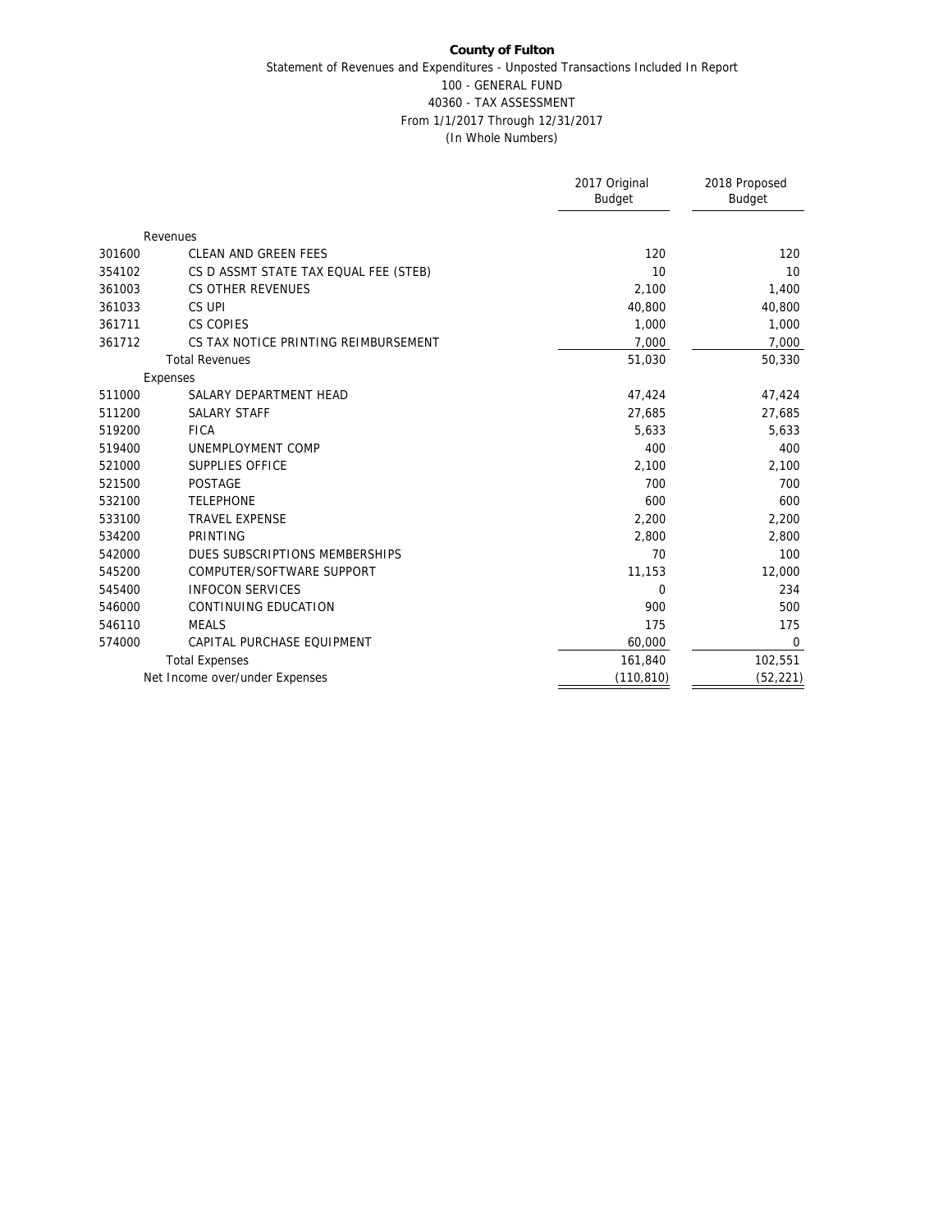**County of Fulton**

Statement of Revenues and Expenditures - Unposted Transactions Included In Report

100 - GENERAL FUND

40360 - TAX ASSESSMENT

From 1/1/2017 Through 12/31/2017

(In Whole Numbers)

| | | 2017 Original Budget | 2018 Proposed Budget |
|---|---|---|---|
| | Revenues | | |
| 301600 | CLEAN AND GREEN FEES | 120 | 120 |
| 354102 | CS D ASSMT STATE TAX EQUAL FEE (STEB) | 10 | 10 |
| 361003 | CS OTHER REVENUES | 2,100 | 1,400 |
| 361033 | CS UPI | 40,800 | 40,800 |
| 361711 | CS COPIES | 1,000 | 1,000 |
| 361712 | CS TAX NOTICE PRINTING REIMBURSEMENT | 7,000 | 7,000 |
| | Total Revenues | 51,030 | 50,330 |
| | Expenses | | |
| 511000 | SALARY DEPARTMENT HEAD | 47,424 | 47,424 |
| 511200 | SALARY STAFF | 27,685 | 27,685 |
| 519200 | FICA | 5,633 | 5,633 |
| 519400 | UNEMPLOYMENT COMP | 400 | 400 |
| 521000 | SUPPLIES OFFICE | 2,100 | 2,100 |
| 521500 | POSTAGE | 700 | 700 |
| 532100 | TELEPHONE | 600 | 600 |
| 533100 | TRAVEL EXPENSE | 2,200 | 2,200 |
| 534200 | PRINTING | 2,800 | 2,800 |
| 542000 | DUES SUBSCRIPTIONS MEMBERSHIPS | 70 | 100 |
| 545200 | COMPUTER/SOFTWARE SUPPORT | 11,153 | 12,000 |
| 545400 | INFOCON SERVICES | 0 | 234 |
| 546000 | CONTINUING EDUCATION | 900 | 500 |
| 546110 | MEALS | 175 | 175 |
| 574000 | CAPITAL PURCHASE EQUIPMENT | 60,000 | 0 |
| | Total Expenses | 161,840 | 102,551 |
| | Net Income over/under Expenses | (110,810) | (52,221) |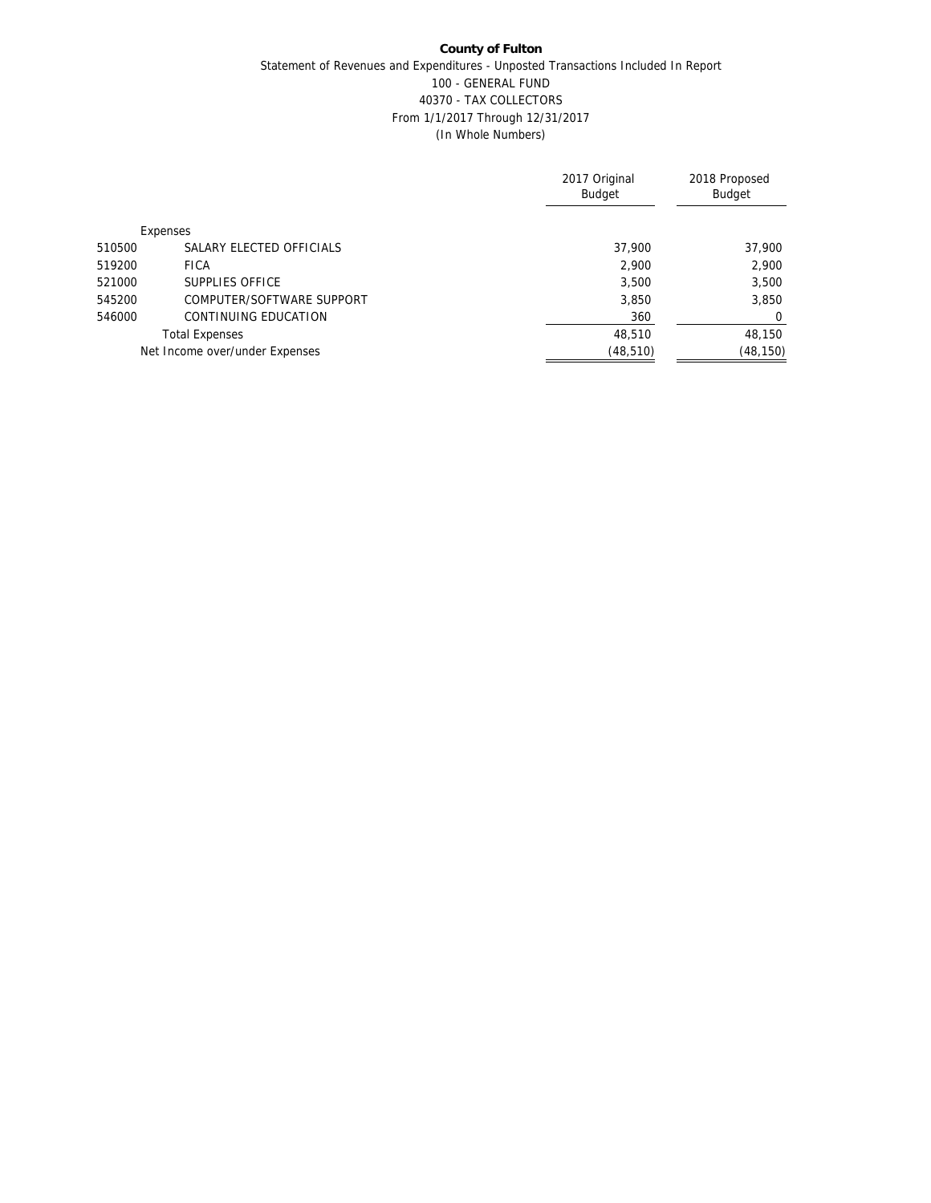**County of Fulton**

Statement of Revenues and Expenditures - Unposted Transactions Included In Report

100 - GENERAL FUND

40370 - TAX COLLECTORS

From 1/1/2017 Through 12/31/2017

(In Whole Numbers)

| | | 2017 Original Budget | 2018 Proposed Budget |
|---|---|---|---|
| | Expenses | | |
| 510500 | SALARY ELECTED OFFICIALS | 37,900 | 37,900 |
| 519200 | FICA | 2,900 | 2,900 |
| 521000 | SUPPLIES OFFICE | 3,500 | 3,500 |
| 545200 | COMPUTER/SOFTWARE SUPPORT | 3,850 | 3,850 |
| 546000 | CONTINUING EDUCATION | 360 | 0 |
| | Total Expenses | 48,510 | 48,150 |
| | Net Income over/under Expenses | (48,510) | (48,150) |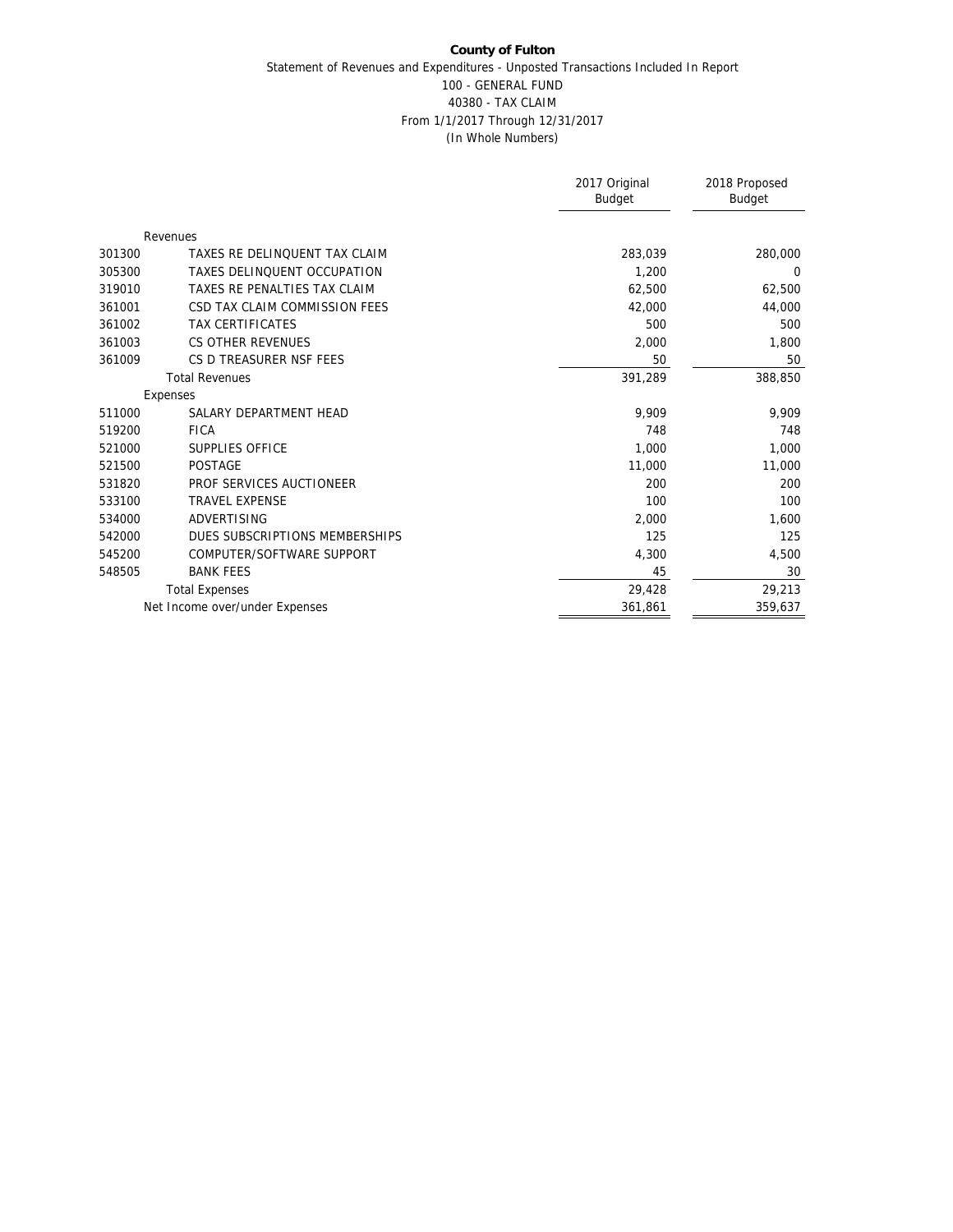**County of Fulton**

Statement of Revenues and Expenditures - Unposted Transactions Included In Report

100 - GENERAL FUND

40380 - TAX CLAIM

From 1/1/2017 Through 12/31/2017

(In Whole Numbers)

| | | 2017 Original Budget | 2018 Proposed Budget |
|---|---|---|---|
| | Revenues | | |
| 301300 | TAXES RE DELINQUENT TAX CLAIM | 283,039 | 280,000 |
| 305300 | TAXES DELINQUENT OCCUPATION | 1,200 | 0 |
| 319010 | TAXES RE PENALTIES TAX CLAIM | 62,500 | 62,500 |
| 361001 | CSD TAX CLAIM COMMISSION FEES | 42,000 | 44,000 |
| 361002 | TAX CERTIFICATES | 500 | 500 |
| 361003 | CS OTHER REVENUES | 2,000 | 1,800 |
| 361009 | CS D TREASURER NSF FEES | 50 | 50 |
| | Total Revenues | 391,289 | 388,850 |
| | Expenses | | |
| 511000 | SALARY DEPARTMENT HEAD | 9,909 | 9,909 |
| 519200 | FICA | 748 | 748 |
| 521000 | SUPPLIES OFFICE | 1,000 | 1,000 |
| 521500 | POSTAGE | 11,000 | 11,000 |
| 531820 | PROF SERVICES AUCTIONEER | 200 | 200 |
| 533100 | TRAVEL EXPENSE | 100 | 100 |
| 534000 | ADVERTISING | 2,000 | 1,600 |
| 542000 | DUES SUBSCRIPTIONS MEMBERSHIPS | 125 | 125 |
| 545200 | COMPUTER/SOFTWARE SUPPORT | 4,300 | 4,500 |
| 548505 | BANK FEES | 45 | 30 |
| | Total Expenses | 29,428 | 29,213 |
| | Net Income over/under Expenses | 361,861 | 359,637 |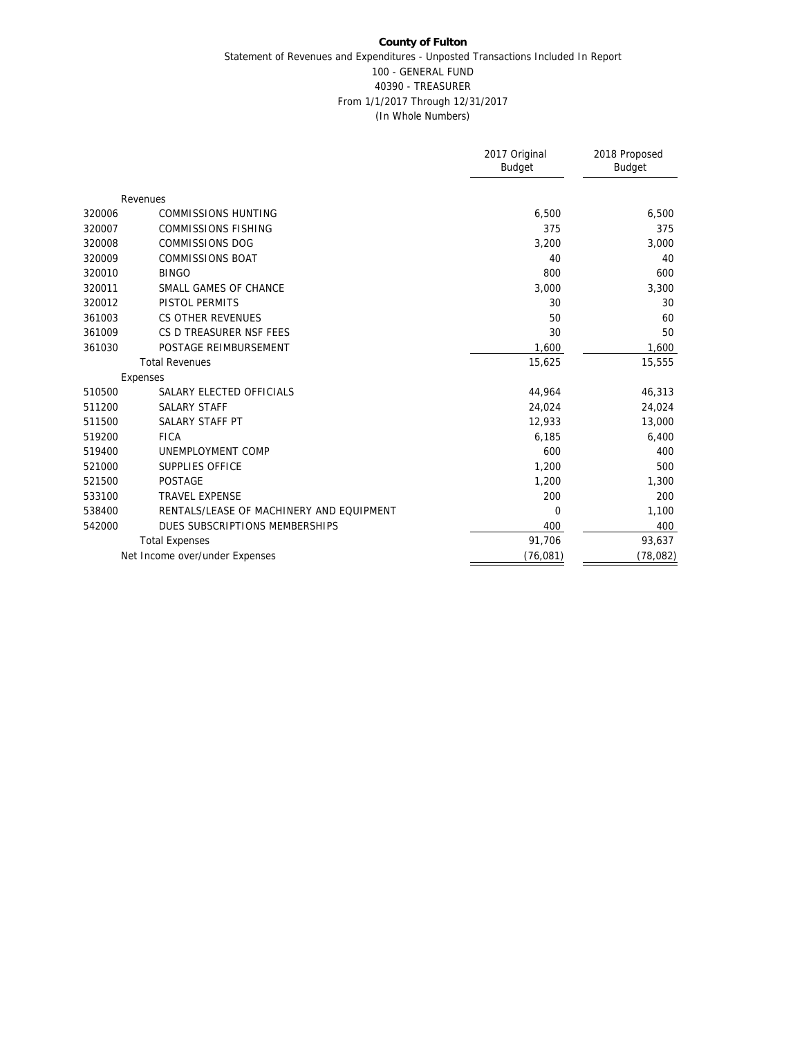**County of Fulton**

Statement of Revenues and Expenditures - Unposted Transactions Included In Report

100 - GENERAL FUND

40390 - TREASURER

From 1/1/2017 Through 12/31/2017

(In Whole Numbers)

| | | 2017 Original Budget | 2018 Proposed Budget |
|---|---|---|---|
| | Revenues | | |
| 320006 | COMMISSIONS HUNTING | 6,500 | 6,500 |
| 320007 | COMMISSIONS FISHING | 375 | 375 |
| 320008 | COMMISSIONS DOG | 3,200 | 3,000 |
| 320009 | COMMISSIONS BOAT | 40 | 40 |
| 320010 | BINGO | 800 | 600 |
| 320011 | SMALL GAMES OF CHANCE | 3,000 | 3,300 |
| 320012 | PISTOL PERMITS | 30 | 30 |
| 361003 | CS OTHER REVENUES | 50 | 60 |
| 361009 | CS D TREASURER NSF FEES | 30 | 50 |
| 361030 | POSTAGE REIMBURSEMENT | 1,600 | 1,600 |
| | Total Revenues | 15,625 | 15,555 |
| | Expenses | | |
| 510500 | SALARY ELECTED OFFICIALS | 44,964 | 46,313 |
| 511200 | SALARY STAFF | 24,024 | 24,024 |
| 511500 | SALARY STAFF PT | 12,933 | 13,000 |
| 519200 | FICA | 6,185 | 6,400 |
| 519400 | UNEMPLOYMENT COMP | 600 | 400 |
| 521000 | SUPPLIES OFFICE | 1,200 | 500 |
| 521500 | POSTAGE | 1,200 | 1,300 |
| 533100 | TRAVEL EXPENSE | 200 | 200 |
| 538400 | RENTALS/LEASE OF MACHINERY AND EQUIPMENT | 0 | 1,100 |
| 542000 | DUES SUBSCRIPTIONS MEMBERSHIPS | 400 | 400 |
| | Total Expenses | 91,706 | 93,637 |
| | Net Income over/under Expenses | (76,081) | (78,082) |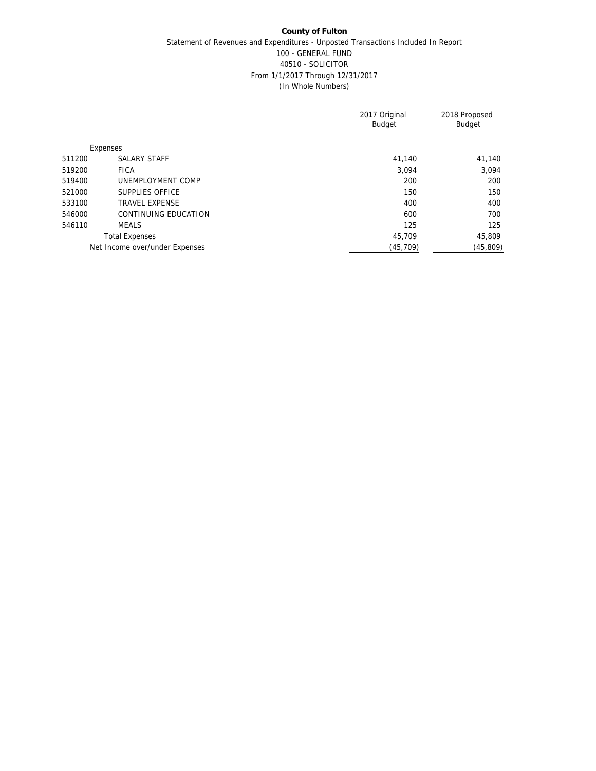**County of Fulton**

Statement of Revenues and Expenditures - Unposted Transactions Included In Report

100 - GENERAL FUND

40510 - SOLICITOR

From 1/1/2017 Through 12/31/2017

(In Whole Numbers)

| | | 2017 Original Budget | 2018 Proposed Budget |
|---|---|---|---|
| | Expenses | | |
| 511200 | SALARY STAFF | 41,140 | 41,140 |
| 519200 | FICA | 3,094 | 3,094 |
| 519400 | UNEMPLOYMENT COMP | 200 | 200 |
| 521000 | SUPPLIES OFFICE | 150 | 150 |
| 533100 | TRAVEL EXPENSE | 400 | 400 |
| 546000 | CONTINUING EDUCATION | 600 | 700 |
| 546110 | MEALS | 125 | 125 |
| | Total Expenses | 45,709 | 45,809 |
| | Net Income over/under Expenses | (45,709) | (45,809) |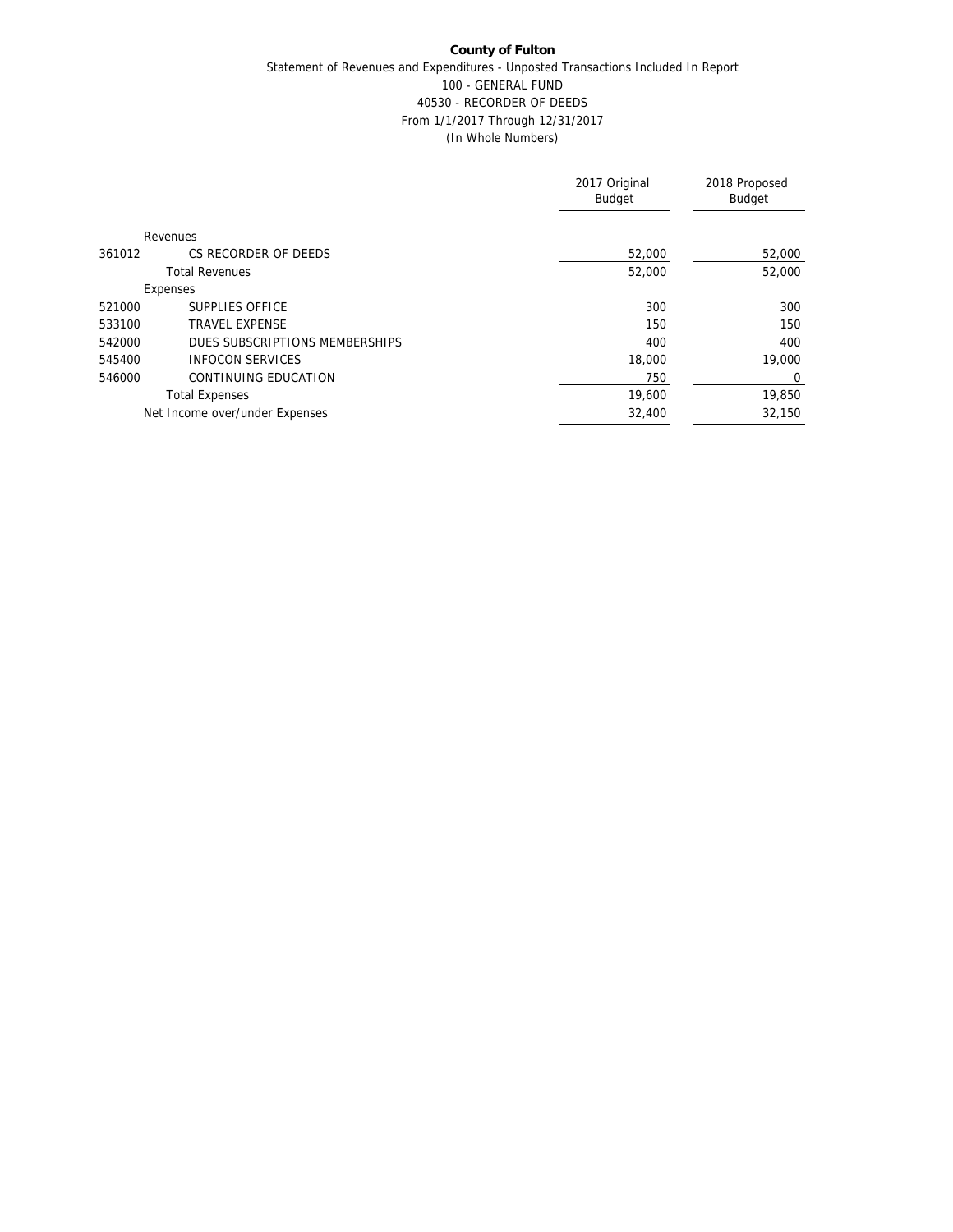**County of Fulton**

Statement of Revenues and Expenditures - Unposted Transactions Included In Report

100 - GENERAL FUND

40530 - RECORDER OF DEEDS

From 1/1/2017 Through 12/31/2017

(In Whole Numbers)

| | | 2017 Original Budget | 2018 Proposed Budget |
|---|---|---|---|
| | Revenues | | |
| 361012 | CS RECORDER OF DEEDS | 52,000 | 52,000 |
| | Total Revenues | 52,000 | 52,000 |
| | Expenses | | |
| 521000 | SUPPLIES OFFICE | 300 | 300 |
| 533100 | TRAVEL EXPENSE | 150 | 150 |
| 542000 | DUES SUBSCRIPTIONS MEMBERSHIPS | 400 | 400 |
| 545400 | INFOCON SERVICES | 18,000 | 19,000 |
| 546000 | CONTINUING EDUCATION | 750 | 0 |
| | Total Expenses | 19,600 | 19,850 |
| | Net Income over/under Expenses | 32,400 | 32,150 |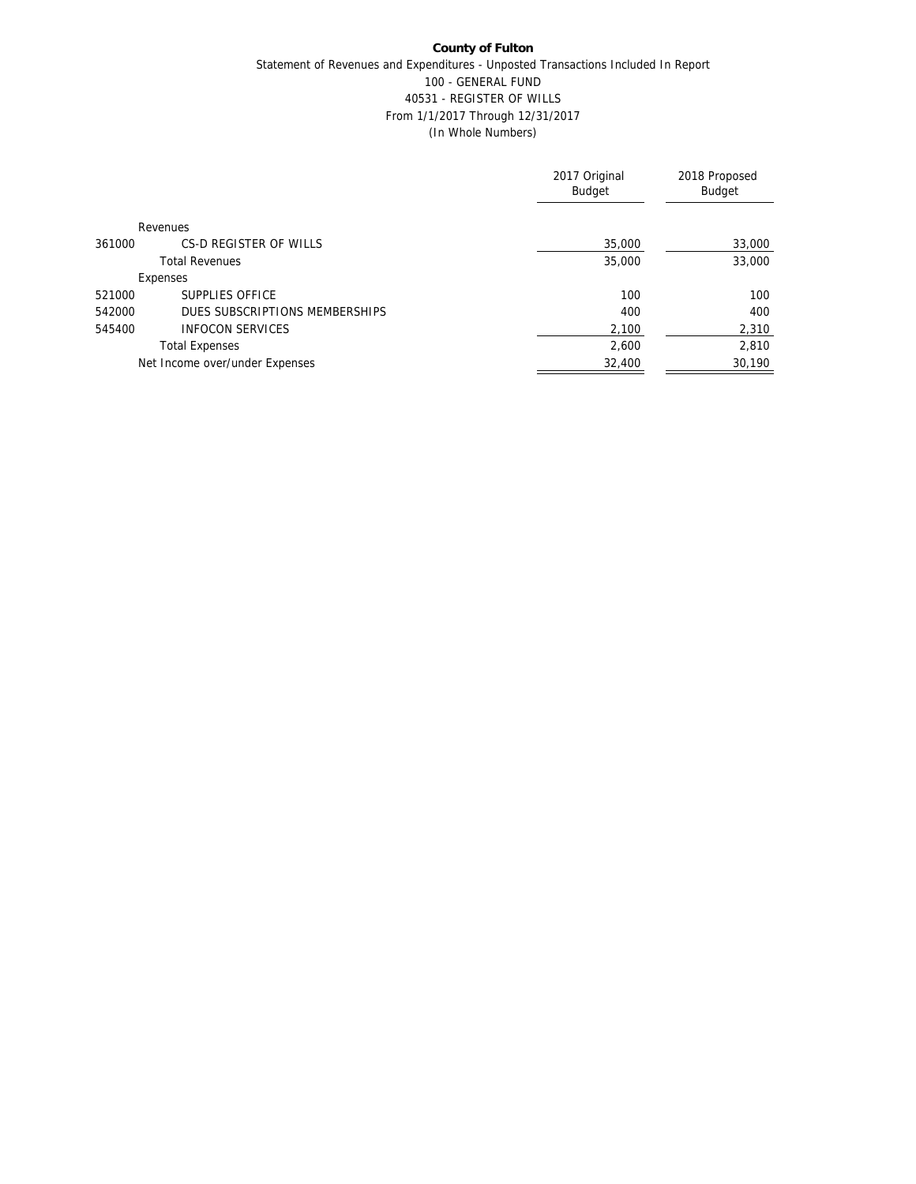**County of Fulton**

Statement of Revenues and Expenditures - Unposted Transactions Included In Report

100 - GENERAL FUND

40531 - REGISTER OF WILLS

From 1/1/2017 Through 12/31/2017

(In Whole Numbers)

| | | 2017 Original Budget | 2018 Proposed Budget |
|---|---|---|---|
| | Revenues | | |
| 361000 | CS-D REGISTER OF WILLS | 35,000 | 33,000 |
| | Total Revenues | 35,000 | 33,000 |
| | Expenses | | |
| 521000 | SUPPLIES OFFICE | 100 | 100 |
| 542000 | DUES SUBSCRIPTIONS MEMBERSHIPS | 400 | 400 |
| 545400 | INFOCON SERVICES | 2,100 | 2,310 |
| | Total Expenses | 2,600 | 2,810 |
| | Net Income over/under Expenses | 32,400 | 30,190 |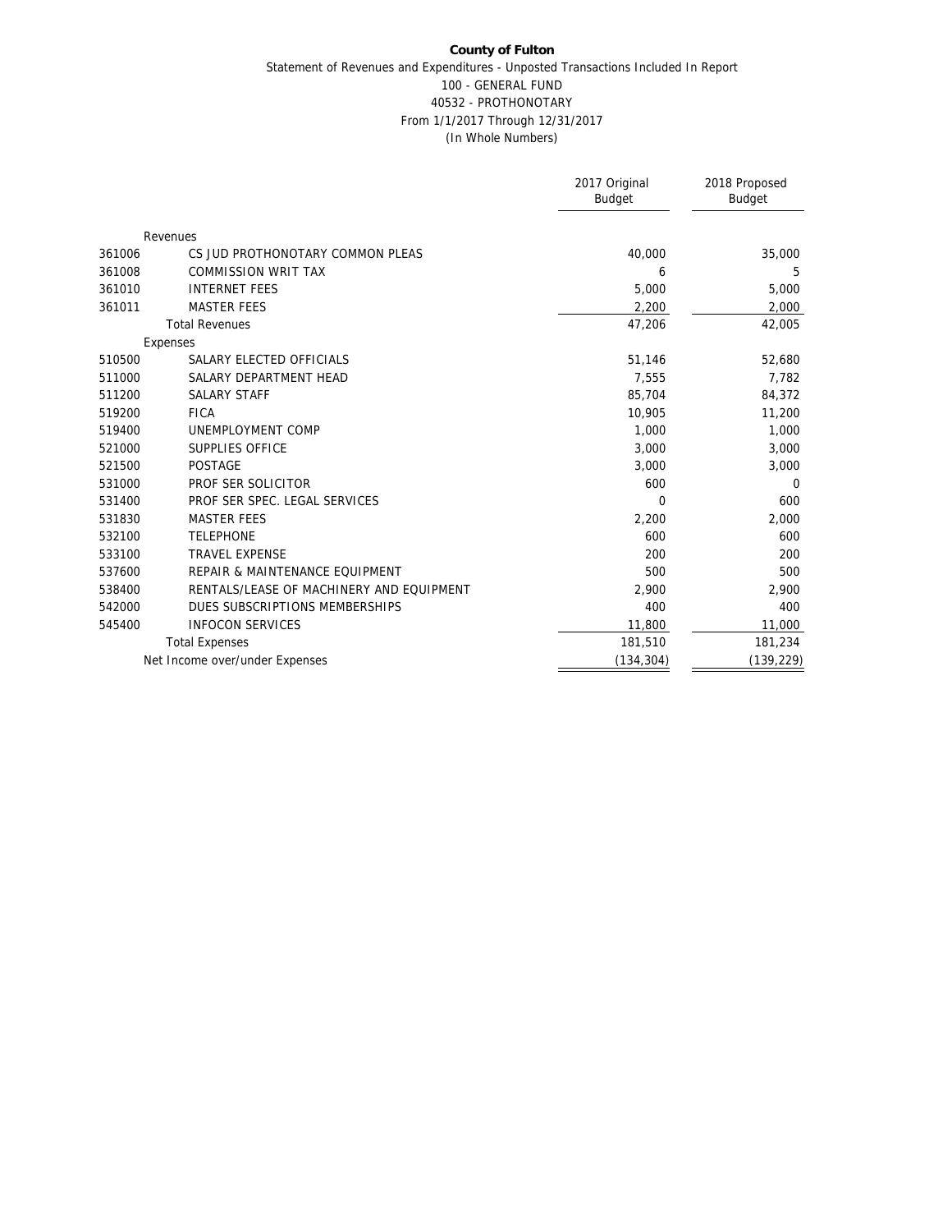**County of Fulton**

Statement of Revenues and Expenditures - Unposted Transactions Included In Report

100 - GENERAL FUND

40532 - PROTHONOTARY

From 1/1/2017 Through 12/31/2017

(In Whole Numbers)

| | | 2017 Original Budget | 2018 Proposed Budget |
|---|---|---|---|
| | Revenues | | |
| 361006 | CS JUD PROTHONOTARY COMMON PLEAS | 40,000 | 35,000 |
| 361008 | COMMISSION WRIT TAX | 6 | 5 |
| 361010 | INTERNET FEES | 5,000 | 5,000 |
| 361011 | MASTER FEES | 2,200 | 2,000 |
| | Total Revenues | 47,206 | 42,005 |
| | Expenses | | |
| 510500 | SALARY ELECTED OFFICIALS | 51,146 | 52,680 |
| 511000 | SALARY DEPARTMENT HEAD | 7,555 | 7,782 |
| 511200 | SALARY STAFF | 85,704 | 84,372 |
| 519200 | FICA | 10,905 | 11,200 |
| 519400 | UNEMPLOYMENT COMP | 1,000 | 1,000 |
| 521000 | SUPPLIES OFFICE | 3,000 | 3,000 |
| 521500 | POSTAGE | 3,000 | 3,000 |
| 531000 | PROF SER SOLICITOR | 600 | 0 |
| 531400 | PROF SER SPEC. LEGAL SERVICES | 0 | 600 |
| 531830 | MASTER FEES | 2,200 | 2,000 |
| 532100 | TELEPHONE | 600 | 600 |
| 533100 | TRAVEL EXPENSE | 200 | 200 |
| 537600 | REPAIR & MAINTENANCE EQUIPMENT | 500 | 500 |
| 538400 | RENTALS/LEASE OF MACHINERY AND EQUIPMENT | 2,900 | 2,900 |
| 542000 | DUES SUBSCRIPTIONS MEMBERSHIPS | 400 | 400 |
| 545400 | INFOCON SERVICES | 11,800 | 11,000 |
| | Total Expenses | 181,510 | 181,234 |
| | Net Income over/under Expenses | (134,304) | (139,229) |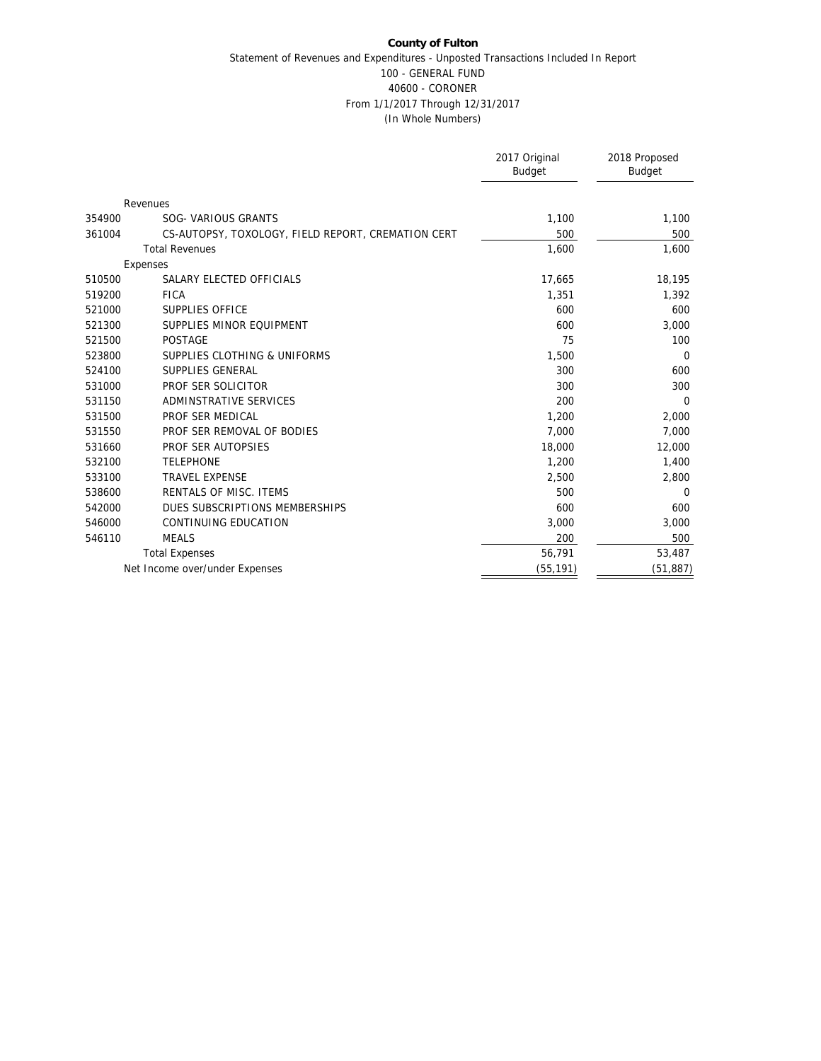**County of Fulton**

Statement of Revenues and Expenditures - Unposted Transactions Included In Report

100 - GENERAL FUND

40600 - CORONER

From 1/1/2017 Through 12/31/2017

(In Whole Numbers)

| | | 2017 Original Budget | 2018 Proposed Budget |
|---|---|---|---|
| | Revenues | | |
| 354900 | SOG- VARIOUS GRANTS | 1,100 | 1,100 |
| 361004 | CS-AUTOPSY, TOXOLOGY, FIELD REPORT, CREMATION CERT | 500 | 500 |
| | Total Revenues | 1,600 | 1,600 |
| | Expenses | | |
| 510500 | SALARY ELECTED OFFICIALS | 17,665 | 18,195 |
| 519200 | FICA | 1,351 | 1,392 |
| 521000 | SUPPLIES OFFICE | 600 | 600 |
| 521300 | SUPPLIES MINOR EQUIPMENT | 600 | 3,000 |
| 521500 | POSTAGE | 75 | 100 |
| 523800 | SUPPLIES CLOTHING & UNIFORMS | 1,500 | 0 |
| 524100 | SUPPLIES GENERAL | 300 | 600 |
| 531000 | PROF SER SOLICITOR | 300 | 300 |
| 531150 | ADMINSTRATIVE SERVICES | 200 | 0 |
| 531500 | PROF SER MEDICAL | 1,200 | 2,000 |
| 531550 | PROF SER REMOVAL OF BODIES | 7,000 | 7,000 |
| 531660 | PROF SER AUTOPSIES | 18,000 | 12,000 |
| 532100 | TELEPHONE | 1,200 | 1,400 |
| 533100 | TRAVEL EXPENSE | 2,500 | 2,800 |
| 538600 | RENTALS OF MISC. ITEMS | 500 | 0 |
| 542000 | DUES SUBSCRIPTIONS MEMBERSHIPS | 600 | 600 |
| 546000 | CONTINUING EDUCATION | 3,000 | 3,000 |
| 546110 | MEALS | 200 | 500 |
| | Total Expenses | 56,791 | 53,487 |
| | Net Income over/under Expenses | (55,191) | (51,887) |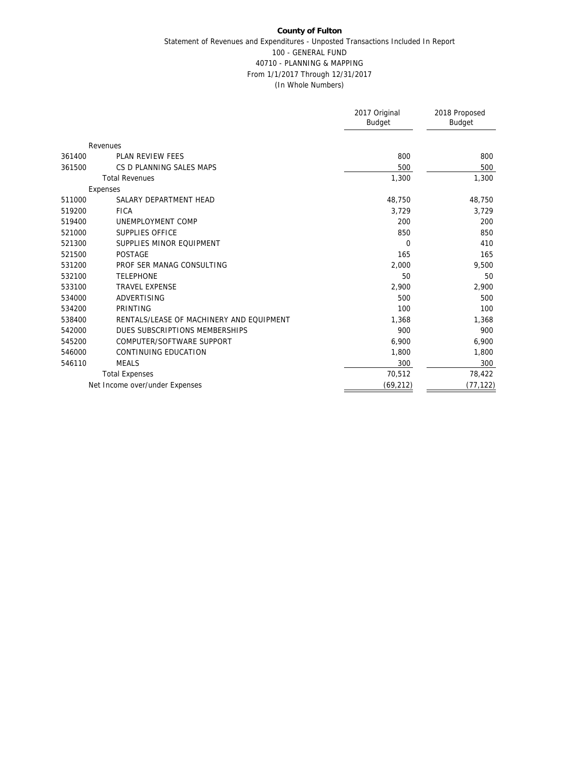**County of Fulton**

Statement of Revenues and Expenditures - Unposted Transactions Included In Report

100 - GENERAL FUND

40710 - PLANNING & MAPPING

From 1/1/2017 Through 12/31/2017

(In Whole Numbers)

| | | 2017 Original Budget | 2018 Proposed Budget |
|---|---|---|---|
| | Revenues | | |
| 361400 | PLAN REVIEW FEES | 800 | 800 |
| 361500 | CS D PLANNING SALES MAPS | 500 | 500 |
| | Total Revenues | 1,300 | 1,300 |
| | Expenses | | |
| 511000 | SALARY DEPARTMENT HEAD | 48,750 | 48,750 |
| 519200 | FICA | 3,729 | 3,729 |
| 519400 | UNEMPLOYMENT COMP | 200 | 200 |
| 521000 | SUPPLIES OFFICE | 850 | 850 |
| 521300 | SUPPLIES MINOR EQUIPMENT | 0 | 410 |
| 521500 | POSTAGE | 165 | 165 |
| 531200 | PROF SER MANAG CONSULTING | 2,000 | 9,500 |
| 532100 | TELEPHONE | 50 | 50 |
| 533100 | TRAVEL EXPENSE | 2,900 | 2,900 |
| 534000 | ADVERTISING | 500 | 500 |
| 534200 | PRINTING | 100 | 100 |
| 538400 | RENTALS/LEASE OF MACHINERY AND EQUIPMENT | 1,368 | 1,368 |
| 542000 | DUES SUBSCRIPTIONS MEMBERSHIPS | 900 | 900 |
| 545200 | COMPUTER/SOFTWARE SUPPORT | 6,900 | 6,900 |
| 546000 | CONTINUING EDUCATION | 1,800 | 1,800 |
| 546110 | MEALS | 300 | 300 |
| | Total Expenses | 70,512 | 78,422 |
| | Net Income over/under Expenses | (69,212) | (77,122) |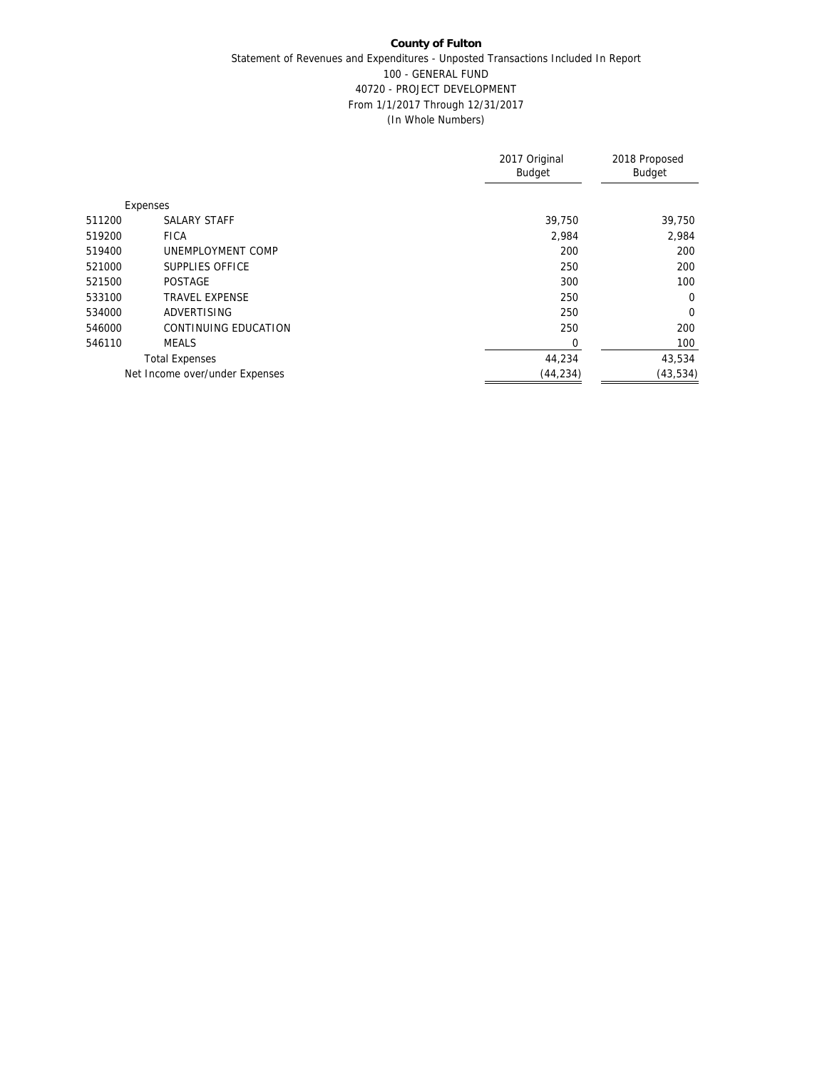**County of Fulton**

Statement of Revenues and Expenditures - Unposted Transactions Included In Report

100 - GENERAL FUND

40720 - PROJECT DEVELOPMENT

From 1/1/2017 Through 12/31/2017

(In Whole Numbers)

| | | 2017 Original Budget | 2018 Proposed Budget |
|---|---|---|---|
| | Expenses | | |
| 511200 | SALARY STAFF | 39,750 | 39,750 |
| 519200 | FICA | 2,984 | 2,984 |
| 519400 | UNEMPLOYMENT COMP | 200 | 200 |
| 521000 | SUPPLIES OFFICE | 250 | 200 |
| 521500 | POSTAGE | 300 | 100 |
| 533100 | TRAVEL EXPENSE | 250 | 0 |
| 534000 | ADVERTISING | 250 | 0 |
| 546000 | CONTINUING EDUCATION | 250 | 200 |
| 546110 | MEALS | 0 | 100 |
| | Total Expenses | 44,234 | 43,534 |
| | Net Income over/under Expenses | (44,234) | (43,534) |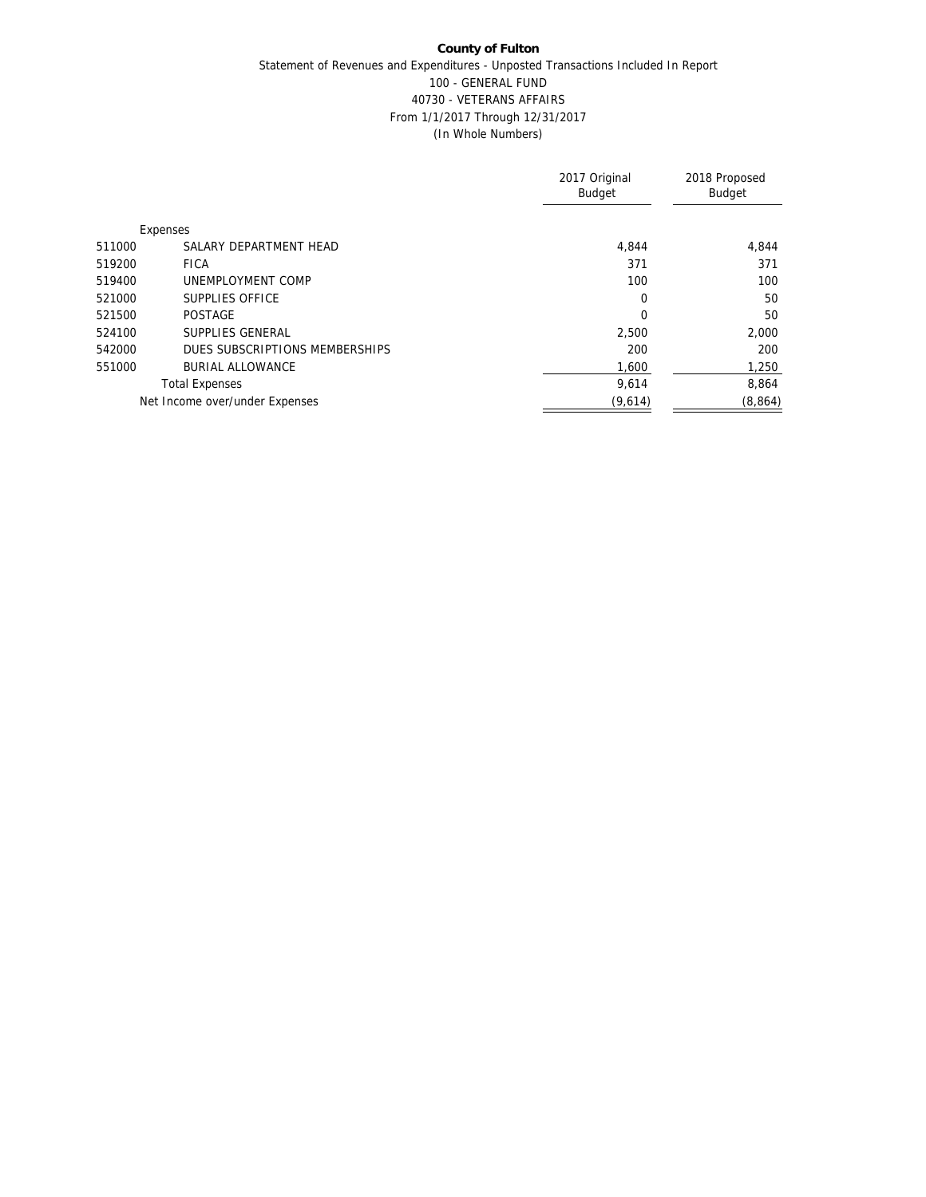**County of Fulton**

Statement of Revenues and Expenditures - Unposted Transactions Included In Report

100 - GENERAL FUND

40730 - VETERANS AFFAIRS

From 1/1/2017 Through 12/31/2017

(In Whole Numbers)

| | | 2017 Original Budget | 2018 Proposed Budget |
|---|---|---|---|
| | Expenses | | |
| 511000 | SALARY DEPARTMENT HEAD | 4,844 | 4,844 |
| 519200 | FICA | 371 | 371 |
| 519400 | UNEMPLOYMENT COMP | 100 | 100 |
| 521000 | SUPPLIES OFFICE | 0 | 50 |
| 521500 | POSTAGE | 0 | 50 |
| 524100 | SUPPLIES GENERAL | 2,500 | 2,000 |
| 542000 | DUES SUBSCRIPTIONS MEMBERSHIPS | 200 | 200 |
| 551000 | BURIAL ALLOWANCE | 1,600 | 1,250 |
| | Total Expenses | 9,614 | 8,864 |
| | Net Income over/under Expenses | (9,614) | (8,864) |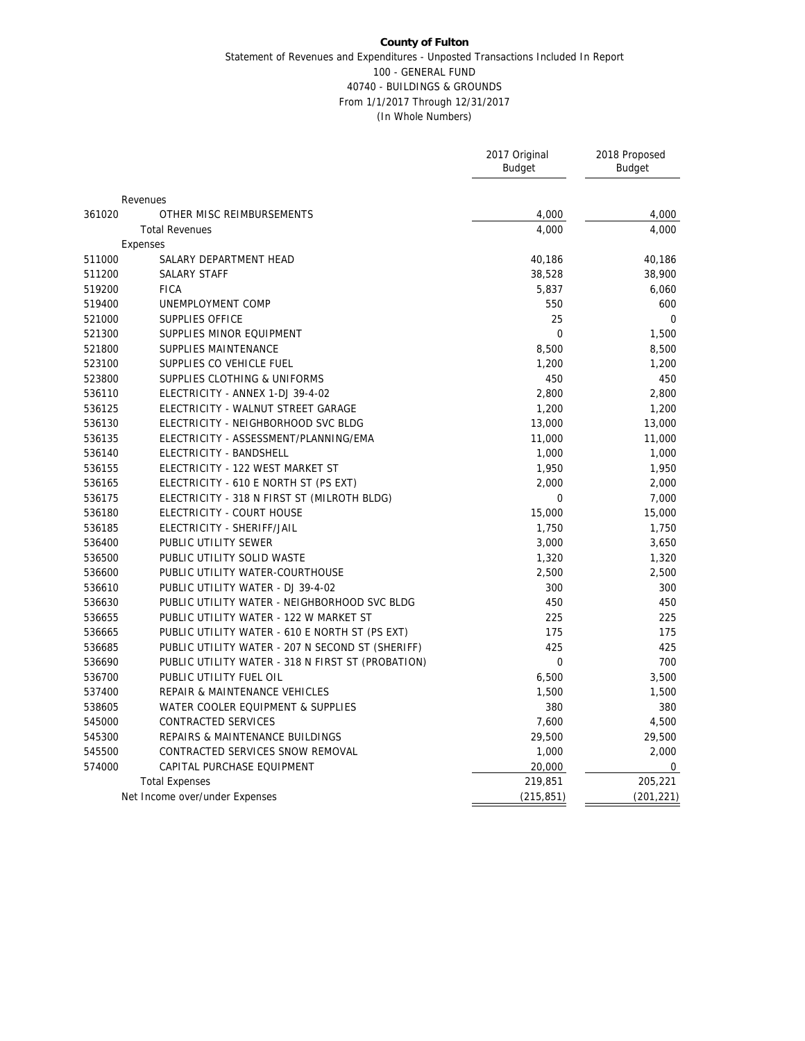**County of Fulton**

Statement of Revenues and Expenditures - Unposted Transactions Included In Report

100 - GENERAL FUND

40740 - BUILDINGS & GROUNDS

From 1/1/2017 Through 12/31/2017

(In Whole Numbers)

| | | 2017 Original Budget | 2018 Proposed Budget |
|---|---|---|---|
| | Revenues | | |
| 361020 | OTHER MISC REIMBURSEMENTS | 4,000 | 4,000 |
| | Total Revenues | 4,000 | 4,000 |
| | Expenses | | |
| 511000 | SALARY DEPARTMENT HEAD | 40,186 | 40,186 |
| 511200 | SALARY STAFF | 38,528 | 38,900 |
| 519200 | FICA | 5,837 | 6,060 |
| 519400 | UNEMPLOYMENT COMP | 550 | 600 |
| 521000 | SUPPLIES OFFICE | 25 | 0 |
| 521300 | SUPPLIES MINOR EQUIPMENT | 0 | 1,500 |
| 521800 | SUPPLIES MAINTENANCE | 8,500 | 8,500 |
| 523100 | SUPPLIES CO VEHICLE FUEL | 1,200 | 1,200 |
| 523800 | SUPPLIES CLOTHING & UNIFORMS | 450 | 450 |
| 536110 | ELECTRICITY - ANNEX 1-DJ 39-4-02 | 2,800 | 2,800 |
| 536125 | ELECTRICITY - WALNUT STREET GARAGE | 1,200 | 1,200 |
| 536130 | ELECTRICITY - NEIGHBORHOOD SVC BLDG | 13,000 | 13,000 |
| 536135 | ELECTRICITY - ASSESSMENT/PLANNING/EMA | 11,000 | 11,000 |
| 536140 | ELECTRICITY - BANDSHELL | 1,000 | 1,000 |
| 536155 | ELECTRICITY - 122 WEST MARKET ST | 1,950 | 1,950 |
| 536165 | ELECTRICITY - 610 E NORTH ST (PS EXT) | 2,000 | 2,000 |
| 536175 | ELECTRICITY - 318 N FIRST ST (MILROTH BLDG) | 0 | 7,000 |
| 536180 | ELECTRICITY - COURT HOUSE | 15,000 | 15,000 |
| 536185 | ELECTRICITY - SHERIFF/JAIL | 1,750 | 1,750 |
| 536400 | PUBLIC UTILITY SEWER | 3,000 | 3,650 |
| 536500 | PUBLIC UTILITY SOLID WASTE | 1,320 | 1,320 |
| 536600 | PUBLIC UTILITY WATER-COURTHOUSE | 2,500 | 2,500 |
| 536610 | PUBLIC UTILITY WATER - DJ 39-4-02 | 300 | 300 |
| 536630 | PUBLIC UTILITY WATER - NEIGHBORHOOD SVC BLDG | 450 | 450 |
| 536655 | PUBLIC UTILITY WATER - 122 W MARKET ST | 225 | 225 |
| 536665 | PUBLIC UTILITY WATER - 610 E NORTH ST (PS EXT) | 175 | 175 |
| 536685 | PUBLIC UTILITY WATER - 207 N SECOND ST (SHERIFF) | 425 | 425 |
| 536690 | PUBLIC UTILITY WATER - 318 N FIRST ST (PROBATION) | 0 | 700 |
| 536700 | PUBLIC UTILITY FUEL OIL | 6,500 | 3,500 |
| 537400 | REPAIR & MAINTENANCE VEHICLES | 1,500 | 1,500 |
| 538605 | WATER COOLER EQUIPMENT & SUPPLIES | 380 | 380 |
| 545000 | CONTRACTED SERVICES | 7,600 | 4,500 |
| 545300 | REPAIRS & MAINTENANCE BUILDINGS | 29,500 | 29,500 |
| 545500 | CONTRACTED SERVICES SNOW REMOVAL | 1,000 | 2,000 |
| 574000 | CAPITAL PURCHASE EQUIPMENT | 20,000 | 0 |
| | Total Expenses | 219,851 | 205,221 |
| | Net Income over/under Expenses | (215,851) | (201,221) |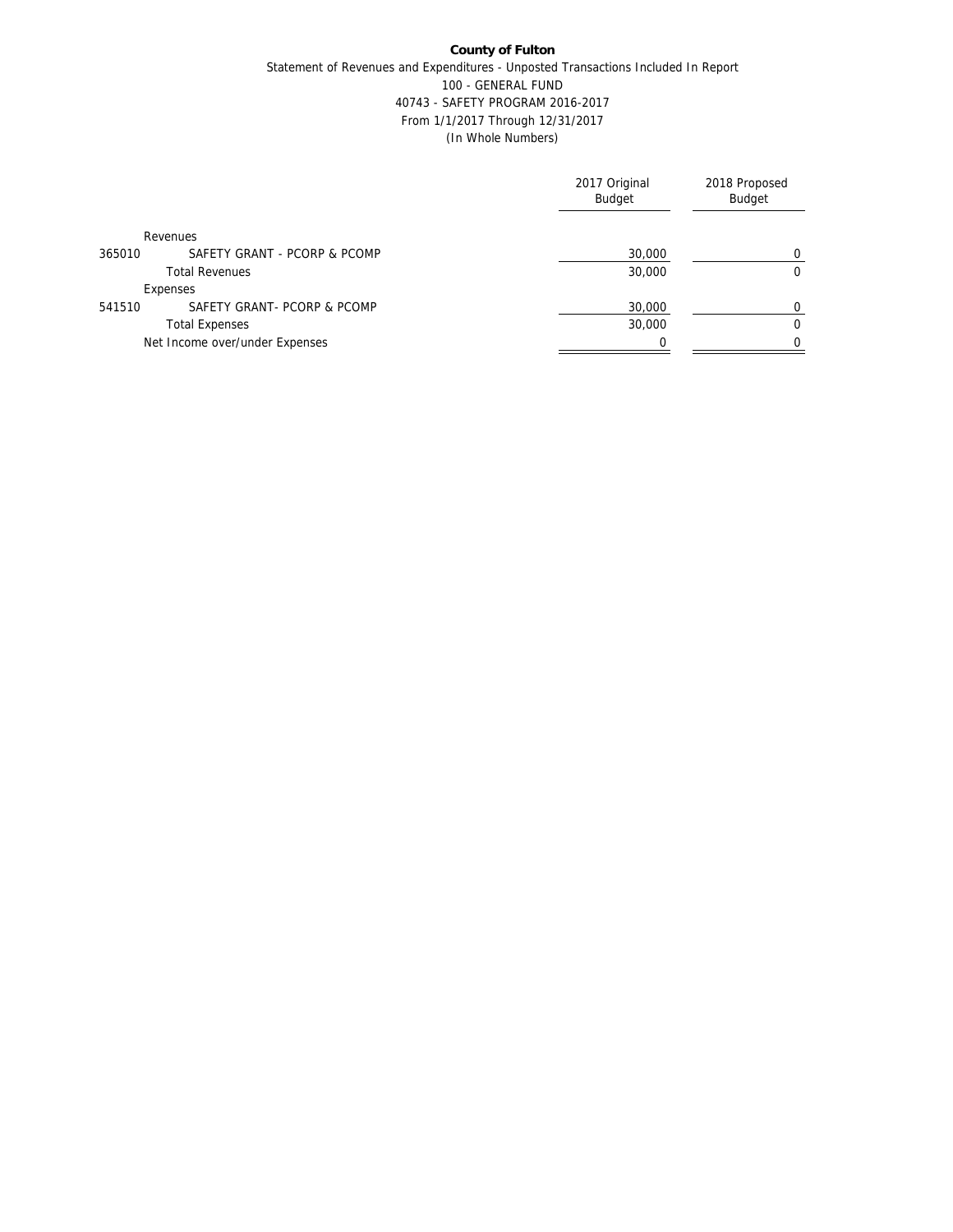**County of Fulton**

Statement of Revenues and Expenditures - Unposted Transactions Included In Report

100 - GENERAL FUND

40743 - SAFETY PROGRAM 2016-2017

From 1/1/2017 Through 12/31/2017

(In Whole Numbers)

| | | 2017 Original Budget | 2018 Proposed Budget |
|---|---|---|---|
| | Revenues | | |
| 365010 | SAFETY GRANT - PCORP & PCOMP | 30,000 | 0 |
| | Total Revenues | 30,000 | 0 |
| | Expenses | | |
| 541510 | SAFETY GRANT- PCORP & PCOMP | 30,000 | 0 |
| | Total Expenses | 30,000 | 0 |
| | Net Income over/under Expenses | 0 | 0 |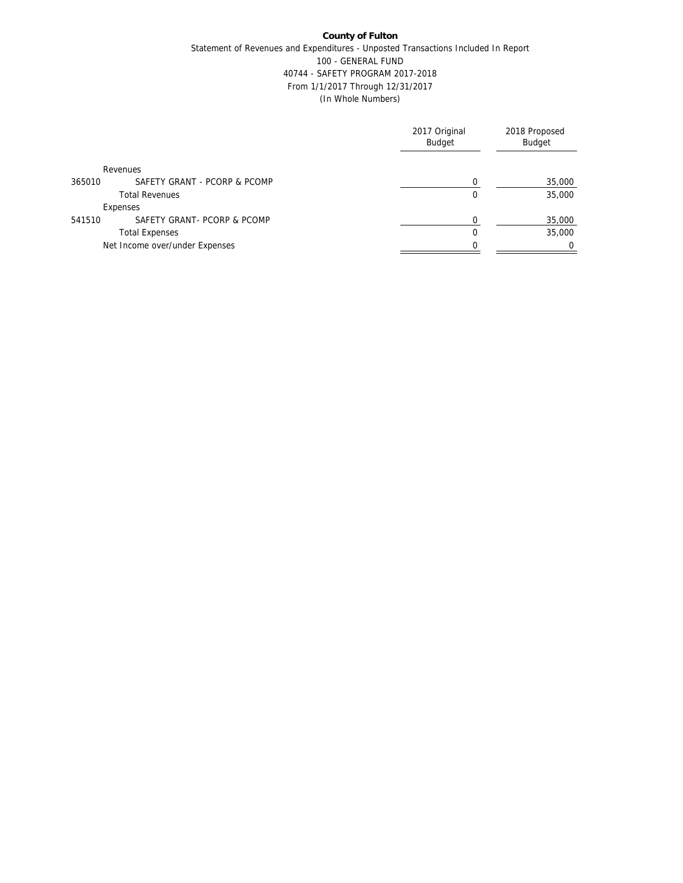**County of Fulton**

Statement of Revenues and Expenditures - Unposted Transactions Included In Report

100 - GENERAL FUND

40744 - SAFETY PROGRAM 2017-2018

From 1/1/2017 Through 12/31/2017

(In Whole Numbers)

| | | 2017 Original Budget | 2018 Proposed Budget |
|---|---|---|---|
| | Revenues | | |
| 365010 | SAFETY GRANT - PCORP & PCOMP | 0 | 35,000 |
| | Total Revenues | 0 | 35,000 |
| | Expenses | | |
| 541510 | SAFETY GRANT- PCORP & PCOMP | 0 | 35,000 |
| | Total Expenses | 0 | 35,000 |
| | Net Income over/under Expenses | 0 | 0 |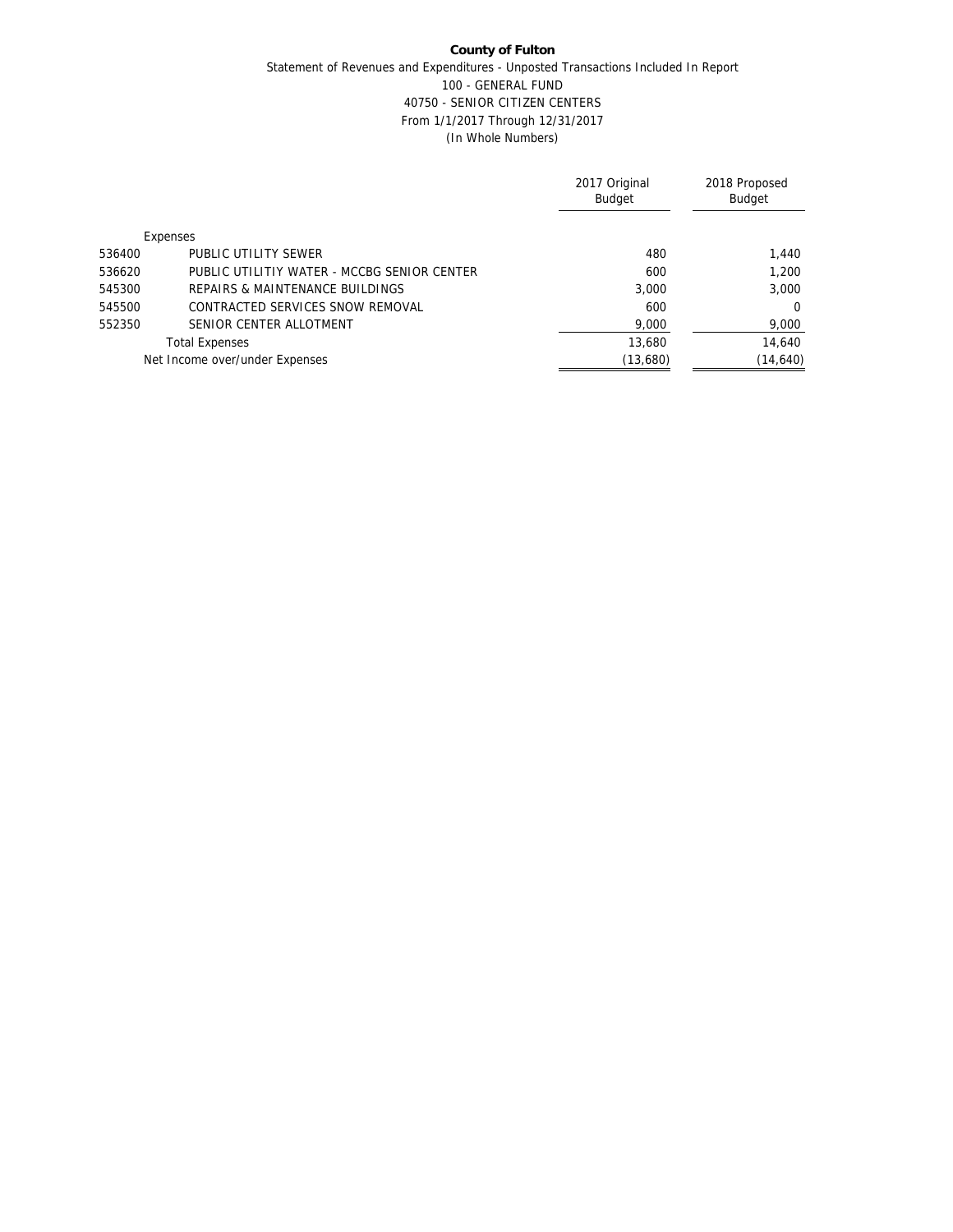**County of Fulton**

Statement of Revenues and Expenditures - Unposted Transactions Included In Report

100 - GENERAL FUND

40750 - SENIOR CITIZEN CENTERS

From 1/1/2017 Through 12/31/2017

(In Whole Numbers)

| | | 2017 Original Budget | 2018 Proposed Budget |
|---|---|---|---|
| | Expenses | | |
| 536400 | PUBLIC UTILITY SEWER | 480 | 1,440 |
| 536620 | PUBLIC UTILITIY WATER - MCCBG SENIOR CENTER | 600 | 1,200 |
| 545300 | REPAIRS & MAINTENANCE BUILDINGS | 3,000 | 3,000 |
| 545500 | CONTRACTED SERVICES SNOW REMOVAL | 600 | 0 |
| 552350 | SENIOR CENTER ALLOTMENT | 9,000 | 9,000 |
| | Total Expenses | 13,680 | 14,640 |
| | Net Income over/under Expenses | (13,680) | (14,640) |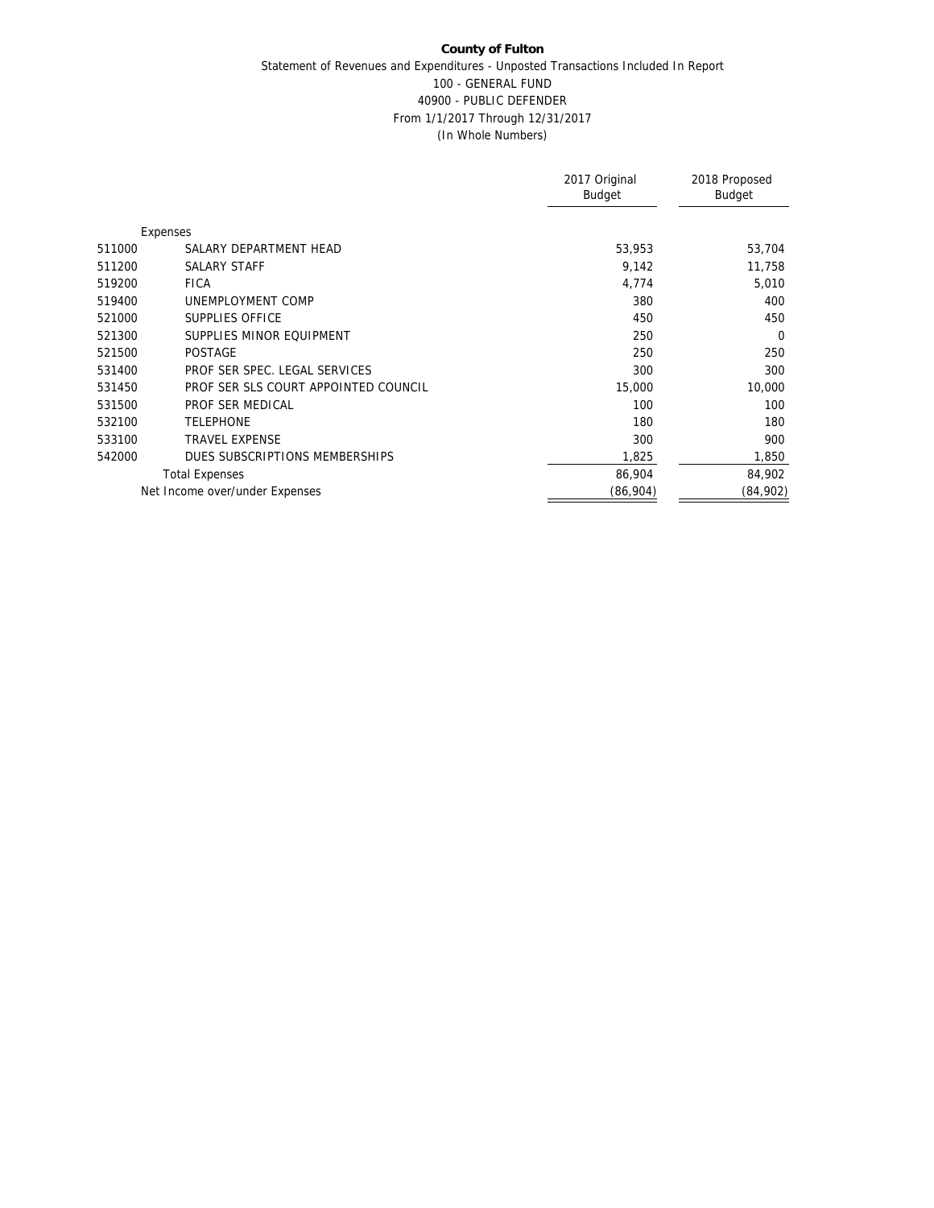**County of Fulton**

Statement of Revenues and Expenditures - Unposted Transactions Included In Report

100 - GENERAL FUND

40900 - PUBLIC DEFENDER

From 1/1/2017 Through 12/31/2017

(In Whole Numbers)

| | | 2017 Original Budget | 2018 Proposed Budget |
|---|---|---|---|
| | Expenses | | |
| 511000 | SALARY DEPARTMENT HEAD | 53,953 | 53,704 |
| 511200 | SALARY STAFF | 9,142 | 11,758 |
| 519200 | FICA | 4,774 | 5,010 |
| 519400 | UNEMPLOYMENT COMP | 380 | 400 |
| 521000 | SUPPLIES OFFICE | 450 | 450 |
| 521300 | SUPPLIES MINOR EQUIPMENT | 250 | 0 |
| 521500 | POSTAGE | 250 | 250 |
| 531400 | PROF SER SPEC. LEGAL SERVICES | 300 | 300 |
| 531450 | PROF SER SLS COURT APPOINTED COUNCIL | 15,000 | 10,000 |
| 531500 | PROF SER MEDICAL | 100 | 100 |
| 532100 | TELEPHONE | 180 | 180 |
| 533100 | TRAVEL EXPENSE | 300 | 900 |
| 542000 | DUES SUBSCRIPTIONS MEMBERSHIPS | 1,825 | 1,850 |
| | Total Expenses | 86,904 | 84,902 |
| | Net Income over/under Expenses | (86,904) | (84,902) |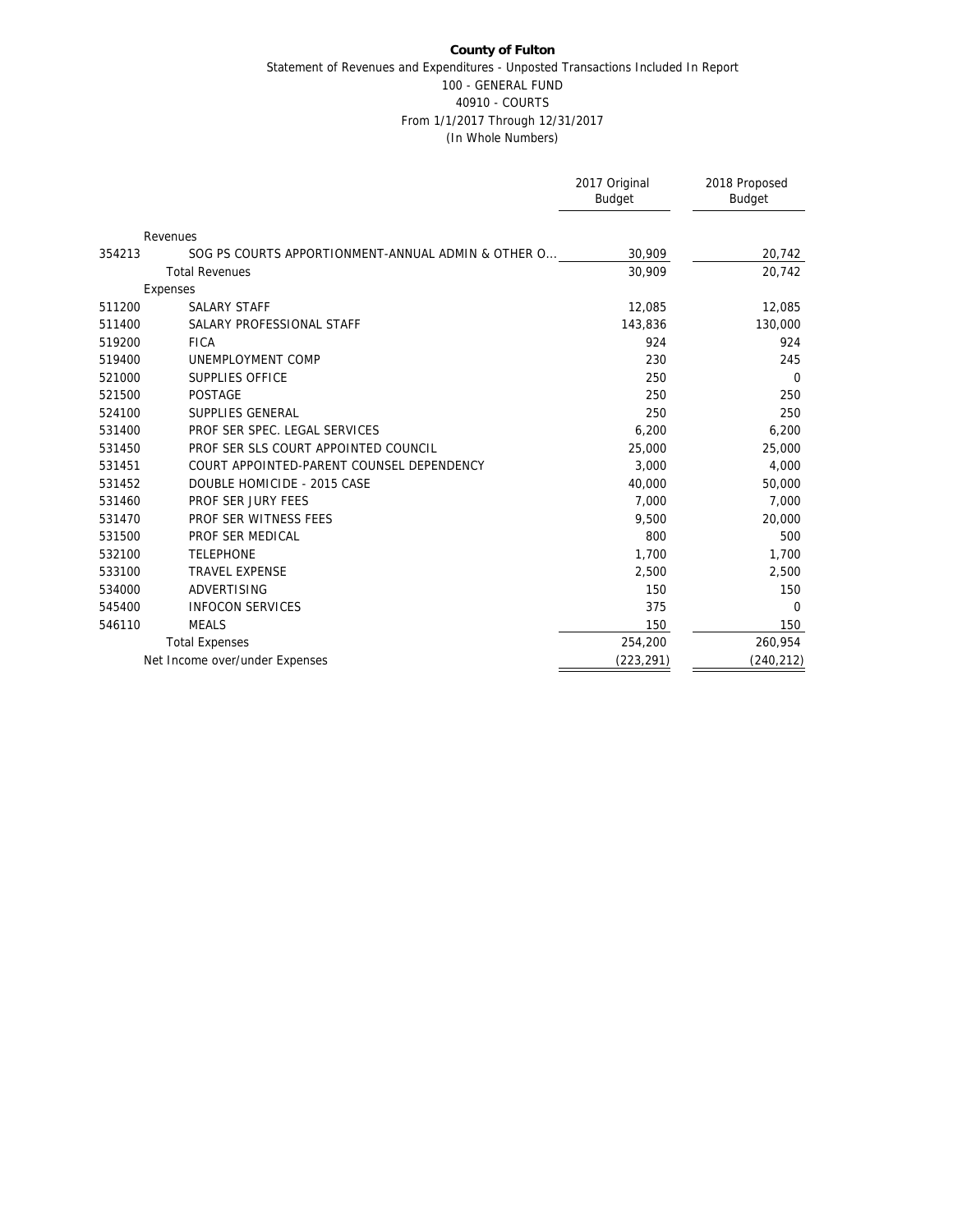**County of Fulton**

Statement of Revenues and Expenditures - Unposted Transactions Included In Report

100 - GENERAL FUND

40910 - COURTS

From 1/1/2017 Through 12/31/2017

(In Whole Numbers)

| | | 2017 Original Budget | 2018 Proposed Budget |
|---|---|---|---|
| | Revenues | | |
| 354213 | SOG PS COURTS APPORTIONMENT-ANNUAL ADMIN & OTHER O... | 30,909 | 20,742 |
| | Total Revenues | 30,909 | 20,742 |
| | Expenses | | |
| 511200 | SALARY STAFF | 12,085 | 12,085 |
| 511400 | SALARY PROFESSIONAL STAFF | 143,836 | 130,000 |
| 519200 | FICA | 924 | 924 |
| 519400 | UNEMPLOYMENT COMP | 230 | 245 |
| 521000 | SUPPLIES OFFICE | 250 | 0 |
| 521500 | POSTAGE | 250 | 250 |
| 524100 | SUPPLIES GENERAL | 250 | 250 |
| 531400 | PROF SER SPEC. LEGAL SERVICES | 6,200 | 6,200 |
| 531450 | PROF SER SLS COURT APPOINTED COUNCIL | 25,000 | 25,000 |
| 531451 | COURT APPOINTED-PARENT COUNSEL DEPENDENCY | 3,000 | 4,000 |
| 531452 | DOUBLE HOMICIDE - 2015 CASE | 40,000 | 50,000 |
| 531460 | PROF SER JURY FEES | 7,000 | 7,000 |
| 531470 | PROF SER WITNESS FEES | 9,500 | 20,000 |
| 531500 | PROF SER MEDICAL | 800 | 500 |
| 532100 | TELEPHONE | 1,700 | 1,700 |
| 533100 | TRAVEL EXPENSE | 2,500 | 2,500 |
| 534000 | ADVERTISING | 150 | 150 |
| 545400 | INFOCON SERVICES | 375 | 0 |
| 546110 | MEALS | 150 | 150 |
| | Total Expenses | 254,200 | 260,954 |
| | Net Income over/under Expenses | (223,291) | (240,212) |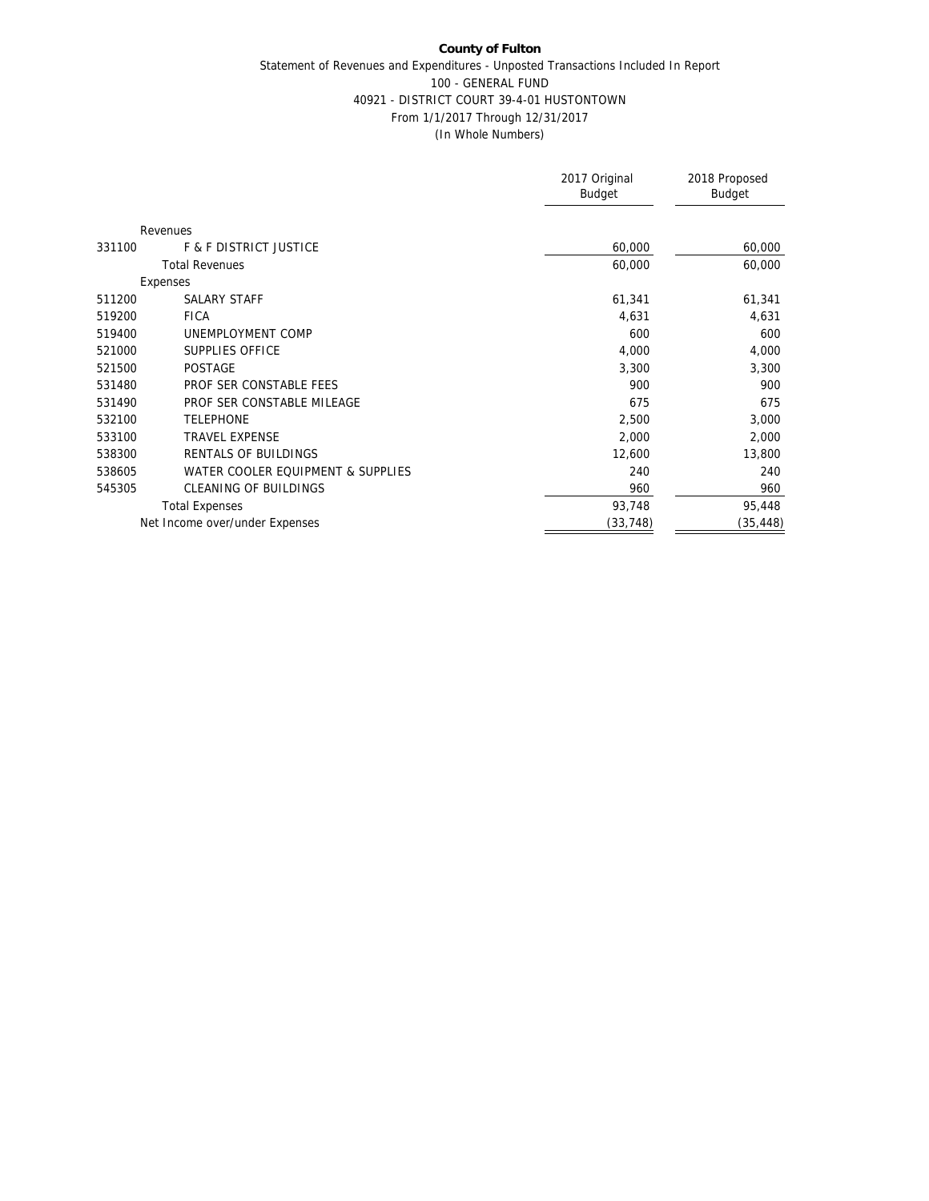**County of Fulton**

Statement of Revenues and Expenditures - Unposted Transactions Included In Report

100 - GENERAL FUND

40921 - DISTRICT COURT 39-4-01 HUSTONTOWN

From 1/1/2017 Through 12/31/2017

(In Whole Numbers)

| | | 2017 Original Budget | 2018 Proposed Budget |
|---|---|---|---|
| | Revenues | | |
| 331100 | F & F DISTRICT JUSTICE | 60,000 | 60,000 |
| | Total Revenues | 60,000 | 60,000 |
| | Expenses | | |
| 511200 | SALARY STAFF | 61,341 | 61,341 |
| 519200 | FICA | 4,631 | 4,631 |
| 519400 | UNEMPLOYMENT COMP | 600 | 600 |
| 521000 | SUPPLIES OFFICE | 4,000 | 4,000 |
| 521500 | POSTAGE | 3,300 | 3,300 |
| 531480 | PROF SER CONSTABLE FEES | 900 | 900 |
| 531490 | PROF SER CONSTABLE MILEAGE | 675 | 675 |
| 532100 | TELEPHONE | 2,500 | 3,000 |
| 533100 | TRAVEL EXPENSE | 2,000 | 2,000 |
| 538300 | RENTALS OF BUILDINGS | 12,600 | 13,800 |
| 538605 | WATER COOLER EQUIPMENT & SUPPLIES | 240 | 240 |
| 545305 | CLEANING OF BUILDINGS | 960 | 960 |
| | Total Expenses | 93,748 | 95,448 |
| | Net Income over/under Expenses | (33,748) | (35,448) |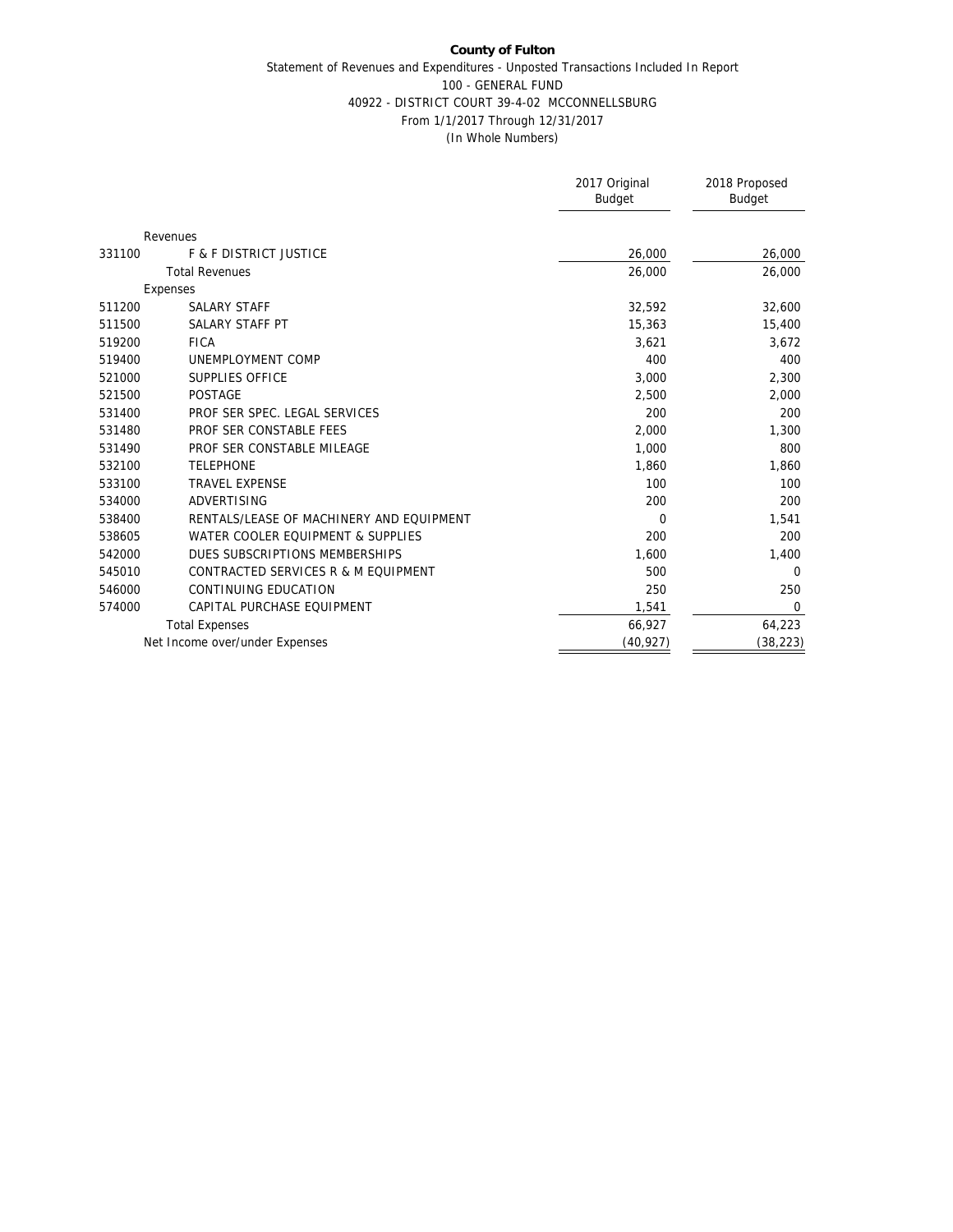**County of Fulton**

Statement of Revenues and Expenditures - Unposted Transactions Included In Report

100 - GENERAL FUND

40922 - DISTRICT COURT 39-4-02 MCCONNELLSBURG

From 1/1/2017 Through 12/31/2017

(In Whole Numbers)

| | | 2017 Original Budget | 2018 Proposed Budget |
|---|---|---|---|
| | Revenues | | |
| 331100 | F & F DISTRICT JUSTICE | 26,000 | 26,000 |
| | Total Revenues | 26,000 | 26,000 |
| | Expenses | | |
| 511200 | SALARY STAFF | 32,592 | 32,600 |
| 511500 | SALARY STAFF PT | 15,363 | 15,400 |
| 519200 | FICA | 3,621 | 3,672 |
| 519400 | UNEMPLOYMENT COMP | 400 | 400 |
| 521000 | SUPPLIES OFFICE | 3,000 | 2,300 |
| 521500 | POSTAGE | 2,500 | 2,000 |
| 531400 | PROF SER SPEC. LEGAL SERVICES | 200 | 200 |
| 531480 | PROF SER CONSTABLE FEES | 2,000 | 1,300 |
| 531490 | PROF SER CONSTABLE MILEAGE | 1,000 | 800 |
| 532100 | TELEPHONE | 1,860 | 1,860 |
| 533100 | TRAVEL EXPENSE | 100 | 100 |
| 534000 | ADVERTISING | 200 | 200 |
| 538400 | RENTALS/LEASE OF MACHINERY AND EQUIPMENT | 0 | 1,541 |
| 538605 | WATER COOLER EQUIPMENT & SUPPLIES | 200 | 200 |
| 542000 | DUES SUBSCRIPTIONS MEMBERSHIPS | 1,600 | 1,400 |
| 545010 | CONTRACTED SERVICES R & M EQUIPMENT | 500 | 0 |
| 546000 | CONTINUING EDUCATION | 250 | 250 |
| 574000 | CAPITAL PURCHASE EQUIPMENT | 1,541 | 0 |
| | Total Expenses | 66,927 | 64,223 |
| | Net Income over/under Expenses | (40,927) | (38,223) |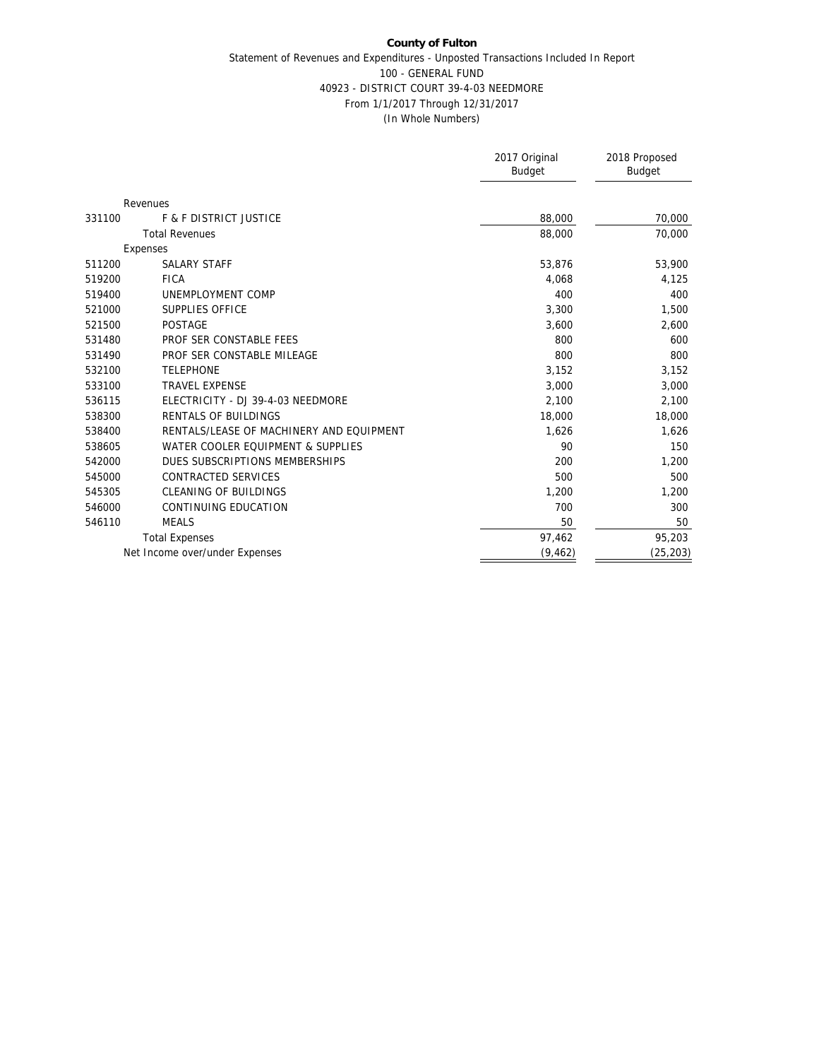**County of Fulton**

Statement of Revenues and Expenditures - Unposted Transactions Included In Report

100 - GENERAL FUND

40923 - DISTRICT COURT 39-4-03 NEEDMORE

From 1/1/2017 Through 12/31/2017

(In Whole Numbers)

| | | 2017 Original Budget | 2018 Proposed Budget |
|---|---|---|---|
| | Revenues | | |
| 331100 | F & F DISTRICT JUSTICE | 88,000 | 70,000 |
| | Total Revenues | 88,000 | 70,000 |
| | Expenses | | |
| 511200 | SALARY STAFF | 53,876 | 53,900 |
| 519200 | FICA | 4,068 | 4,125 |
| 519400 | UNEMPLOYMENT COMP | 400 | 400 |
| 521000 | SUPPLIES OFFICE | 3,300 | 1,500 |
| 521500 | POSTAGE | 3,600 | 2,600 |
| 531480 | PROF SER CONSTABLE FEES | 800 | 600 |
| 531490 | PROF SER CONSTABLE MILEAGE | 800 | 800 |
| 532100 | TELEPHONE | 3,152 | 3,152 |
| 533100 | TRAVEL EXPENSE | 3,000 | 3,000 |
| 536115 | ELECTRICITY - DJ 39-4-03 NEEDMORE | 2,100 | 2,100 |
| 538300 | RENTALS OF BUILDINGS | 18,000 | 18,000 |
| 538400 | RENTALS/LEASE OF MACHINERY AND EQUIPMENT | 1,626 | 1,626 |
| 538605 | WATER COOLER EQUIPMENT & SUPPLIES | 90 | 150 |
| 542000 | DUES SUBSCRIPTIONS MEMBERSHIPS | 200 | 1,200 |
| 545000 | CONTRACTED SERVICES | 500 | 500 |
| 545305 | CLEANING OF BUILDINGS | 1,200 | 1,200 |
| 546000 | CONTINUING EDUCATION | 700 | 300 |
| 546110 | MEALS | 50 | 50 |
| | Total Expenses | 97,462 | 95,203 |
| | Net Income over/under Expenses | (9,462) | (25,203) |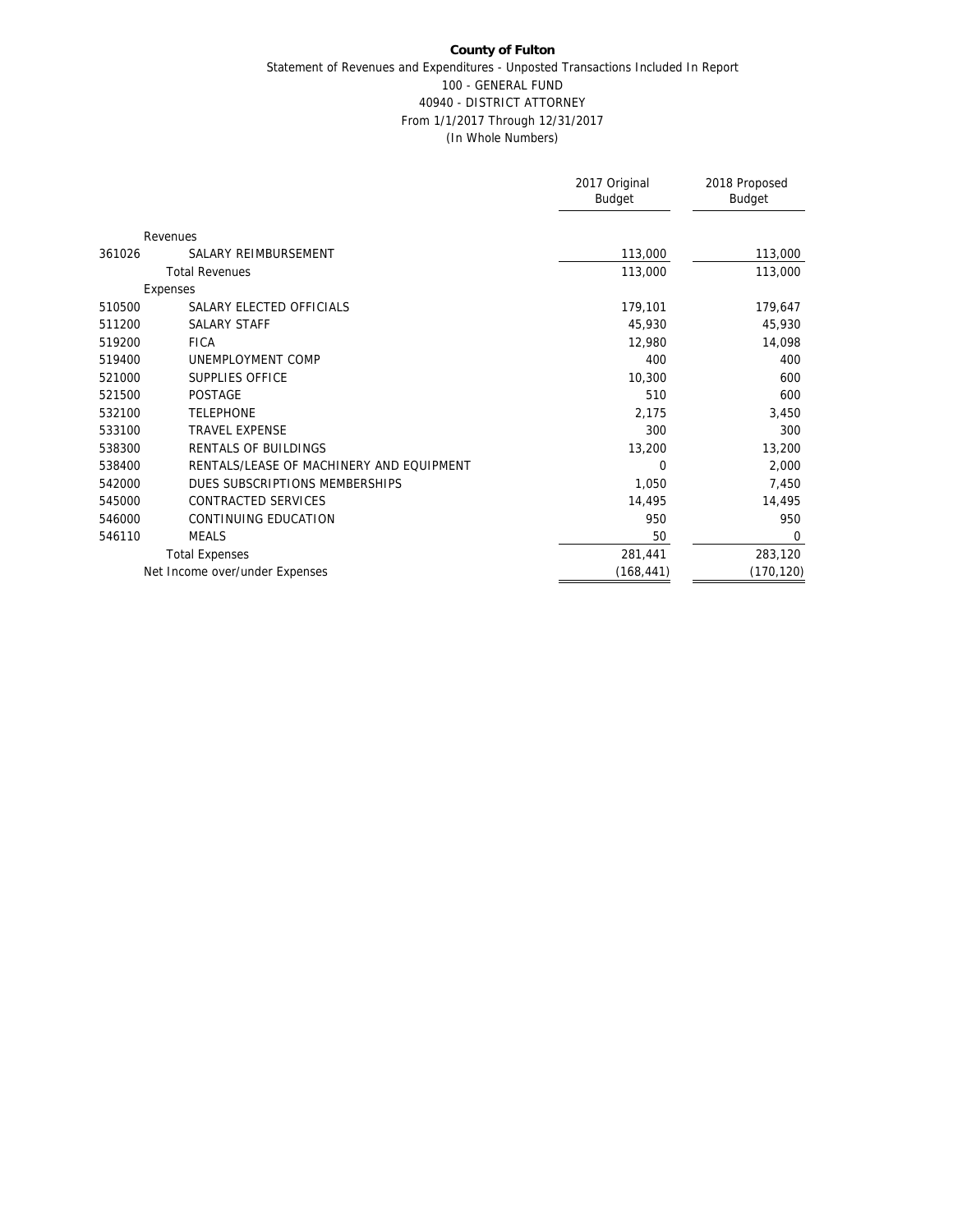**County of Fulton**

Statement of Revenues and Expenditures - Unposted Transactions Included In Report

100 - GENERAL FUND

40940 - DISTRICT ATTORNEY

From 1/1/2017 Through 12/31/2017

(In Whole Numbers)

| | | 2017 Original Budget | 2018 Proposed Budget |
|---|---|---|---|
| | Revenues | | |
| 361026 | SALARY REIMBURSEMENT | 113,000 | 113,000 |
| | Total Revenues | 113,000 | 113,000 |
| | Expenses | | |
| 510500 | SALARY ELECTED OFFICIALS | 179,101 | 179,647 |
| 511200 | SALARY STAFF | 45,930 | 45,930 |
| 519200 | FICA | 12,980 | 14,098 |
| 519400 | UNEMPLOYMENT COMP | 400 | 400 |
| 521000 | SUPPLIES OFFICE | 10,300 | 600 |
| 521500 | POSTAGE | 510 | 600 |
| 532100 | TELEPHONE | 2,175 | 3,450 |
| 533100 | TRAVEL EXPENSE | 300 | 300 |
| 538300 | RENTALS OF BUILDINGS | 13,200 | 13,200 |
| 538400 | RENTALS/LEASE OF MACHINERY AND EQUIPMENT | 0 | 2,000 |
| 542000 | DUES SUBSCRIPTIONS MEMBERSHIPS | 1,050 | 7,450 |
| 545000 | CONTRACTED SERVICES | 14,495 | 14,495 |
| 546000 | CONTINUING EDUCATION | 950 | 950 |
| 546110 | MEALS | 50 | 0 |
| | Total Expenses | 281,441 | 283,120 |
| | Net Income over/under Expenses | (168,441) | (170,120) |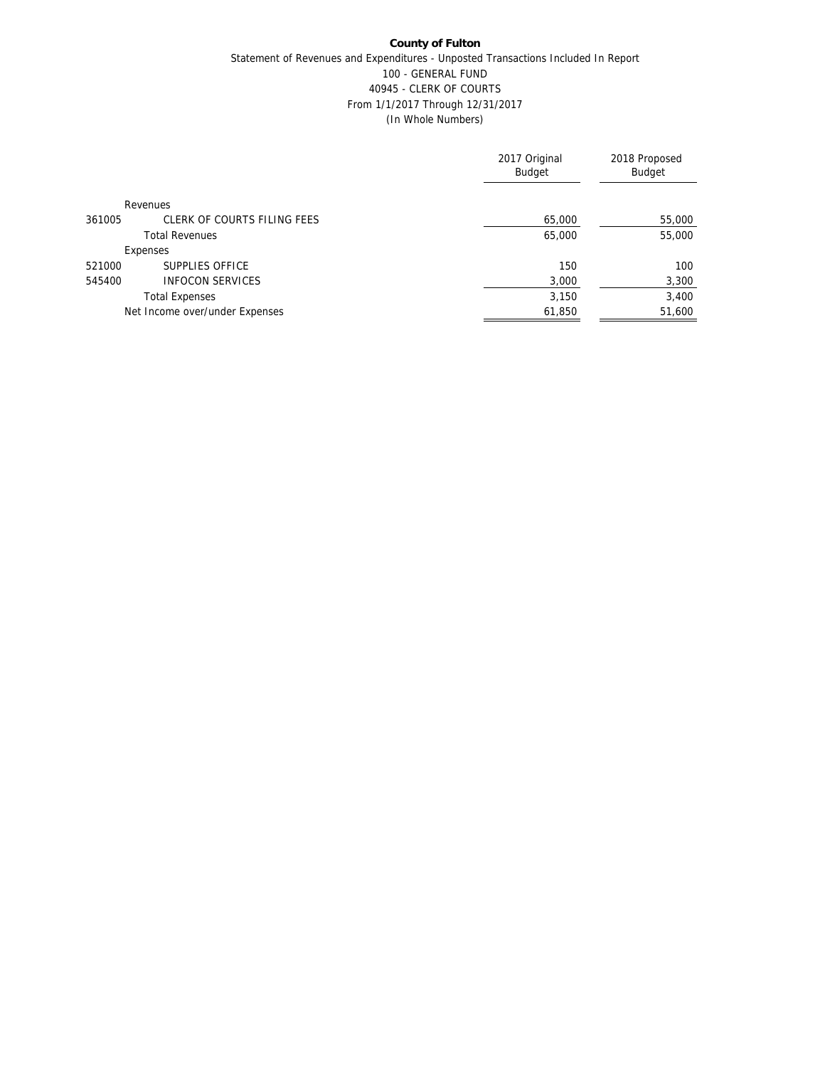**County of Fulton**

Statement of Revenues and Expenditures - Unposted Transactions Included In Report

100 - GENERAL FUND

40945 - CLERK OF COURTS

From 1/1/2017 Through 12/31/2017

(In Whole Numbers)

| | | 2017 Original Budget | 2018 Proposed Budget |
|---|---|---|---|
| | Revenues | | |
| 361005 | CLERK OF COURTS FILING FEES | 65,000 | 55,000 |
| | Total Revenues | 65,000 | 55,000 |
| | Expenses | | |
| 521000 | SUPPLIES OFFICE | 150 | 100 |
| 545400 | INFOCON SERVICES | 3,000 | 3,300 |
| | Total Expenses | 3,150 | 3,400 |
| | Net Income over/under Expenses | 61,850 | 51,600 |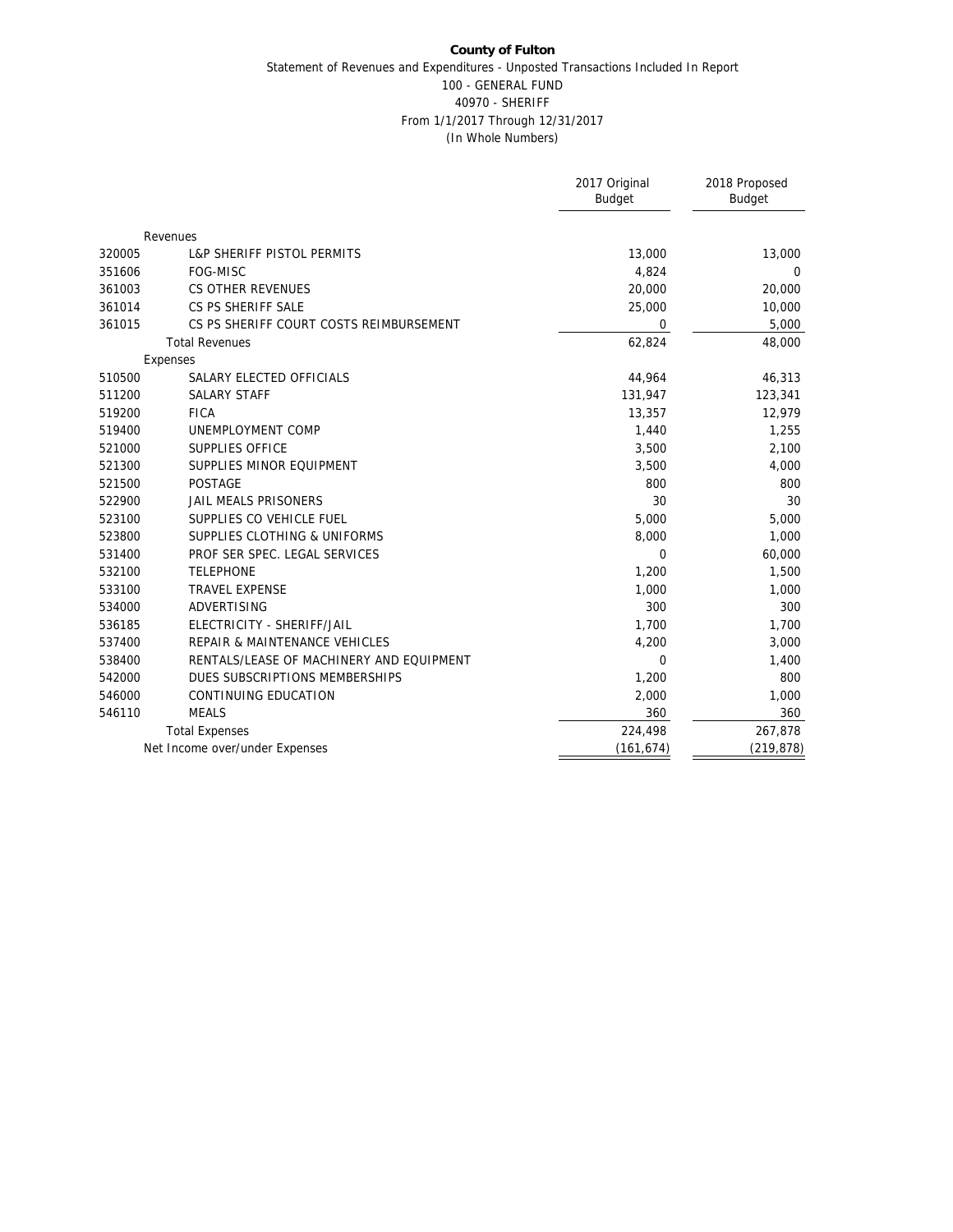**County of Fulton**

Statement of Revenues and Expenditures - Unposted Transactions Included In Report

100 - GENERAL FUND

40970 - SHERIFF

From 1/1/2017 Through 12/31/2017

(In Whole Numbers)

| | | 2017 Original Budget | 2018 Proposed Budget |
|---|---|---|---|
| | Revenues | | |
| 320005 | L&P SHERIFF PISTOL PERMITS | 13,000 | 13,000 |
| 351606 | FOG-MISC | 4,824 | 0 |
| 361003 | CS OTHER REVENUES | 20,000 | 20,000 |
| 361014 | CS PS SHERIFF SALE | 25,000 | 10,000 |
| 361015 | CS PS SHERIFF COURT COSTS REIMBURSEMENT | 0 | 5,000 |
| | Total Revenues | 62,824 | 48,000 |
| | Expenses | | |
| 510500 | SALARY ELECTED OFFICIALS | 44,964 | 46,313 |
| 511200 | SALARY STAFF | 131,947 | 123,341 |
| 519200 | FICA | 13,357 | 12,979 |
| 519400 | UNEMPLOYMENT COMP | 1,440 | 1,255 |
| 521000 | SUPPLIES OFFICE | 3,500 | 2,100 |
| 521300 | SUPPLIES MINOR EQUIPMENT | 3,500 | 4,000 |
| 521500 | POSTAGE | 800 | 800 |
| 522900 | JAIL MEALS PRISONERS | 30 | 30 |
| 523100 | SUPPLIES CO VEHICLE FUEL | 5,000 | 5,000 |
| 523800 | SUPPLIES CLOTHING & UNIFORMS | 8,000 | 1,000 |
| 531400 | PROF SER SPEC. LEGAL SERVICES | 0 | 60,000 |
| 532100 | TELEPHONE | 1,200 | 1,500 |
| 533100 | TRAVEL EXPENSE | 1,000 | 1,000 |
| 534000 | ADVERTISING | 300 | 300 |
| 536185 | ELECTRICITY - SHERIFF/JAIL | 1,700 | 1,700 |
| 537400 | REPAIR & MAINTENANCE VEHICLES | 4,200 | 3,000 |
| 538400 | RENTALS/LEASE OF MACHINERY AND EQUIPMENT | 0 | 1,400 |
| 542000 | DUES SUBSCRIPTIONS MEMBERSHIPS | 1,200 | 800 |
| 546000 | CONTINUING EDUCATION | 2,000 | 1,000 |
| 546110 | MEALS | 360 | 360 |
| | Total Expenses | 224,498 | 267,878 |
| | Net Income over/under Expenses | (161,674) | (219,878) |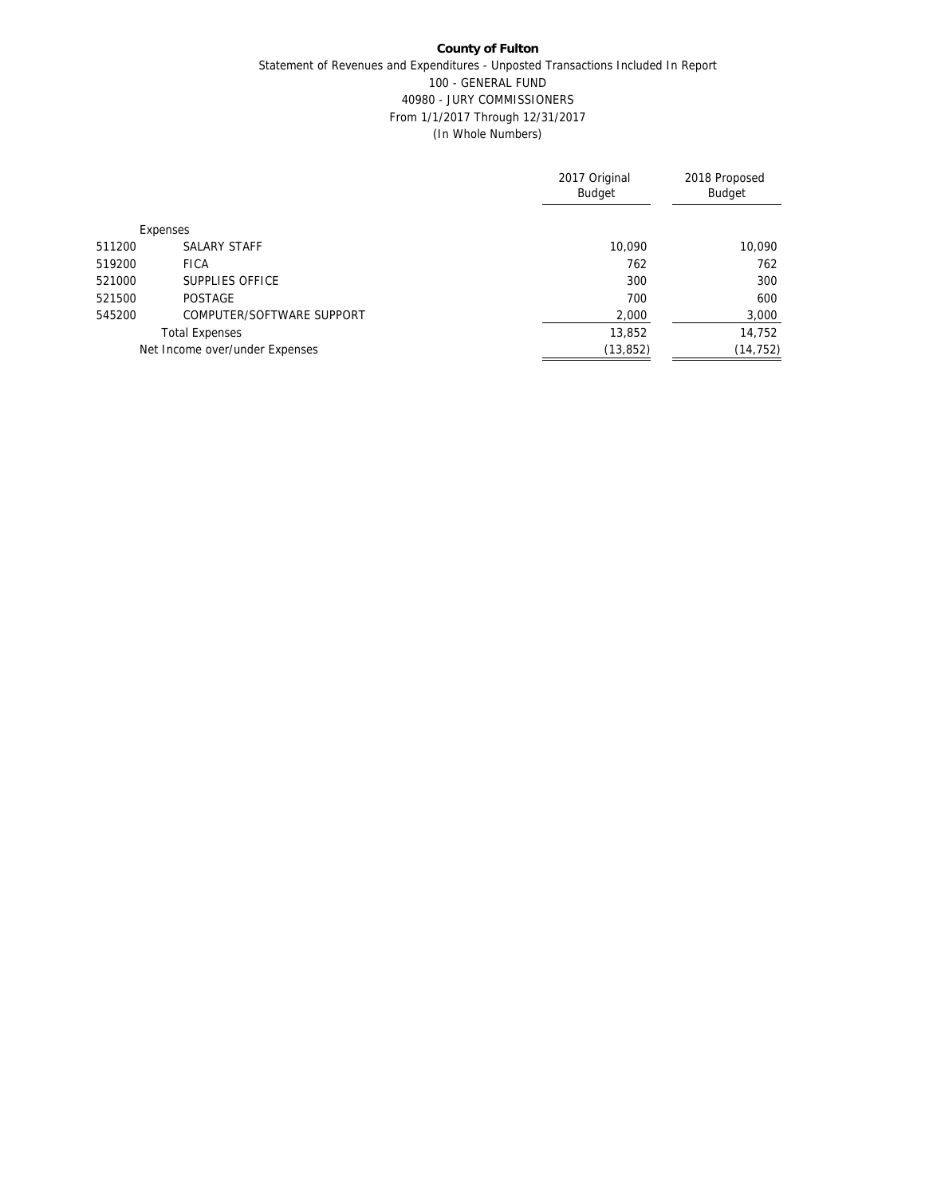**County of Fulton**

Statement of Revenues and Expenditures - Unposted Transactions Included In Report

100 - GENERAL FUND

40980 - JURY COMMISSIONERS

From 1/1/2017 Through 12/31/2017

(In Whole Numbers)

| | | 2017 Original Budget | 2018 Proposed Budget |
|---|---|---|---|
| | Expenses | | |
| 511200 | SALARY STAFF | 10,090 | 10,090 |
| 519200 | FICA | 762 | 762 |
| 521000 | SUPPLIES OFFICE | 300 | 300 |
| 521500 | POSTAGE | 700 | 600 |
| 545200 | COMPUTER/SOFTWARE SUPPORT | 2,000 | 3,000 |
| | Total Expenses | 13,852 | 14,752 |
| | Net Income over/under Expenses | (13,852) | (14,752) |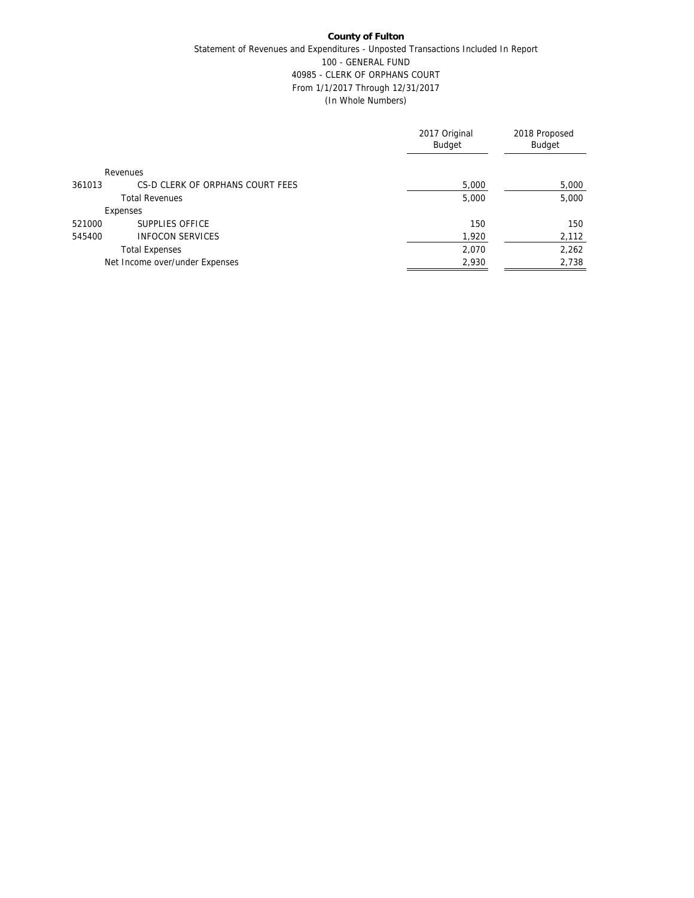**County of Fulton**

Statement of Revenues and Expenditures - Unposted Transactions Included In Report

100 - GENERAL FUND

40985 - CLERK OF ORPHANS COURT

From 1/1/2017 Through 12/31/2017

(In Whole Numbers)

| | | 2017 Original Budget | 2018 Proposed Budget |
|---|---|---|---|
| | Revenues | | |
| 361013 | CS-D CLERK OF ORPHANS COURT FEES | 5,000 | 5,000 |
| | Total Revenues | 5,000 | 5,000 |
| | Expenses | | |
| 521000 | SUPPLIES OFFICE | 150 | 150 |
| 545400 | INFOCON SERVICES | 1,920 | 2,112 |
| | Total Expenses | 2,070 | 2,262 |
| | Net Income over/under Expenses | 2,930 | 2,738 |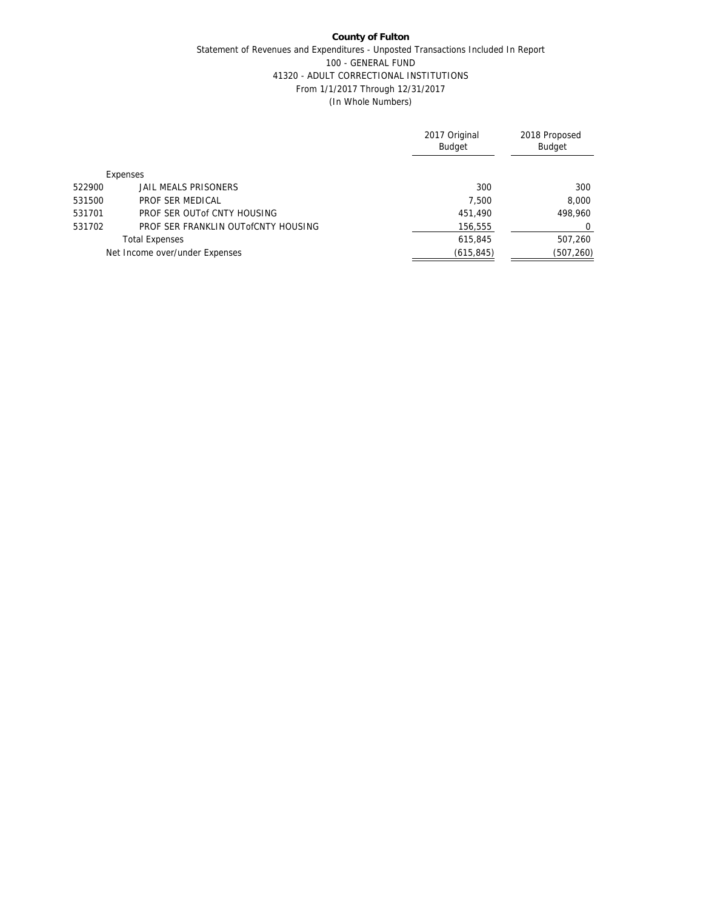**County of Fulton**

Statement of Revenues and Expenditures - Unposted Transactions Included In Report

100 - GENERAL FUND

41320 - ADULT CORRECTIONAL INSTITUTIONS

From 1/1/2017 Through 12/31/2017

(In Whole Numbers)

| | | 2017 Original Budget | 2018 Proposed Budget |
|---|---|---|---|
| | Expenses | | |
| 522900 | JAIL MEALS PRISONERS | 300 | 300 |
| 531500 | PROF SER MEDICAL | 7,500 | 8,000 |
| 531701 | PROF SER OUTof CNTY HOUSING | 451,490 | 498,960 |
| 531702 | PROF SER FRANKLIN OUTofCNTY HOUSING | 156,555 | 0 |
| | Total Expenses | 615,845 | 507,260 |
| | Net Income over/under Expenses | (615,845) | (507,260) |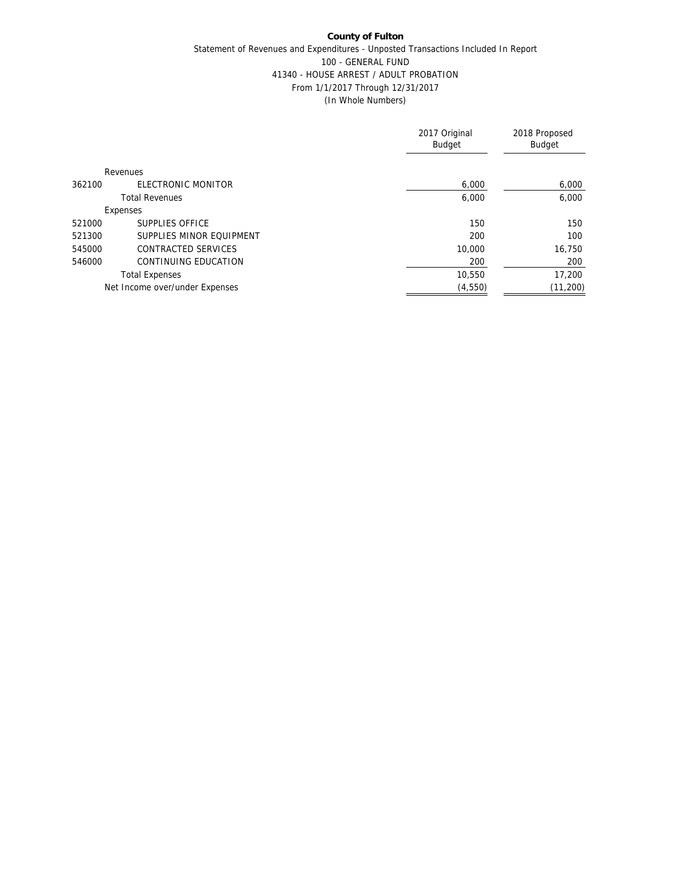**County of Fulton**

Statement of Revenues and Expenditures - Unposted Transactions Included In Report

100 - GENERAL FUND

41340 - HOUSE ARREST / ADULT PROBATION

From 1/1/2017 Through 12/31/2017

(In Whole Numbers)

| | | 2017 Original Budget | 2018 Proposed Budget |
|---|---|---|---|
| | Revenues | | |
| 362100 | ELECTRONIC MONITOR | 6,000 | 6,000 |
| | Total Revenues | 6,000 | 6,000 |
| | Expenses | | |
| 521000 | SUPPLIES OFFICE | 150 | 150 |
| 521300 | SUPPLIES MINOR EQUIPMENT | 200 | 100 |
| 545000 | CONTRACTED SERVICES | 10,000 | 16,750 |
| 546000 | CONTINUING EDUCATION | 200 | 200 |
| | Total Expenses | 10,550 | 17,200 |
| | Net Income over/under Expenses | (4,550) | (11,200) |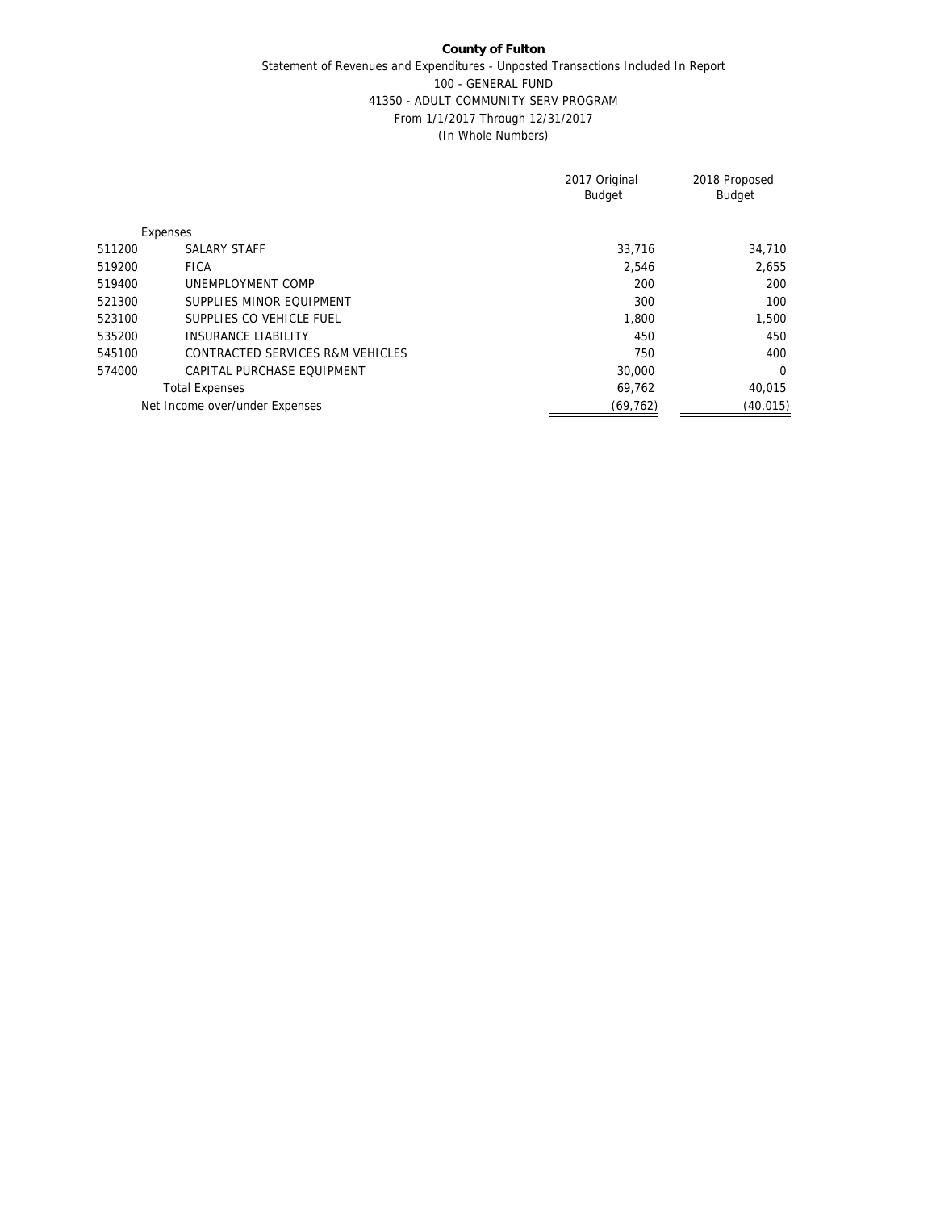**County of Fulton**

Statement of Revenues and Expenditures - Unposted Transactions Included In Report

100 - GENERAL FUND

41350 - ADULT COMMUNITY SERV PROGRAM

From 1/1/2017 Through 12/31/2017

(In Whole Numbers)

| | | 2017 Original Budget | 2018 Proposed Budget |
|---|---|---|---|
| | Expenses | | |
| 511200 | SALARY STAFF | 33,716 | 34,710 |
| 519200 | FICA | 2,546 | 2,655 |
| 519400 | UNEMPLOYMENT COMP | 200 | 200 |
| 521300 | SUPPLIES MINOR EQUIPMENT | 300 | 100 |
| 523100 | SUPPLIES CO VEHICLE FUEL | 1,800 | 1,500 |
| 535200 | INSURANCE LIABILITY | 450 | 450 |
| 545100 | CONTRACTED SERVICES R&M VEHICLES | 750 | 400 |
| 574000 | CAPITAL PURCHASE EQUIPMENT | 30,000 | 0 |
| | Total Expenses | 69,762 | 40,015 |
| | Net Income over/under Expenses | (69,762) | (40,015) |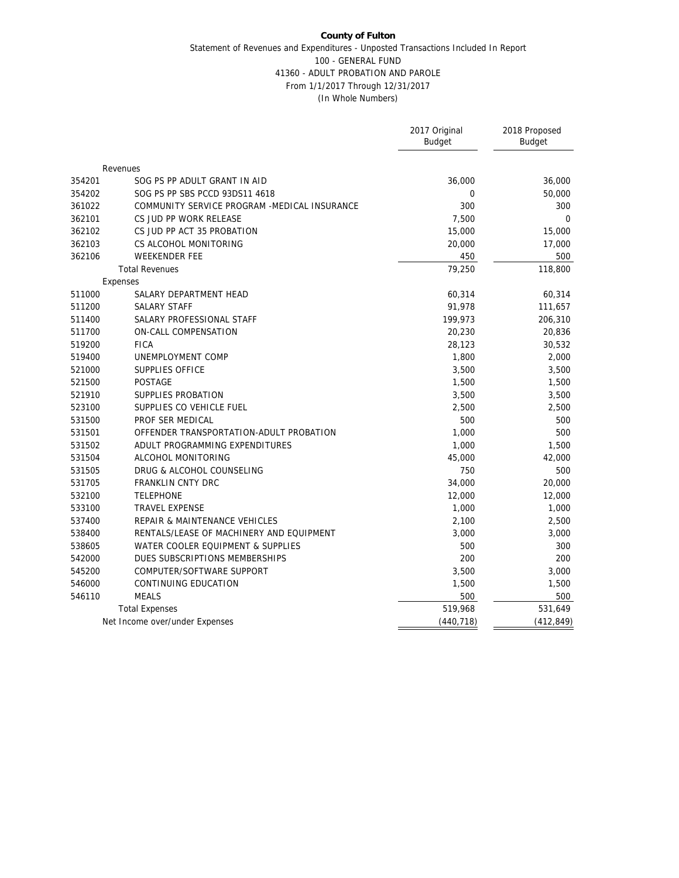**County of Fulton**

Statement of Revenues and Expenditures - Unposted Transactions Included In Report

100 - GENERAL FUND

41360 - ADULT PROBATION AND PAROLE

From 1/1/2017 Through 12/31/2017

(In Whole Numbers)

| | | 2017 Original Budget | 2018 Proposed Budget |
|---|---|---|---|
| | Revenues | | |
| 354201 | SOG PS PP ADULT GRANT IN AID | 36,000 | 36,000 |
| 354202 | SOG PS PP SBS PCCD 93DS11 4618 | 0 | 50,000 |
| 361022 | COMMUNITY SERVICE PROGRAM -MEDICAL INSURANCE | 300 | 300 |
| 362101 | CS JUD PP WORK RELEASE | 7,500 | 0 |
| 362102 | CS JUD PP ACT 35 PROBATION | 15,000 | 15,000 |
| 362103 | CS ALCOHOL MONITORING | 20,000 | 17,000 |
| 362106 | WEEKENDER FEE | 450 | 500 |
| | Total Revenues | 79,250 | 118,800 |
| | Expenses | | |
| 511000 | SALARY DEPARTMENT HEAD | 60,314 | 60,314 |
| 511200 | SALARY STAFF | 91,978 | 111,657 |
| 511400 | SALARY PROFESSIONAL STAFF | 199,973 | 206,310 |
| 511700 | ON-CALL COMPENSATION | 20,230 | 20,836 |
| 519200 | FICA | 28,123 | 30,532 |
| 519400 | UNEMPLOYMENT COMP | 1,800 | 2,000 |
| 521000 | SUPPLIES OFFICE | 3,500 | 3,500 |
| 521500 | POSTAGE | 1,500 | 1,500 |
| 521910 | SUPPLIES PROBATION | 3,500 | 3,500 |
| 523100 | SUPPLIES CO VEHICLE FUEL | 2,500 | 2,500 |
| 531500 | PROF SER MEDICAL | 500 | 500 |
| 531501 | OFFENDER TRANSPORTATION-ADULT PROBATION | 1,000 | 500 |
| 531502 | ADULT PROGRAMMING EXPENDITURES | 1,000 | 1,500 |
| 531504 | ALCOHOL MONITORING | 45,000 | 42,000 |
| 531505 | DRUG & ALCOHOL COUNSELING | 750 | 500 |
| 531705 | FRANKLIN CNTY DRC | 34,000 | 20,000 |
| 532100 | TELEPHONE | 12,000 | 12,000 |
| 533100 | TRAVEL EXPENSE | 1,000 | 1,000 |
| 537400 | REPAIR & MAINTENANCE VEHICLES | 2,100 | 2,500 |
| 538400 | RENTALS/LEASE OF MACHINERY AND EQUIPMENT | 3,000 | 3,000 |
| 538605 | WATER COOLER EQUIPMENT & SUPPLIES | 500 | 300 |
| 542000 | DUES SUBSCRIPTIONS MEMBERSHIPS | 200 | 200 |
| 545200 | COMPUTER/SOFTWARE SUPPORT | 3,500 | 3,000 |
| 546000 | CONTINUING EDUCATION | 1,500 | 1,500 |
| 546110 | MEALS | 500 | 500 |
| | Total Expenses | 519,968 | 531,649 |
| | Net Income over/under Expenses | (440,718) | (412,849) |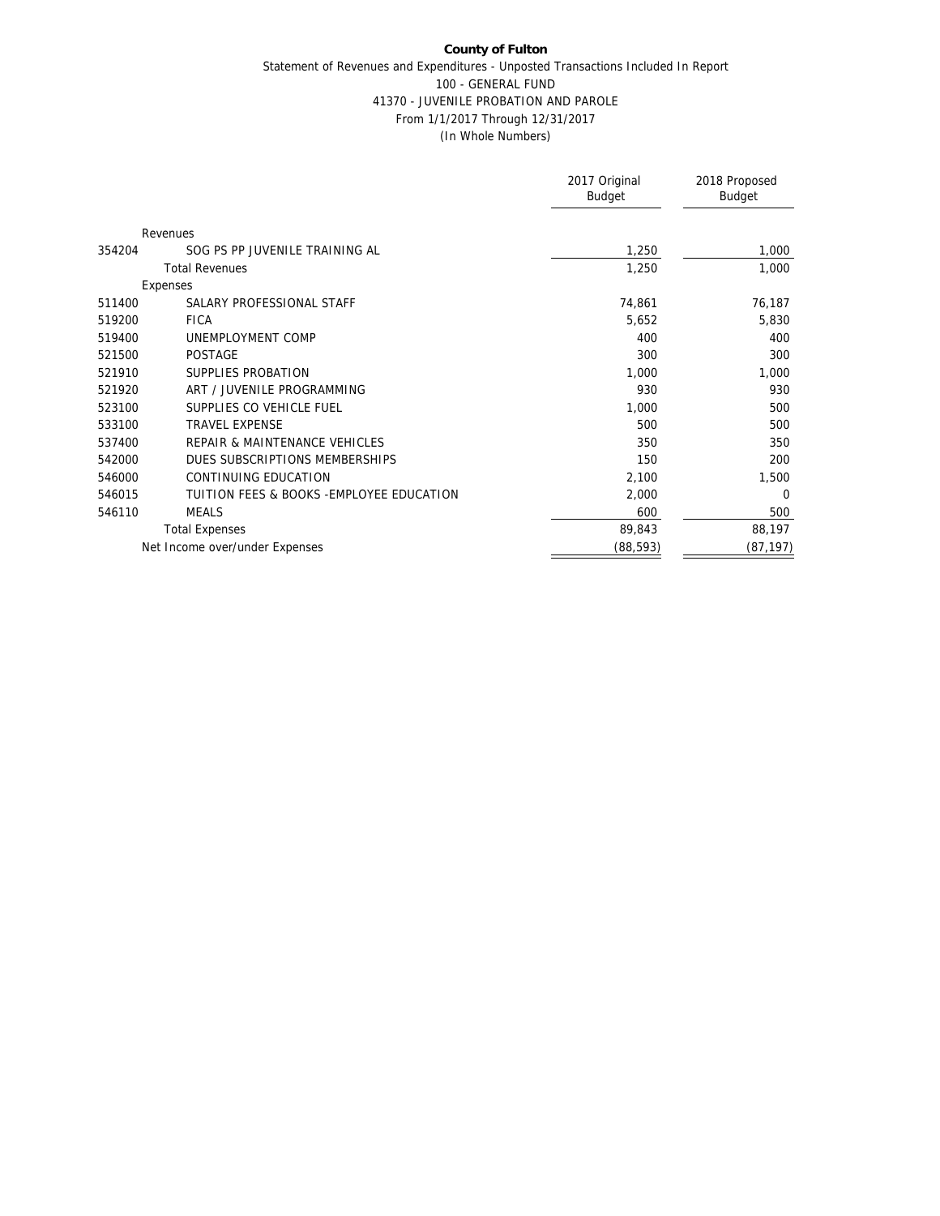**County of Fulton**

Statement of Revenues and Expenditures - Unposted Transactions Included In Report

100 - GENERAL FUND

41370 - JUVENILE PROBATION AND PAROLE

From 1/1/2017 Through 12/31/2017

(In Whole Numbers)

| | | 2017 Original Budget | 2018 Proposed Budget |
|---|---|---|---|
| | Revenues | | |
| 354204 | SOG PS PP JUVENILE TRAINING AL | 1,250 | 1,000 |
| | Total Revenues | 1,250 | 1,000 |
| | Expenses | | |
| 511400 | SALARY PROFESSIONAL STAFF | 74,861 | 76,187 |
| 519200 | FICA | 5,652 | 5,830 |
| 519400 | UNEMPLOYMENT COMP | 400 | 400 |
| 521500 | POSTAGE | 300 | 300 |
| 521910 | SUPPLIES PROBATION | 1,000 | 1,000 |
| 521920 | ART / JUVENILE PROGRAMMING | 930 | 930 |
| 523100 | SUPPLIES CO VEHICLE FUEL | 1,000 | 500 |
| 533100 | TRAVEL EXPENSE | 500 | 500 |
| 537400 | REPAIR & MAINTENANCE VEHICLES | 350 | 350 |
| 542000 | DUES SUBSCRIPTIONS MEMBERSHIPS | 150 | 200 |
| 546000 | CONTINUING EDUCATION | 2,100 | 1,500 |
| 546015 | TUITION FEES & BOOKS -EMPLOYEE EDUCATION | 2,000 | 0 |
| 546110 | MEALS | 600 | 500 |
| | Total Expenses | 89,843 | 88,197 |
| | Net Income over/under Expenses | (88,593) | (87,197) |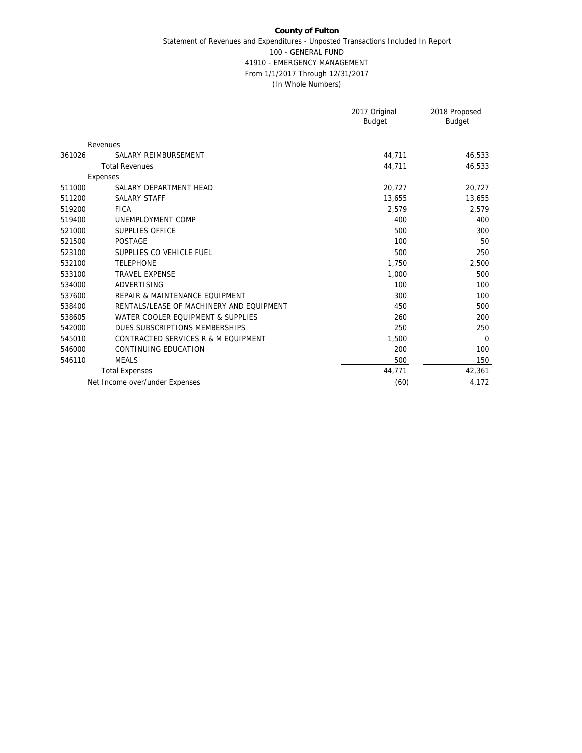**County of Fulton**

Statement of Revenues and Expenditures - Unposted Transactions Included In Report

100 - GENERAL FUND

41910 - EMERGENCY MANAGEMENT

From 1/1/2017 Through 12/31/2017

(In Whole Numbers)

| | | 2017 Original Budget | 2018 Proposed Budget |
|---|---|---|---|
| | Revenues | | |
| 361026 | SALARY REIMBURSEMENT | 44,711 | 46,533 |
| | Total Revenues | 44,711 | 46,533 |
| | Expenses | | |
| 511000 | SALARY DEPARTMENT HEAD | 20,727 | 20,727 |
| 511200 | SALARY STAFF | 13,655 | 13,655 |
| 519200 | FICA | 2,579 | 2,579 |
| 519400 | UNEMPLOYMENT COMP | 400 | 400 |
| 521000 | SUPPLIES OFFICE | 500 | 300 |
| 521500 | POSTAGE | 100 | 50 |
| 523100 | SUPPLIES CO VEHICLE FUEL | 500 | 250 |
| 532100 | TELEPHONE | 1,750 | 2,500 |
| 533100 | TRAVEL EXPENSE | 1,000 | 500 |
| 534000 | ADVERTISING | 100 | 100 |
| 537600 | REPAIR & MAINTENANCE EQUIPMENT | 300 | 100 |
| 538400 | RENTALS/LEASE OF MACHINERY AND EQUIPMENT | 450 | 500 |
| 538605 | WATER COOLER EQUIPMENT & SUPPLIES | 260 | 200 |
| 542000 | DUES SUBSCRIPTIONS MEMBERSHIPS | 250 | 250 |
| 545010 | CONTRACTED SERVICES R & M EQUIPMENT | 1,500 | 0 |
| 546000 | CONTINUING EDUCATION | 200 | 100 |
| 546110 | MEALS | 500 | 150 |
| | Total Expenses | 44,771 | 42,361 |
| | Net Income over/under Expenses | (60) | 4,172 |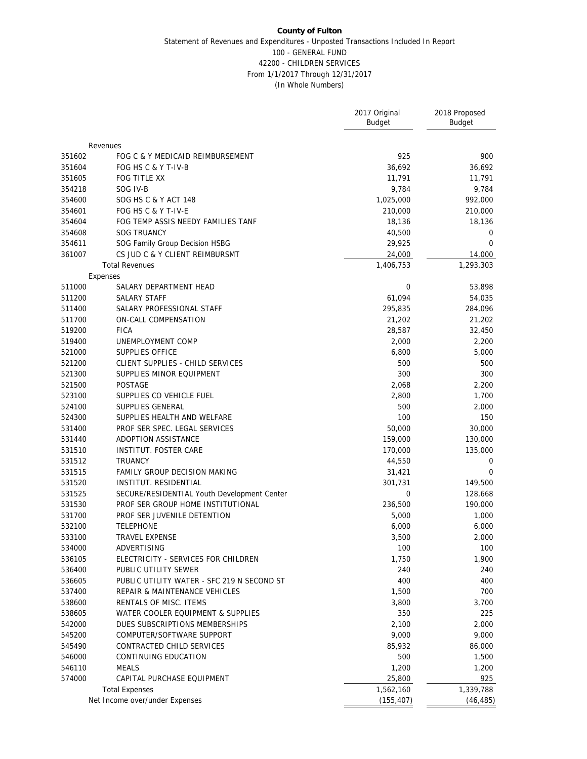**County of Fulton**

Statement of Revenues and Expenditures - Unposted Transactions Included In Report

100 - GENERAL FUND

42200 - CHILDREN SERVICES

From 1/1/2017 Through 12/31/2017

(In Whole Numbers)

| | | 2017 Original Budget | 2018 Proposed Budget |
|---|---|---|---|
| | Revenues | | |
| 351602 | FOG C & Y MEDICAID REIMBURSEMENT | 925 | 900 |
| 351604 | FOG HS C & Y T-IV-B | 36,692 | 36,692 |
| 351605 | FOG TITLE XX | 11,791 | 11,791 |
| 354218 | SOG IV-B | 9,784 | 9,784 |
| 354600 | SOG HS C & Y ACT 148 | 1,025,000 | 992,000 |
| 354601 | FOG HS C & Y T-IV-E | 210,000 | 210,000 |
| 354604 | FOG TEMP ASSIS NEEDY FAMILIES TANF | 18,136 | 18,136 |
| 354608 | SOG TRUANCY | 40,500 | 0 |
| 354611 | SOG Family Group Decision HSBG | 29,925 | 0 |
| 361007 | CS JUD C & Y CLIENT REIMBURSMT | 24,000 | 14,000 |
| | Total Revenues | 1,406,753 | 1,293,303 |
| | Expenses | | |
| 511000 | SALARY DEPARTMENT HEAD | 0 | 53,898 |
| 511200 | SALARY STAFF | 61,094 | 54,035 |
| 511400 | SALARY PROFESSIONAL STAFF | 295,835 | 284,096 |
| 511700 | ON-CALL COMPENSATION | 21,202 | 21,202 |
| 519200 | FICA | 28,587 | 32,450 |
| 519400 | UNEMPLOYMENT COMP | 2,000 | 2,200 |
| 521000 | SUPPLIES OFFICE | 6,800 | 5,000 |
| 521200 | CLIENT SUPPLIES - CHILD SERVICES | 500 | 500 |
| 521300 | SUPPLIES MINOR EQUIPMENT | 300 | 300 |
| 521500 | POSTAGE | 2,068 | 2,200 |
| 523100 | SUPPLIES CO VEHICLE FUEL | 2,800 | 1,700 |
| 524100 | SUPPLIES GENERAL | 500 | 2,000 |
| 524300 | SUPPLIES HEALTH AND WELFARE | 100 | 150 |
| 531400 | PROF SER SPEC. LEGAL SERVICES | 50,000 | 30,000 |
| 531440 | ADOPTION ASSISTANCE | 159,000 | 130,000 |
| 531510 | INSTITUT. FOSTER CARE | 170,000 | 135,000 |
| 531512 | TRUANCY | 44,550 | 0 |
| 531515 | FAMILY GROUP DECISION MAKING | 31,421 | 0 |
| 531520 | INSTITUT. RESIDENTIAL | 301,731 | 149,500 |
| 531525 | SECURE/RESIDENTIAL Youth Development Center | 0 | 128,668 |
| 531530 | PROF SER GROUP HOME INSTITUTIONAL | 236,500 | 190,000 |
| 531700 | PROF SER JUVENILE DETENTION | 5,000 | 1,000 |
| 532100 | TELEPHONE | 6,000 | 6,000 |
| 533100 | TRAVEL EXPENSE | 3,500 | 2,000 |
| 534000 | ADVERTISING | 100 | 100 |
| 536105 | ELECTRICITY - SERVICES FOR CHILDREN | 1,750 | 1,900 |
| 536400 | PUBLIC UTILITY SEWER | 240 | 240 |
| 536605 | PUBLIC UTILITY WATER - SFC 219 N SECOND ST | 400 | 400 |
| 537400 | REPAIR & MAINTENANCE VEHICLES | 1,500 | 700 |
| 538600 | RENTALS OF MISC. ITEMS | 3,800 | 3,700 |
| 538605 | WATER COOLER EQUIPMENT & SUPPLIES | 350 | 225 |
| 542000 | DUES SUBSCRIPTIONS MEMBERSHIPS | 2,100 | 2,000 |
| 545200 | COMPUTER/SOFTWARE SUPPORT | 9,000 | 9,000 |
| 545490 | CONTRACTED CHILD SERVICES | 85,932 | 86,000 |
| 546000 | CONTINUING EDUCATION | 500 | 1,500 |
| 546110 | MEALS | 1,200 | 1,200 |
| 574000 | CAPITAL PURCHASE EQUIPMENT | 25,800 | 925 |
| | Total Expenses | 1,562,160 | 1,339,788 |
| | Net Income over/under Expenses | (155,407) | (46,485) |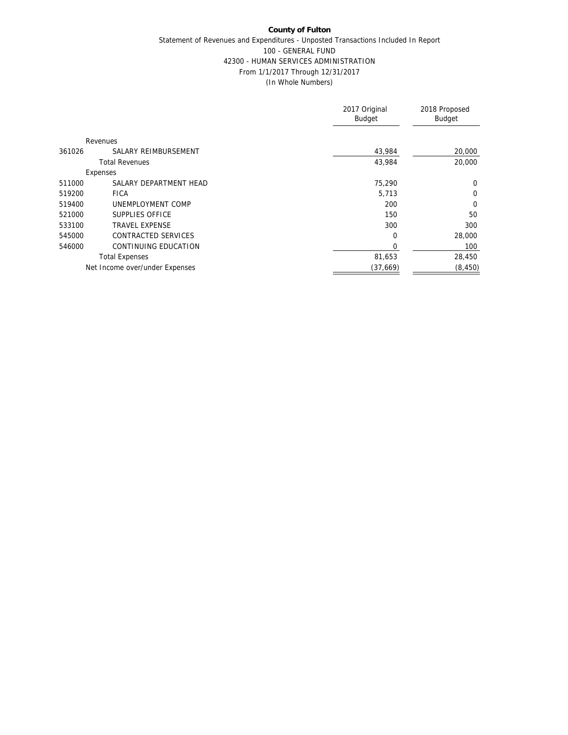**County of Fulton**

Statement of Revenues and Expenditures - Unposted Transactions Included In Report

100 - GENERAL FUND

42300 - HUMAN SERVICES ADMINISTRATION

From 1/1/2017 Through 12/31/2017

(In Whole Numbers)

| | | 2017 Original Budget | 2018 Proposed Budget |
|---|---|---|---|
| | Revenues | | |
| 361026 | SALARY REIMBURSEMENT | 43,984 | 20,000 |
| | Total Revenues | 43,984 | 20,000 |
| | Expenses | | |
| 511000 | SALARY DEPARTMENT HEAD | 75,290 | 0 |
| 519200 | FICA | 5,713 | 0 |
| 519400 | UNEMPLOYMENT COMP | 200 | 0 |
| 521000 | SUPPLIES OFFICE | 150 | 50 |
| 533100 | TRAVEL EXPENSE | 300 | 300 |
| 545000 | CONTRACTED SERVICES | 0 | 28,000 |
| 546000 | CONTINUING EDUCATION | 0 | 100 |
| | Total Expenses | 81,653 | 28,450 |
| | Net Income over/under Expenses | (37,669) | (8,450) |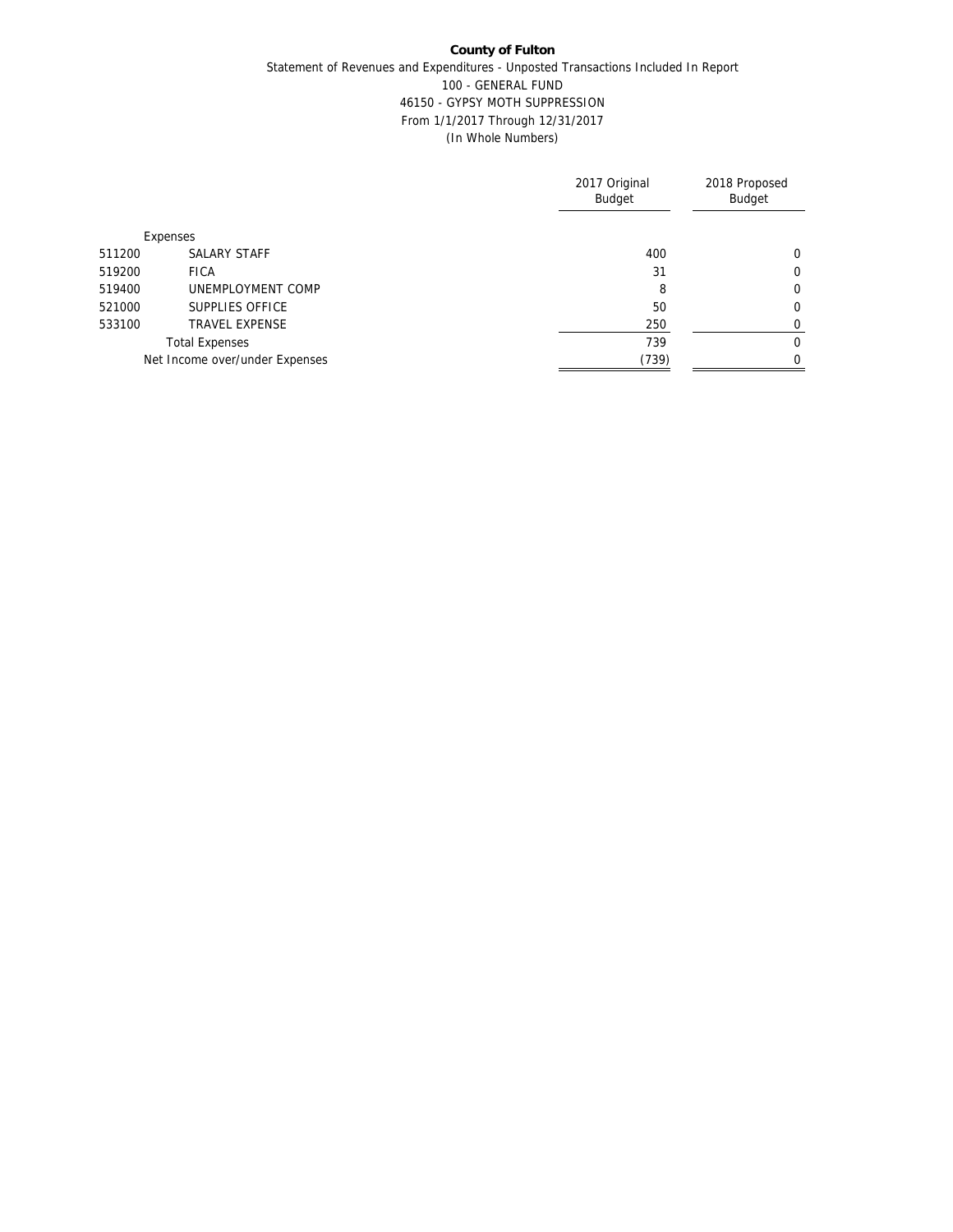**County of Fulton**

Statement of Revenues and Expenditures - Unposted Transactions Included In Report

100 - GENERAL FUND

46150 - GYPSY MOTH SUPPRESSION

From 1/1/2017 Through 12/31/2017

(In Whole Numbers)

| | | 2017 Original Budget | 2018 Proposed Budget |
|---|---|---|---|
| | Expenses | | |
| 511200 | SALARY STAFF | 400 | 0 |
| 519200 | FICA | 31 | 0 |
| 519400 | UNEMPLOYMENT COMP | 8 | 0 |
| 521000 | SUPPLIES OFFICE | 50 | 0 |
| 533100 | TRAVEL EXPENSE | 250 | 0 |
| | Total Expenses | 739 | 0 |
| | Net Income over/under Expenses | (739) | 0 |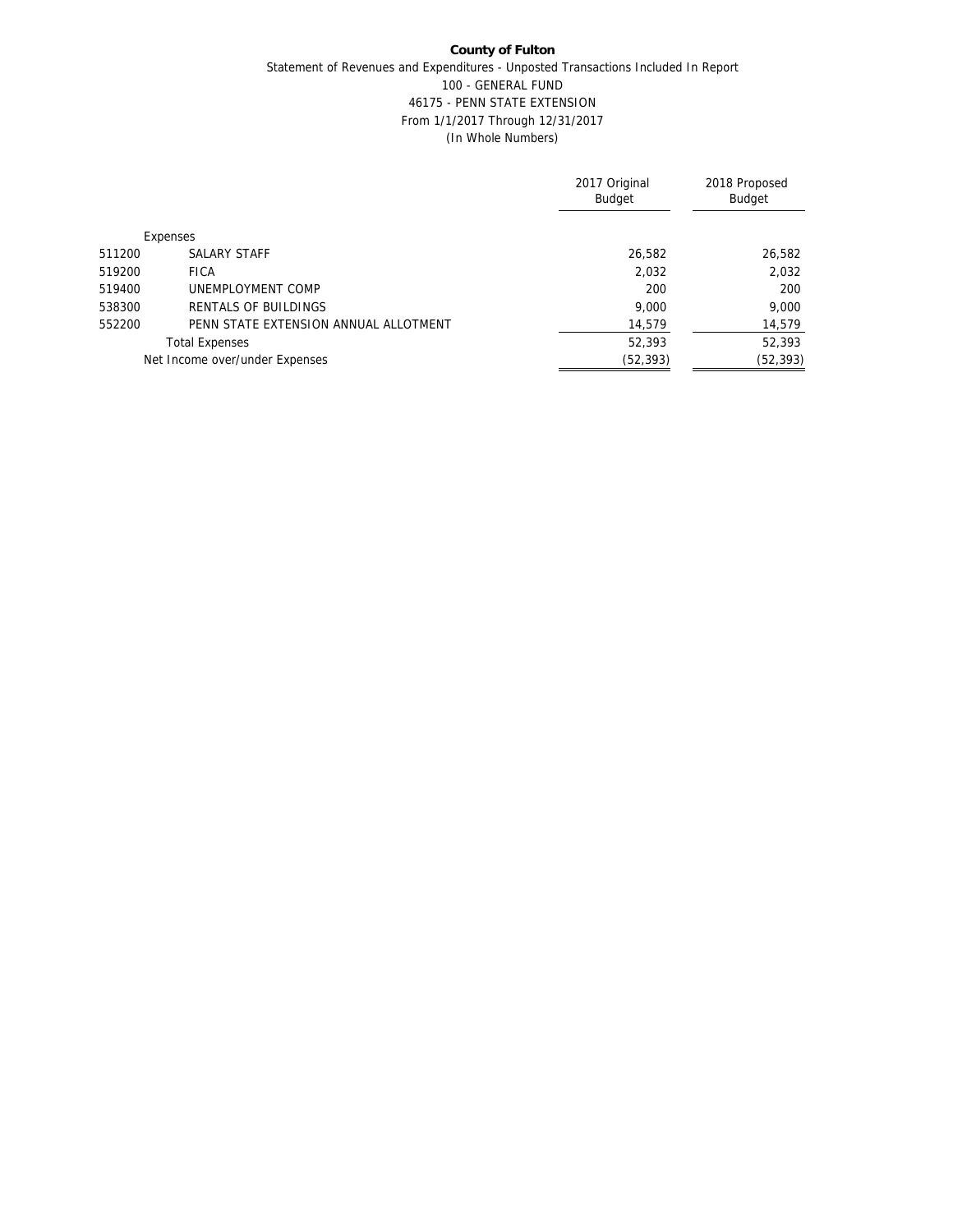**County of Fulton**

Statement of Revenues and Expenditures - Unposted Transactions Included In Report

100 - GENERAL FUND

46175 - PENN STATE EXTENSION

From 1/1/2017 Through 12/31/2017

(In Whole Numbers)

| | | 2017 Original Budget | 2018 Proposed Budget |
|---|---|---|---|
| | Expenses | | |
| 511200 | SALARY STAFF | 26,582 | 26,582 |
| 519200 | FICA | 2,032 | 2,032 |
| 519400 | UNEMPLOYMENT COMP | 200 | 200 |
| 538300 | RENTALS OF BUILDINGS | 9,000 | 9,000 |
| 552200 | PENN STATE EXTENSION ANNUAL ALLOTMENT | 14,579 | 14,579 |
| | Total Expenses | 52,393 | 52,393 |
| | Net Income over/under Expenses | (52,393) | (52,393) |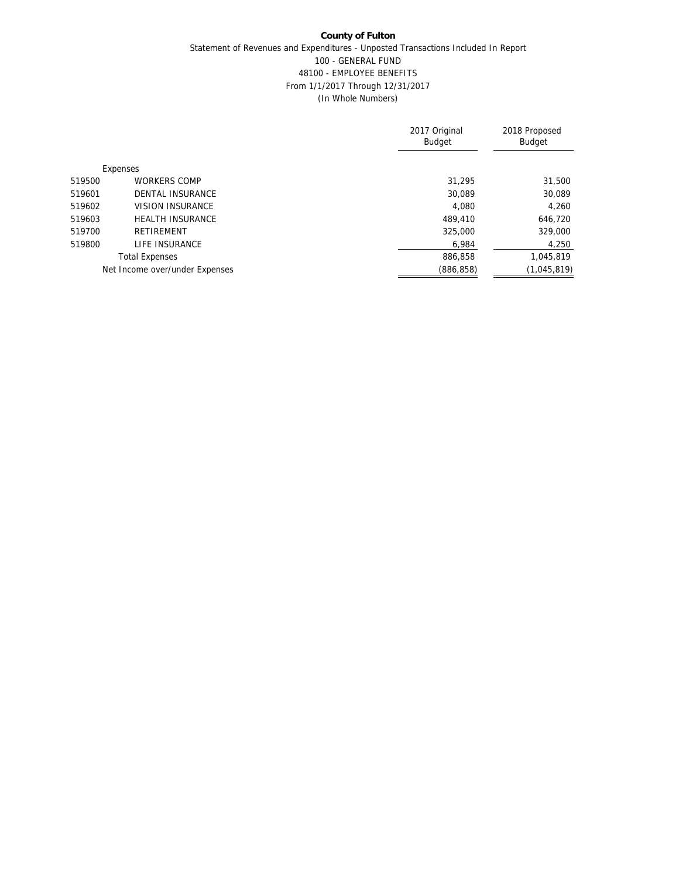**County of Fulton**

Statement of Revenues and Expenditures - Unposted Transactions Included In Report

100 - GENERAL FUND

48100 - EMPLOYEE BENEFITS

From 1/1/2017 Through 12/31/2017

(In Whole Numbers)

| | | 2017 Original Budget | 2018 Proposed Budget |
|---|---|---|---|
| | Expenses | | |
| 519500 | WORKERS COMP | 31,295 | 31,500 |
| 519601 | DENTAL INSURANCE | 30,089 | 30,089 |
| 519602 | VISION INSURANCE | 4,080 | 4,260 |
| 519603 | HEALTH INSURANCE | 489,410 | 646,720 |
| 519700 | RETIREMENT | 325,000 | 329,000 |
| 519800 | LIFE INSURANCE | 6,984 | 4,250 |
| | Total Expenses | 886,858 | 1,045,819 |
| | Net Income over/under Expenses | (886,858) | (1,045,819) |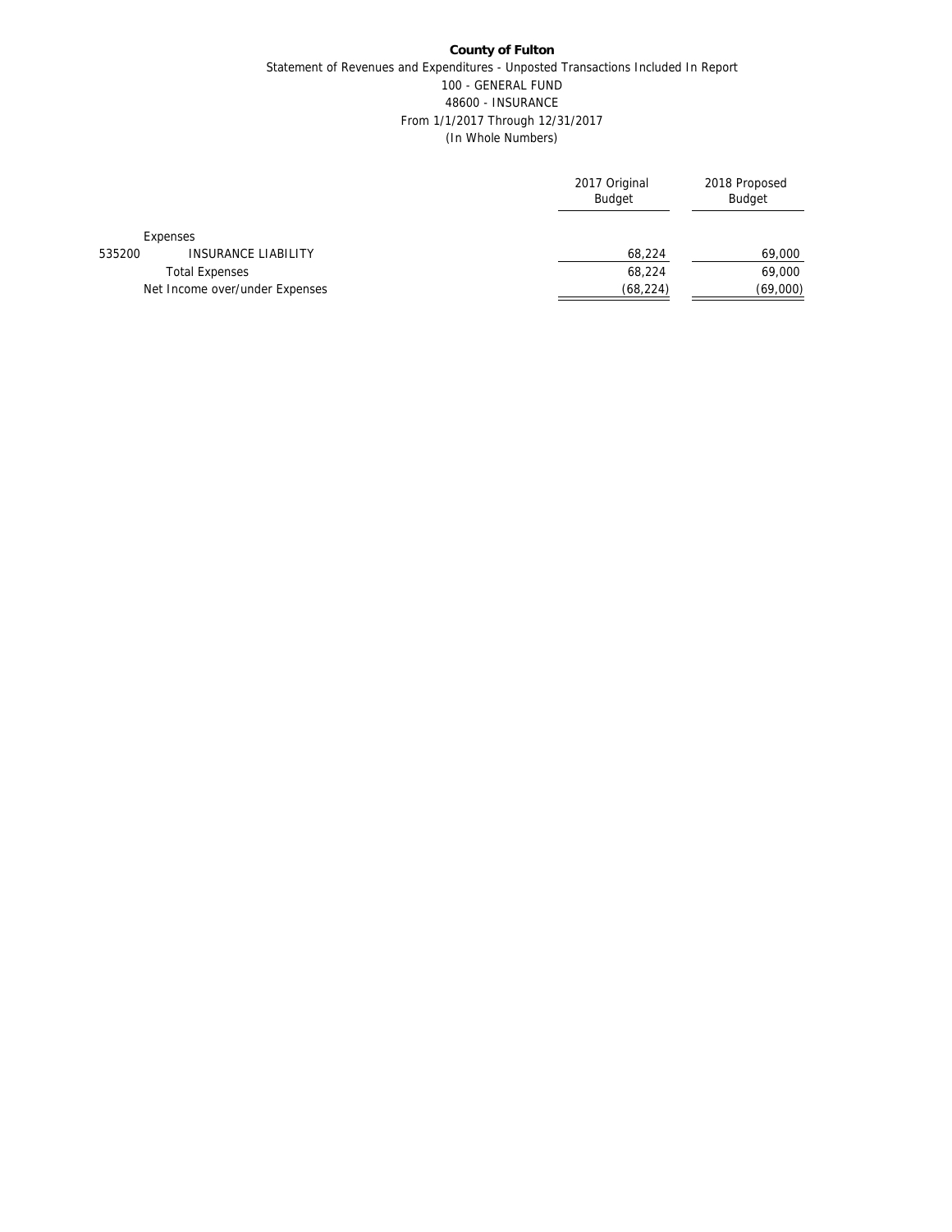**County of Fulton**

Statement of Revenues and Expenditures - Unposted Transactions Included In Report

100 - GENERAL FUND

48600 - INSURANCE

From 1/1/2017 Through 12/31/2017

(In Whole Numbers)

| | | 2017 Original Budget | 2018 Proposed Budget |
|---|---|---|---|
| | Expenses | | |
| 535200 | INSURANCE LIABILITY | 68,224 | 69,000 |
| | Total Expenses | 68,224 | 69,000 |
| | Net Income over/under Expenses | (68,224) | (69,000) |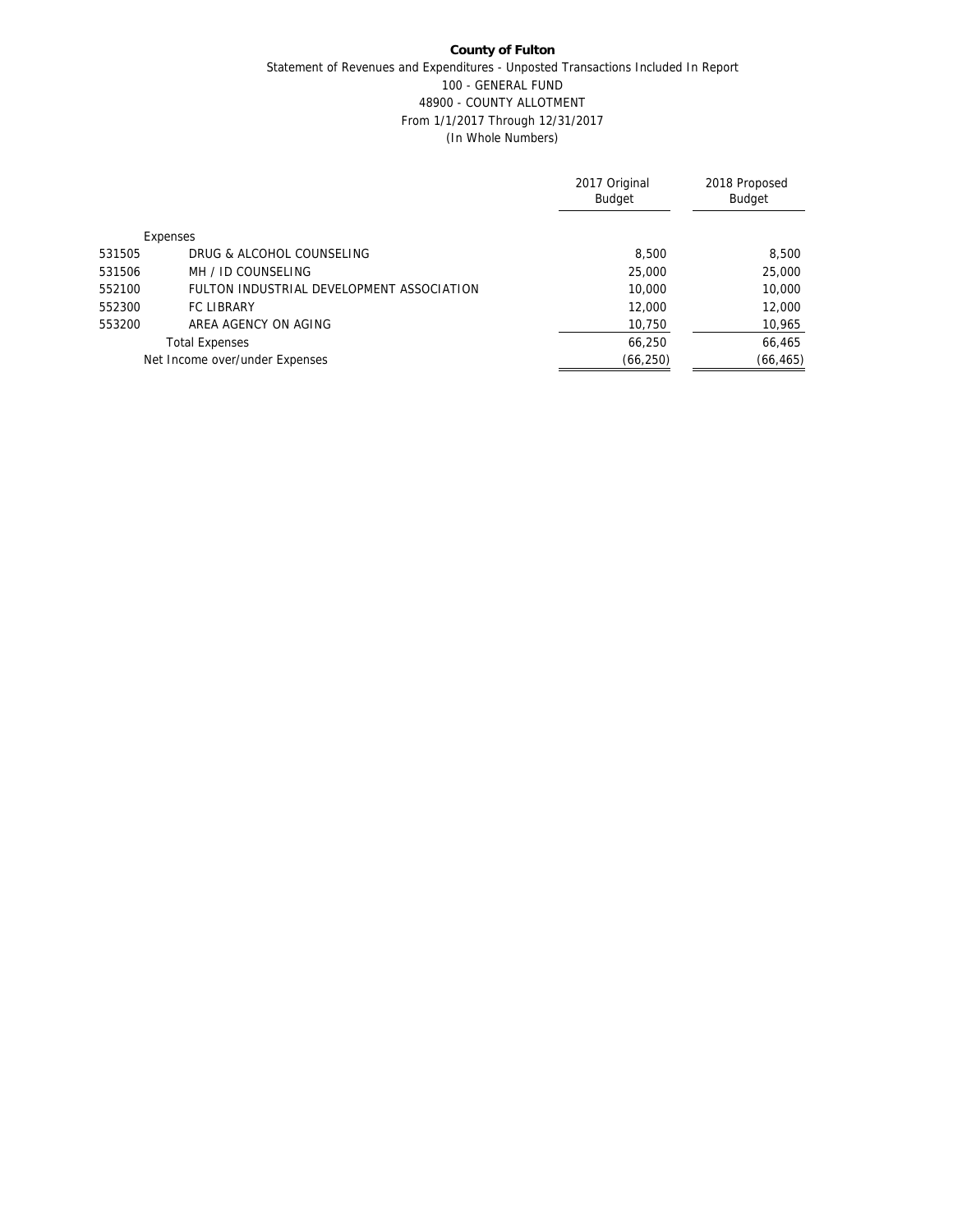**County of Fulton**

Statement of Revenues and Expenditures - Unposted Transactions Included In Report

100 - GENERAL FUND

48900 - COUNTY ALLOTMENT

From 1/1/2017 Through 12/31/2017

(In Whole Numbers)

| | | 2017 Original Budget | 2018 Proposed Budget |
|---|---|---|---|
| | Expenses | | |
| 531505 | DRUG & ALCOHOL COUNSELING | 8,500 | 8,500 |
| 531506 | MH / ID COUNSELING | 25,000 | 25,000 |
| 552100 | FULTON INDUSTRIAL DEVELOPMENT ASSOCIATION | 10,000 | 10,000 |
| 552300 | FC LIBRARY | 12,000 | 12,000 |
| 553200 | AREA AGENCY ON AGING | 10,750 | 10,965 |
| | Total Expenses | 66,250 | 66,465 |
| | Net Income over/under Expenses | (66,250) | (66,465) |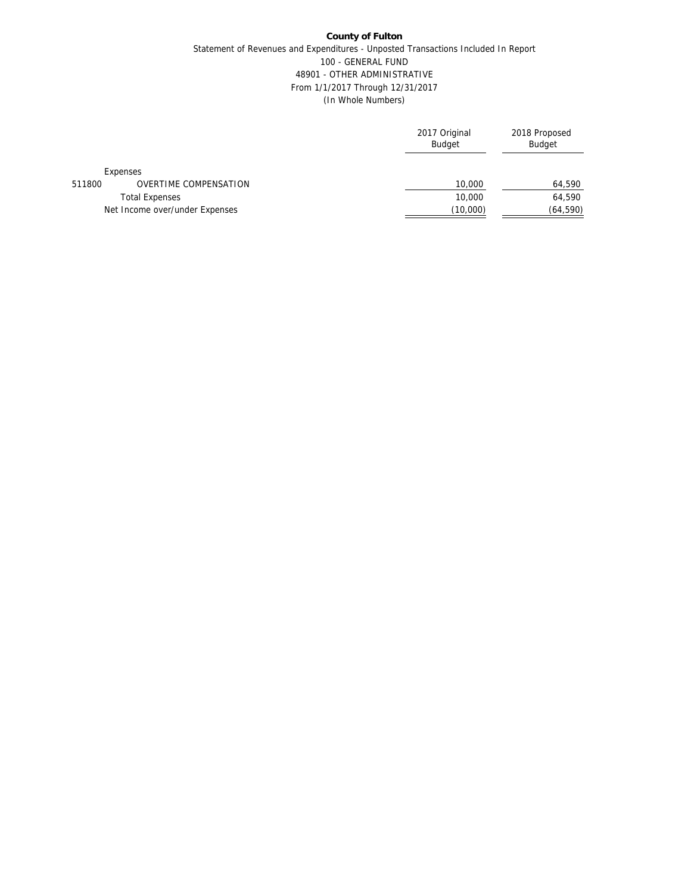**County of Fulton**

Statement of Revenues and Expenditures - Unposted Transactions Included In Report

100 - GENERAL FUND

48901 - OTHER ADMINISTRATIVE

From 1/1/2017 Through 12/31/2017

(In Whole Numbers)

| | | 2017 Original Budget | 2018 Proposed Budget |
|---|---|---|---|
| | Expenses | | |
| 511800 | OVERTIME COMPENSATION | 10,000 | 64,590 |
| | Total Expenses | 10,000 | 64,590 |
| | Net Income over/under Expenses | (10,000) | (64,590) |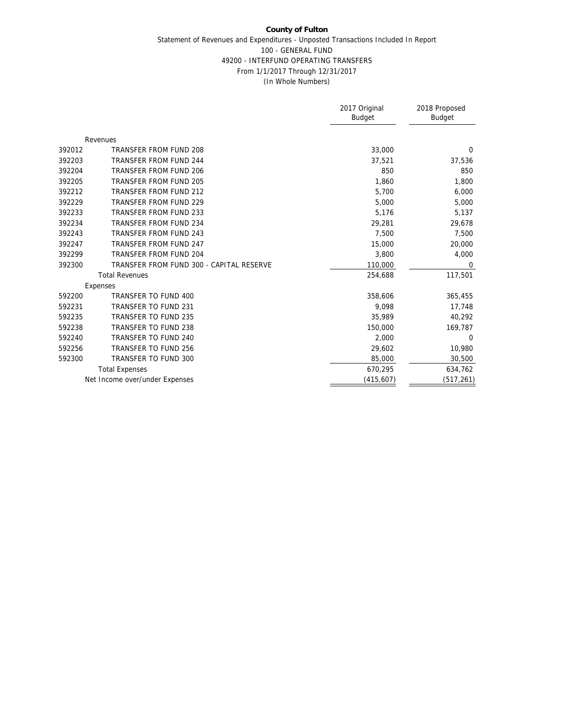**County of Fulton**

Statement of Revenues and Expenditures - Unposted Transactions Included In Report

100 - GENERAL FUND

49200 - INTERFUND OPERATING TRANSFERS

From 1/1/2017 Through 12/31/2017

(In Whole Numbers)

| | | 2017 Original Budget | 2018 Proposed Budget |
|---|---|---|---|
| | Revenues | | |
| 392012 | TRANSFER FROM FUND 208 | 33,000 | 0 |
| 392203 | TRANSFER FROM FUND 244 | 37,521 | 37,536 |
| 392204 | TRANSFER FROM FUND 206 | 850 | 850 |
| 392205 | TRANSFER FROM FUND 205 | 1,860 | 1,800 |
| 392212 | TRANSFER FROM FUND 212 | 5,700 | 6,000 |
| 392229 | TRANSFER FROM FUND 229 | 5,000 | 5,000 |
| 392233 | TRANSFER FROM FUND 233 | 5,176 | 5,137 |
| 392234 | TRANSFER FROM FUND 234 | 29,281 | 29,678 |
| 392243 | TRANSFER FROM FUND 243 | 7,500 | 7,500 |
| 392247 | TRANSFER FROM FUND 247 | 15,000 | 20,000 |
| 392299 | TRANSFER FROM FUND 204 | 3,800 | 4,000 |
| 392300 | TRANSFER FROM FUND 300 - CAPITAL RESERVE | 110,000 | 0 |
| | Total Revenues | 254,688 | 117,501 |
| | Expenses | | |
| 592200 | TRANSFER TO FUND 400 | 358,606 | 365,455 |
| 592231 | TRANSFER TO FUND 231 | 9,098 | 17,748 |
| 592235 | TRANSFER TO FUND 235 | 35,989 | 40,292 |
| 592238 | TRANSFER TO FUND 238 | 150,000 | 169,787 |
| 592240 | TRANSFER TO FUND 240 | 2,000 | 0 |
| 592256 | TRANSFER TO FUND 256 | 29,602 | 10,980 |
| 592300 | TRANSFER TO FUND 300 | 85,000 | 30,500 |
| | Total Expenses | 670,295 | 634,762 |
| | Net Income over/under Expenses | (415,607) | (517,261) |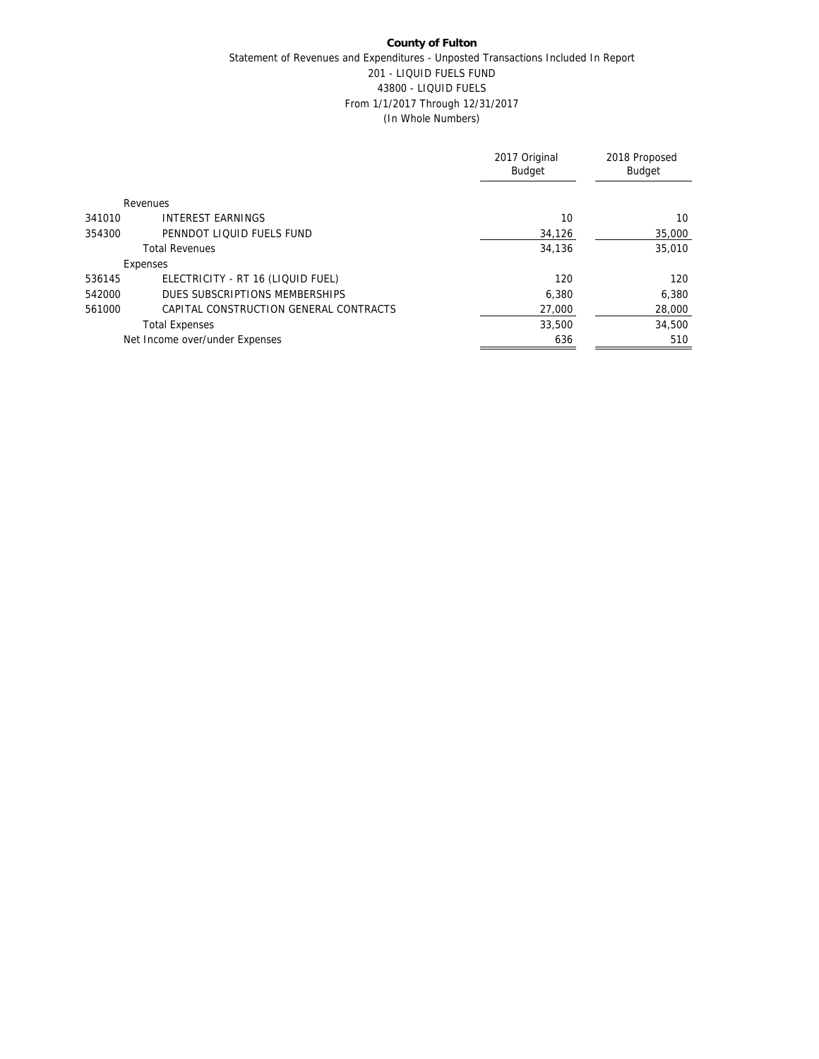**County of Fulton**

Statement of Revenues and Expenditures - Unposted Transactions Included In Report

201 - LIQUID FUELS FUND

43800 - LIQUID FUELS

From 1/1/2017 Through 12/31/2017

(In Whole Numbers)

| | | 2017 Original Budget | 2018 Proposed Budget |
|---|---|---|---|
| | Revenues | | |
| 341010 | INTEREST EARNINGS | 10 | 10 |
| 354300 | PENNDOT LIQUID FUELS FUND | 34,126 | 35,000 |
| | Total Revenues | 34,136 | 35,010 |
| | Expenses | | |
| 536145 | ELECTRICITY - RT 16 (LIQUID FUEL) | 120 | 120 |
| 542000 | DUES SUBSCRIPTIONS MEMBERSHIPS | 6,380 | 6,380 |
| 561000 | CAPITAL CONSTRUCTION GENERAL CONTRACTS | 27,000 | 28,000 |
| | Total Expenses | 33,500 | 34,500 |
| | Net Income over/under Expenses | 636 | 510 |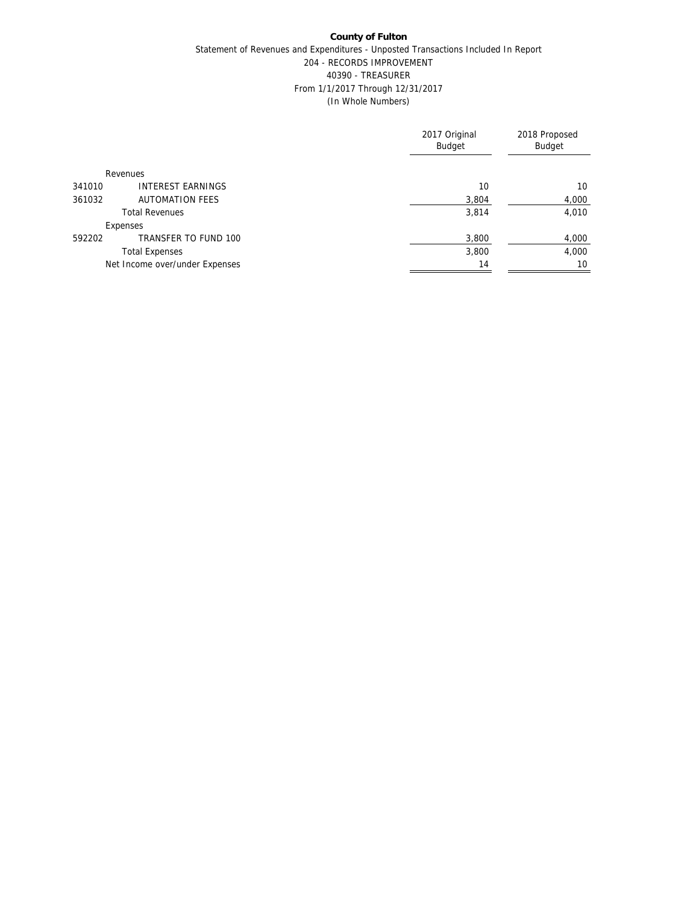**County of Fulton**

Statement of Revenues and Expenditures - Unposted Transactions Included In Report

204 - RECORDS IMPROVEMENT

40390 - TREASURER

From 1/1/2017 Through 12/31/2017

(In Whole Numbers)

| | | 2017 Original Budget | 2018 Proposed Budget |
|---|---|---|---|
| | Revenues | | |
| 341010 | INTEREST EARNINGS | 10 | 10 |
| 361032 | AUTOMATION FEES | 3,804 | 4,000 |
| | Total Revenues | 3,814 | 4,010 |
| | Expenses | | |
| 592202 | TRANSFER TO FUND 100 | 3,800 | 4,000 |
| | Total Expenses | 3,800 | 4,000 |
| | Net Income over/under Expenses | 14 | 10 |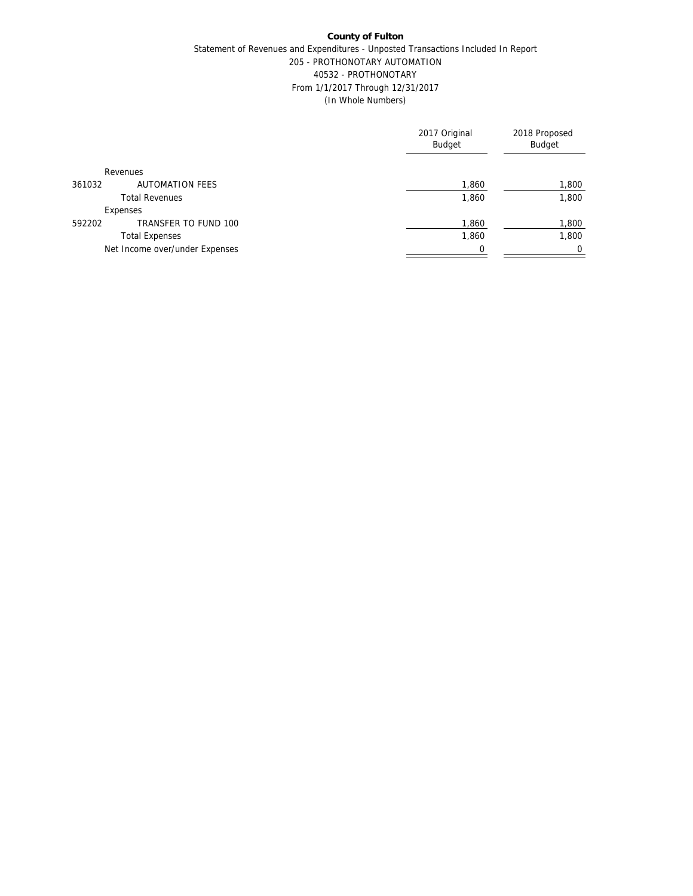**County of Fulton**

Statement of Revenues and Expenditures - Unposted Transactions Included In Report

205 - PROTHONOTARY AUTOMATION

40532 - PROTHONOTARY

From 1/1/2017 Through 12/31/2017

(In Whole Numbers)

| | | 2017 Original Budget | 2018 Proposed Budget |
|---|---|---|---|
| | Revenues | | |
| 361032 | AUTOMATION FEES | 1,860 | 1,800 |
| | Total Revenues | 1,860 | 1,800 |
| | Expenses | | |
| 592202 | TRANSFER TO FUND 100 | 1,860 | 1,800 |
| | Total Expenses | 1,860 | 1,800 |
| | Net Income over/under Expenses | 0 | 0 |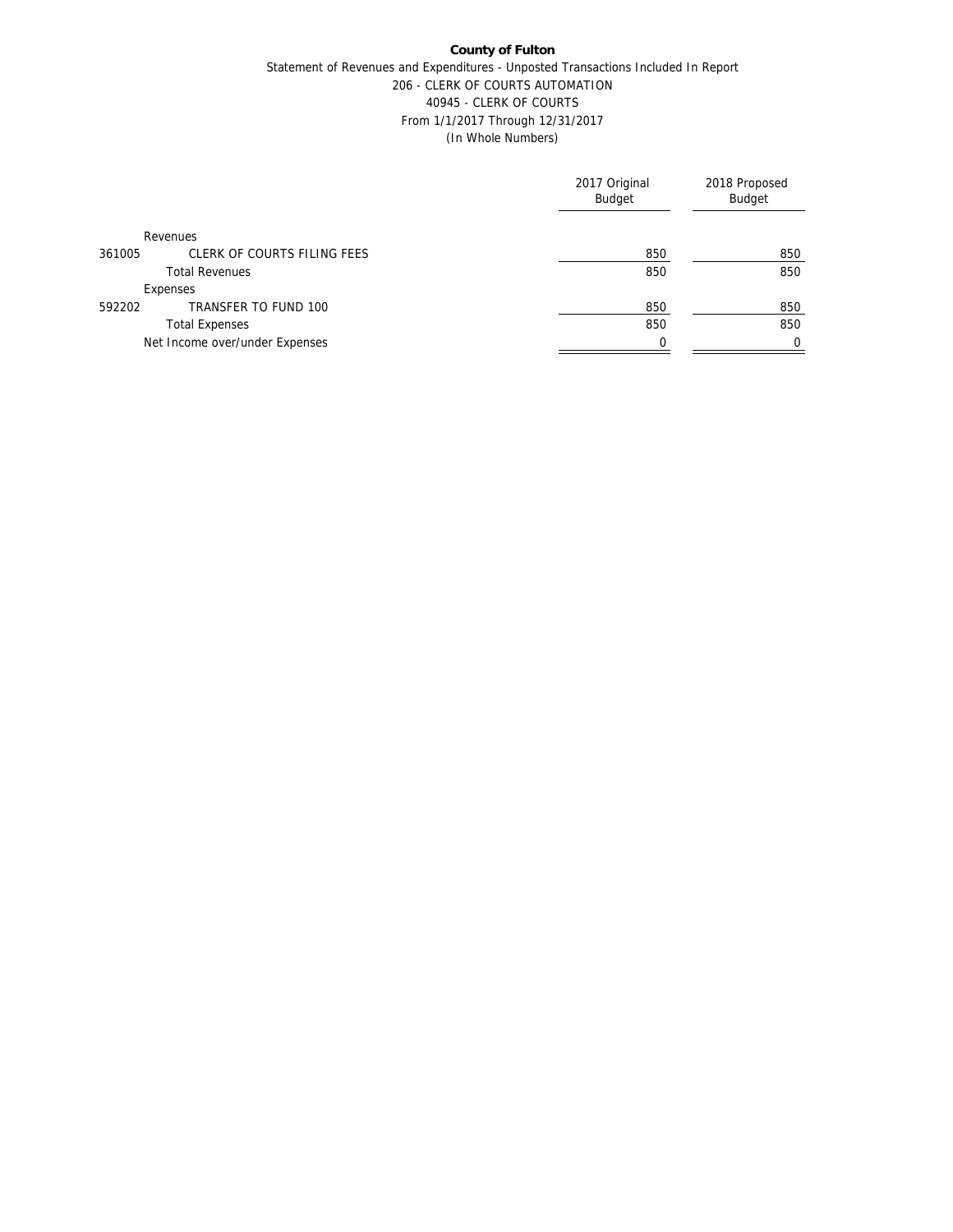**County of Fulton**

Statement of Revenues and Expenditures - Unposted Transactions Included In Report

206 - CLERK OF COURTS AUTOMATION

40945 - CLERK OF COURTS

From 1/1/2017 Through 12/31/2017

(In Whole Numbers)

| | | 2017 Original Budget | 2018 Proposed Budget |
|---|---|---|---|
| | Revenues | | |
| 361005 | CLERK OF COURTS FILING FEES | 850 | 850 |
| | Total Revenues | 850 | 850 |
| | Expenses | | |
| 592202 | TRANSFER TO FUND 100 | 850 | 850 |
| | Total Expenses | 850 | 850 |
| | Net Income over/under Expenses | 0 | 0 |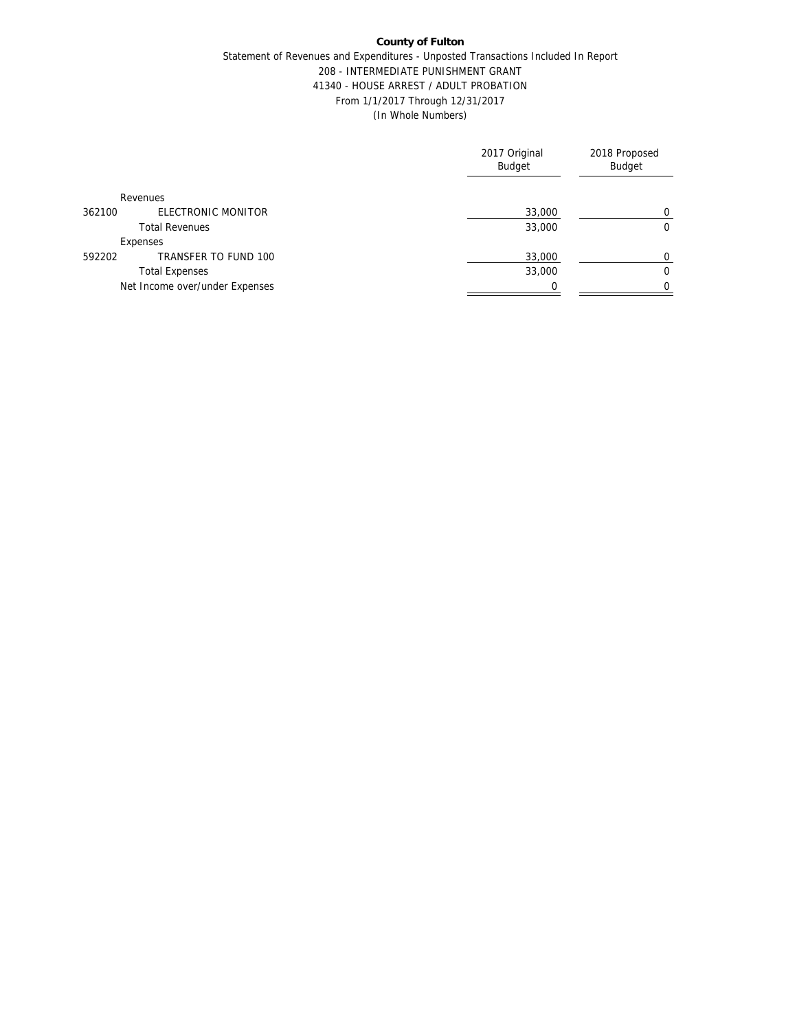**County of Fulton**

Statement of Revenues and Expenditures - Unposted Transactions Included In Report
208 - INTERMEDIATE PUNISHMENT GRANT
41340 - HOUSE ARREST / ADULT PROBATION
From 1/1/2017 Through 12/31/2017
(In Whole Numbers)

| | | 2017 Original Budget | 2018 Proposed Budget |
|---|---|---|---|
| | Revenues | | |
| 362100 | ELECTRONIC MONITOR | 33,000 | 0 |
| | Total Revenues | 33,000 | 0 |
| | Expenses | | |
| 592202 | TRANSFER TO FUND 100 | 33,000 | 0 |
| | Total Expenses | 33,000 | 0 |
| | Net Income over/under Expenses | 0 | 0 |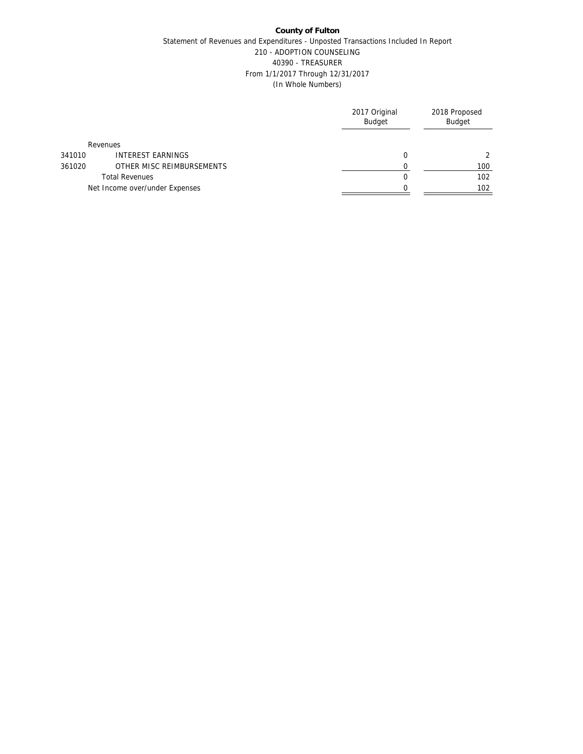**County of Fulton**

Statement of Revenues and Expenditures - Unposted Transactions Included In Report

210 - ADOPTION COUNSELING

40390 - TREASURER

From 1/1/2017 Through 12/31/2017

(In Whole Numbers)

| | | 2017 Original Budget | 2018 Proposed Budget |
|---|---|---|---|
| | Revenues | | |
| 341010 | INTEREST EARNINGS | 0 | 2 |
| 361020 | OTHER MISC REIMBURSEMENTS | 0 | 100 |
| | Total Revenues | 0 | 102 |
| | Net Income over/under Expenses | 0 | 102 |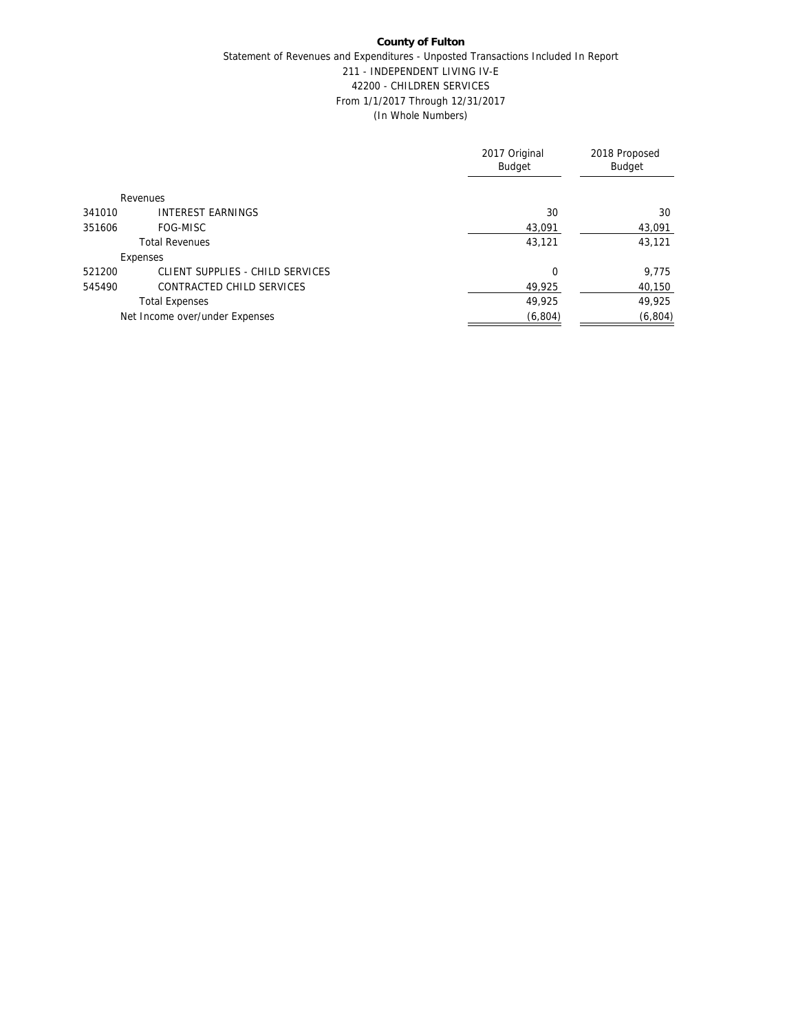**County of Fulton**

Statement of Revenues and Expenditures - Unposted Transactions Included In Report
211 - INDEPENDENT LIVING IV-E
42200 - CHILDREN SERVICES
From 1/1/2017 Through 12/31/2017
(In Whole Numbers)

| | | 2017 Original Budget | 2018 Proposed Budget |
|---|---|---|---|
| | Revenues | | |
| 341010 | INTEREST EARNINGS | 30 | 30 |
| 351606 | FOG-MISC | 43,091 | 43,091 |
| | Total Revenues | 43,121 | 43,121 |
| | Expenses | | |
| 521200 | CLIENT SUPPLIES - CHILD SERVICES | 0 | 9,775 |
| 545490 | CONTRACTED CHILD SERVICES | 49,925 | 40,150 |
| | Total Expenses | 49,925 | 49,925 |
| | Net Income over/under Expenses | (6,804) | (6,804) |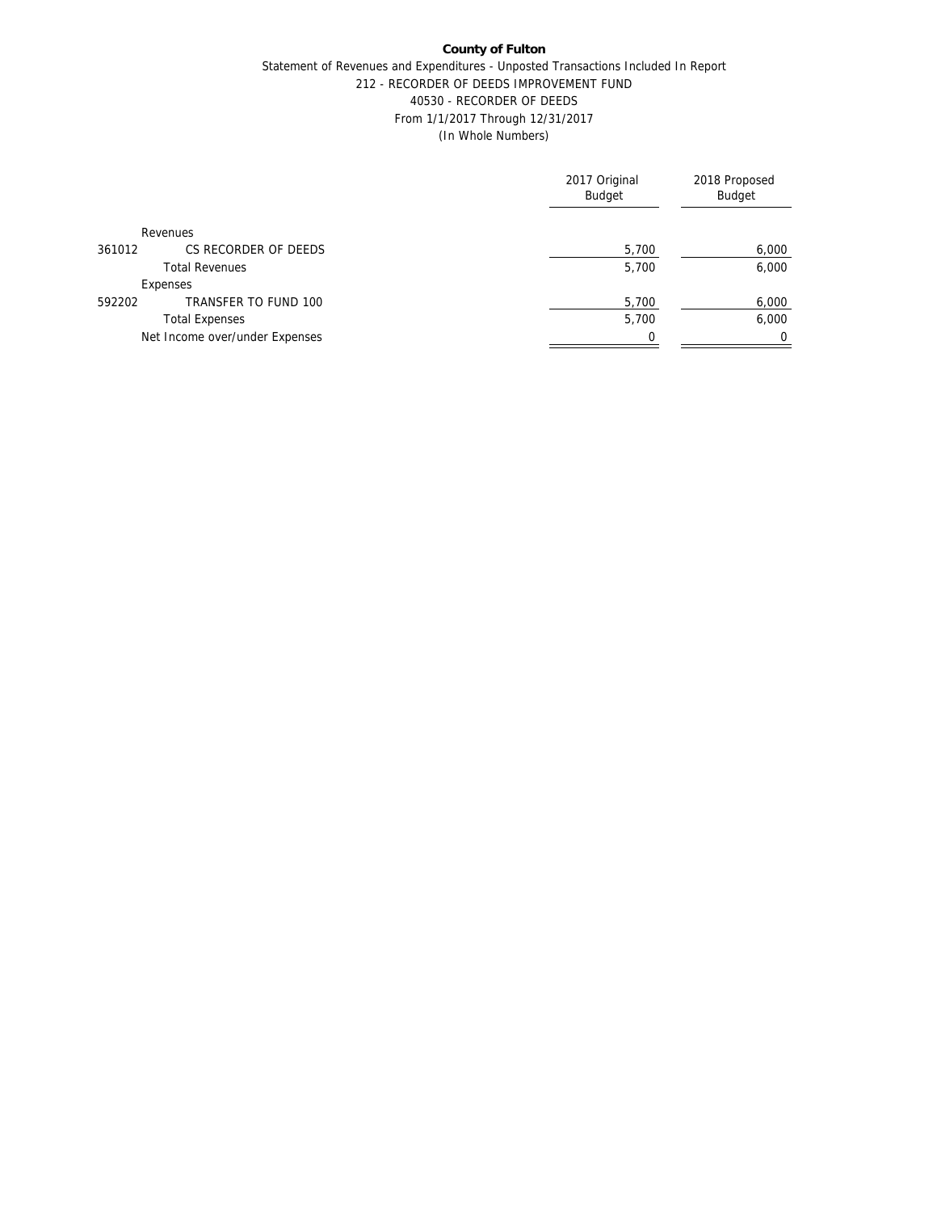**County of Fulton**

Statement of Revenues and Expenditures - Unposted Transactions Included In Report

212 - RECORDER OF DEEDS IMPROVEMENT FUND

40530 - RECORDER OF DEEDS

From 1/1/2017 Through 12/31/2017

(In Whole Numbers)

| | | 2017 Original Budget | 2018 Proposed Budget |
|---|---|---|---|
| | Revenues | | |
| 361012 | CS RECORDER OF DEEDS | 5,700 | 6,000 |
| | Total Revenues | 5,700 | 6,000 |
| | Expenses | | |
| 592202 | TRANSFER TO FUND 100 | 5,700 | 6,000 |
| | Total Expenses | 5,700 | 6,000 |
| | Net Income over/under Expenses | 0 | 0 |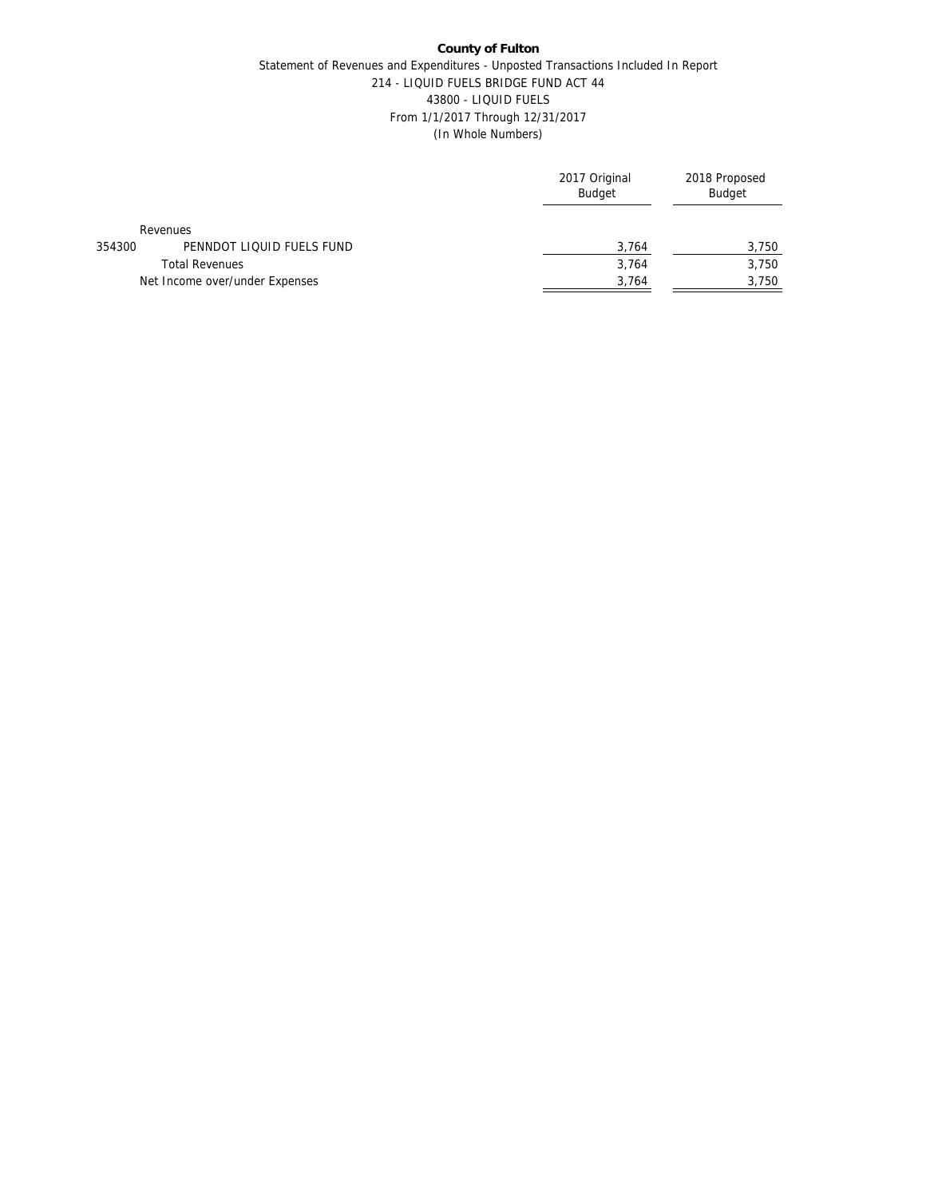**County of Fulton**

Statement of Revenues and Expenditures - Unposted Transactions Included In Report

214 - LIQUID FUELS BRIDGE FUND ACT 44

43800 - LIQUID FUELS

From 1/1/2017 Through 12/31/2017

(In Whole Numbers)

| | | 2017 Original Budget | 2018 Proposed Budget |
|---|---|---|---|
| | Revenues | | |
| 354300 | PENNDOT LIQUID FUELS FUND | 3,764 | 3,750 |
| | Total Revenues | 3,764 | 3,750 |
| | Net Income over/under Expenses | 3,764 | 3,750 |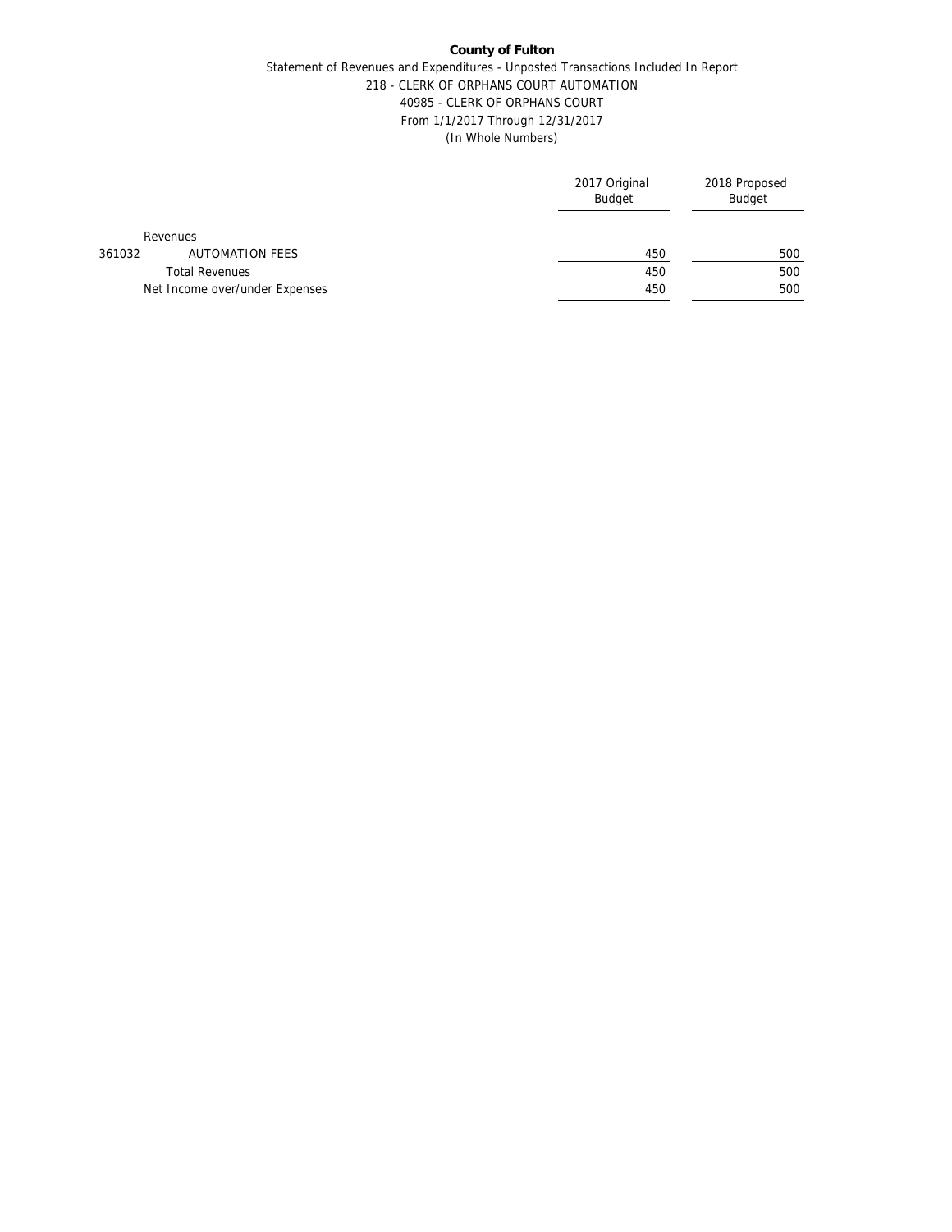**County of Fulton**

Statement of Revenues and Expenditures - Unposted Transactions Included In Report
218 - CLERK OF ORPHANS COURT AUTOMATION
40985 - CLERK OF ORPHANS COURT
From 1/1/2017 Through 12/31/2017
(In Whole Numbers)

| | | 2017 Original Budget | 2018 Proposed Budget |
|---|---|---|---|
| | Revenues | | |
| 361032 | AUTOMATION FEES | 450 | 500 |
| | Total Revenues | 450 | 500 |
| | Net Income over/under Expenses | 450 | 500 |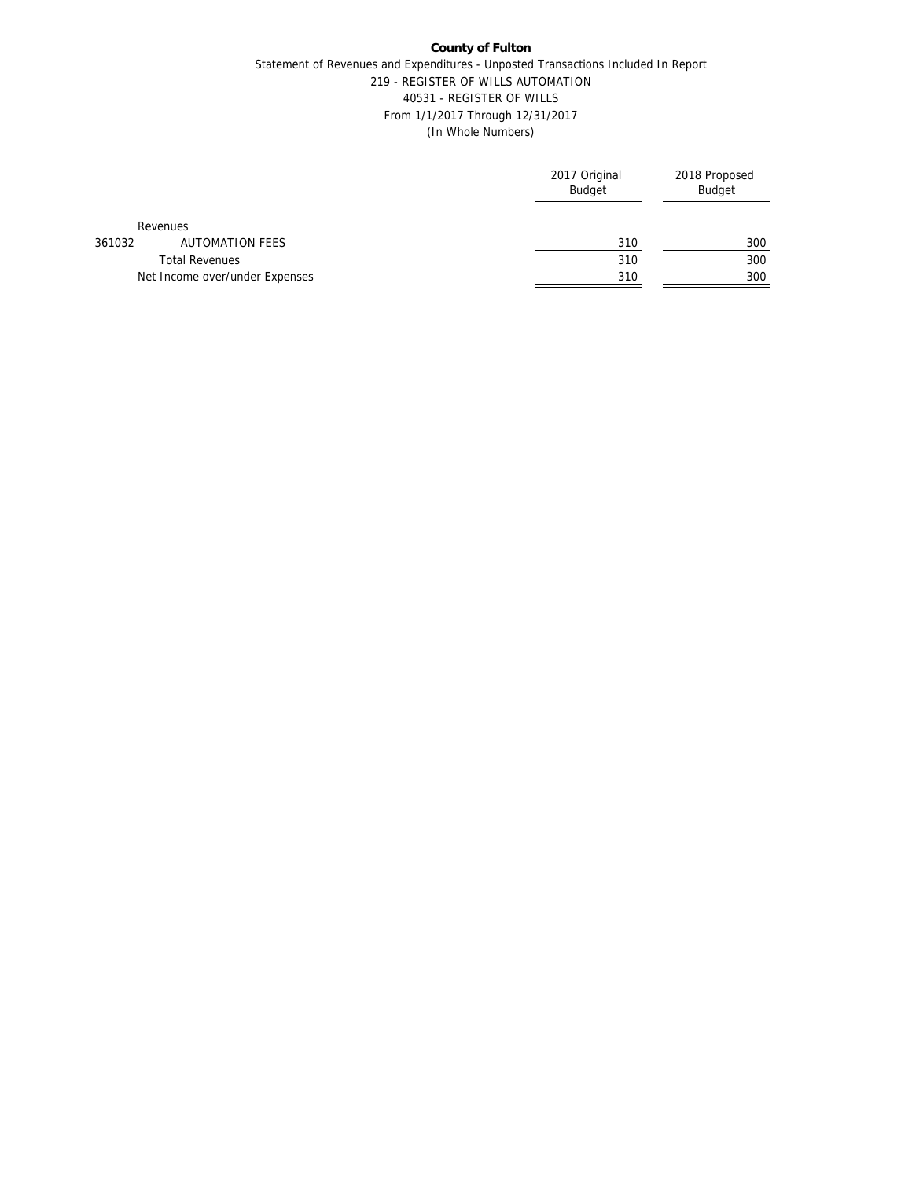**County of Fulton**

Statement of Revenues and Expenditures - Unposted Transactions Included In Report

219 - REGISTER OF WILLS AUTOMATION

40531 - REGISTER OF WILLS

From 1/1/2017 Through 12/31/2017

(In Whole Numbers)

| | | 2017 Original Budget | 2018 Proposed Budget |
|---|---|---|---|
| | Revenues | | |
| 361032 | AUTOMATION FEES | 310 | 300 |
| | Total Revenues | 310 | 300 |
| | Net Income over/under Expenses | 310 | 300 |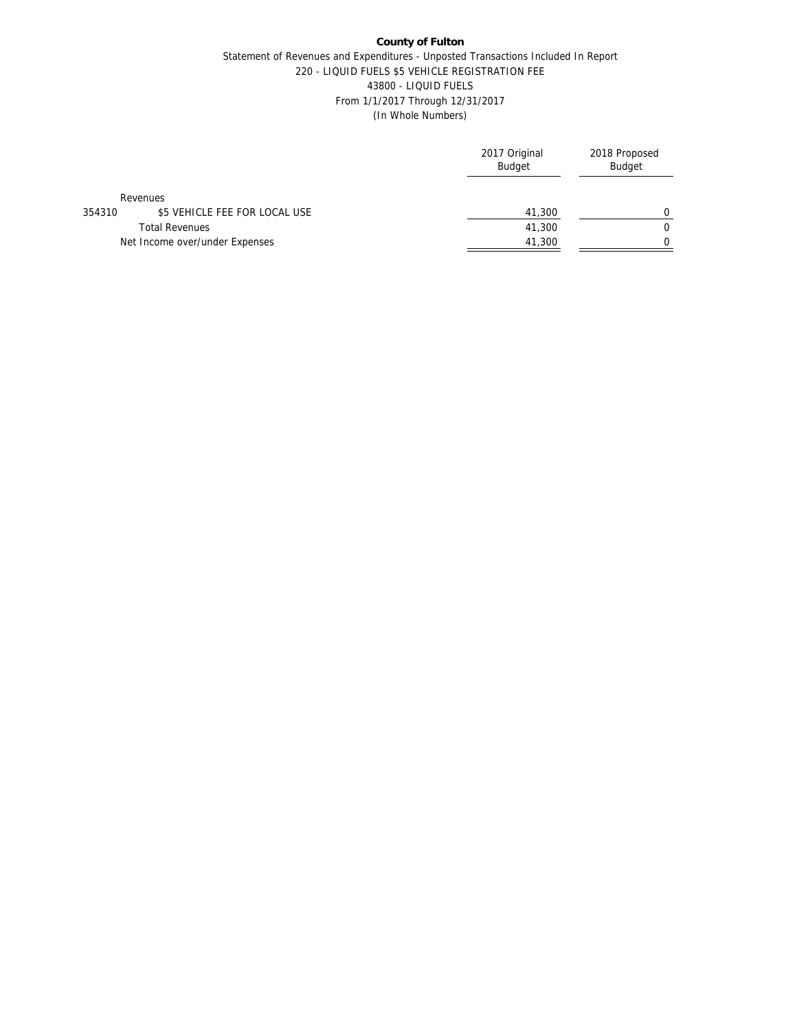**County of Fulton**

Statement of Revenues and Expenditures - Unposted Transactions Included In Report
220 - LIQUID FUELS $5 VEHICLE REGISTRATION FEE
43800 - LIQUID FUELS
From 1/1/2017 Through 12/31/2017
(In Whole Numbers)

| | | 2017 Original Budget | 2018 Proposed Budget |
|---|---|---|---|
| | Revenues | | |
| 354310 | $5 VEHICLE FEE FOR LOCAL USE | 41,300 | 0 |
| | Total Revenues | 41,300 | 0 |
| | Net Income over/under Expenses | 41,300 | 0 |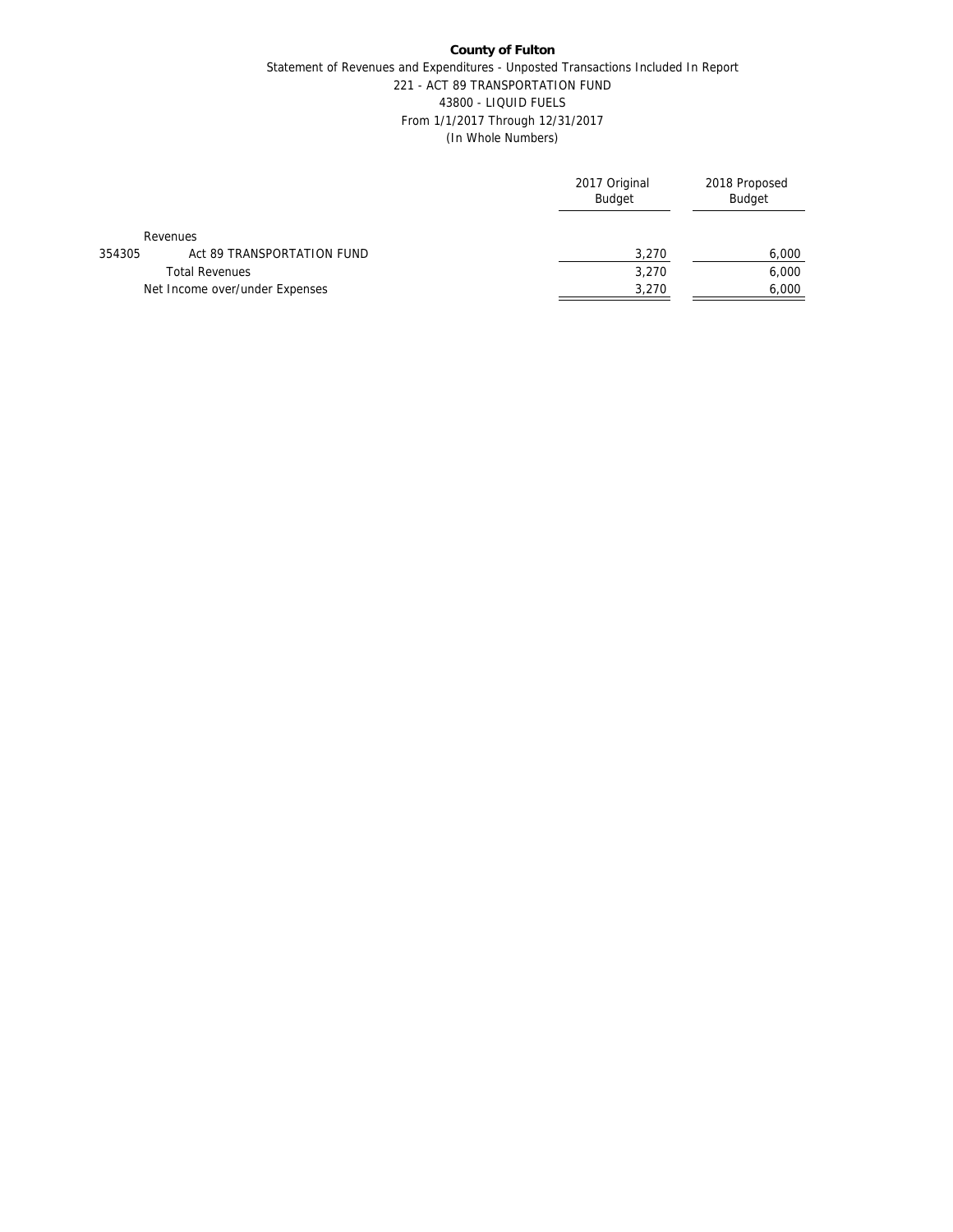**County of Fulton**

Statement of Revenues and Expenditures - Unposted Transactions Included In Report

221 - ACT 89 TRANSPORTATION FUND

43800 - LIQUID FUELS

From 1/1/2017 Through 12/31/2017

(In Whole Numbers)

| | | 2017 Original Budget | 2018 Proposed Budget |
|---|---|---|---|
| | Revenues | | |
| 354305 | Act 89 TRANSPORTATION FUND | 3,270 | 6,000 |
| | Total Revenues | 3,270 | 6,000 |
| | Net Income over/under Expenses | 3,270 | 6,000 |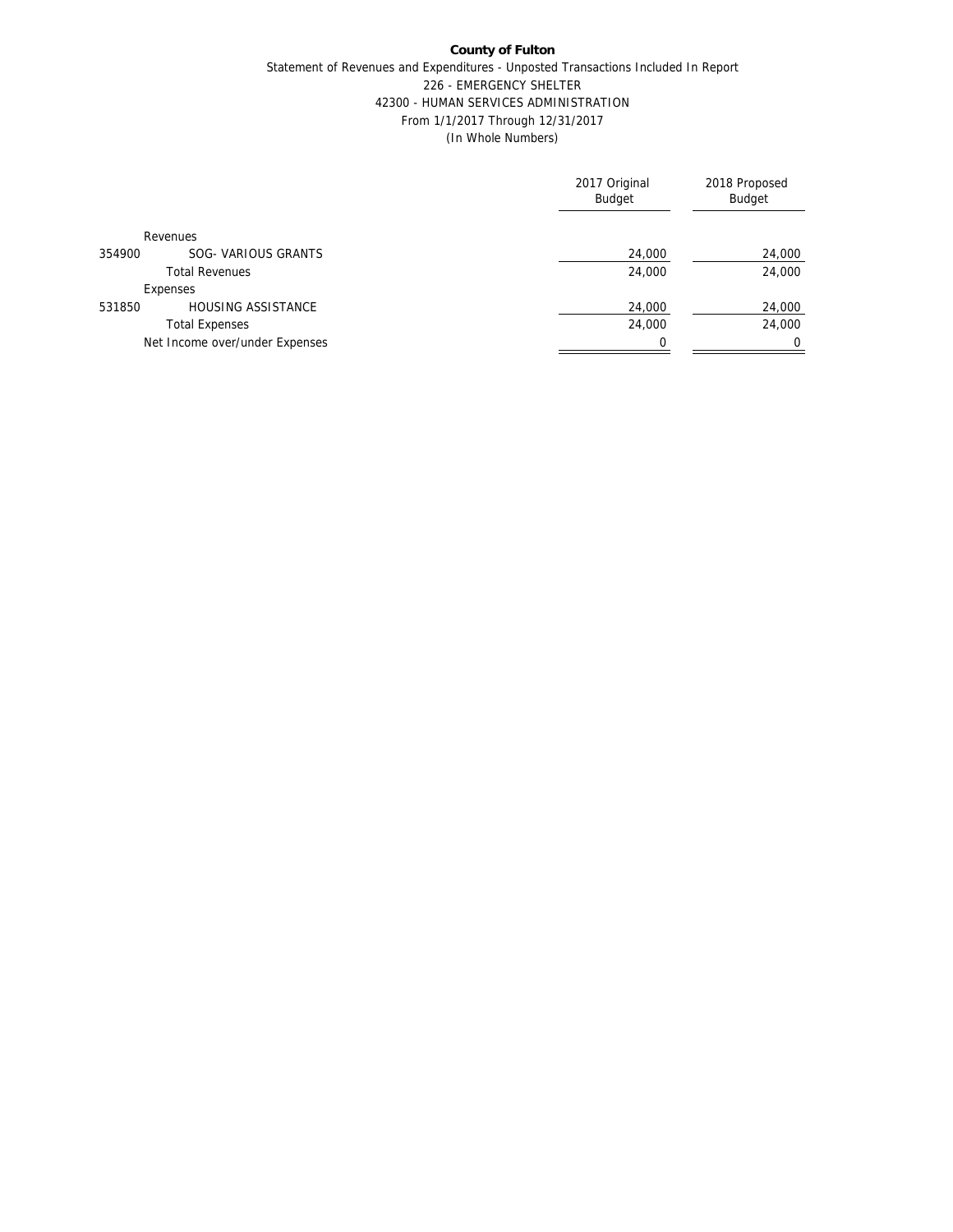**County of Fulton**

Statement of Revenues and Expenditures - Unposted Transactions Included In Report

226 - EMERGENCY SHELTER

42300 - HUMAN SERVICES ADMINISTRATION

From 1/1/2017 Through 12/31/2017

(In Whole Numbers)

| | | 2017 Original Budget | 2018 Proposed Budget |
|---|---|---|---|
| | Revenues | | |
| 354900 | SOG- VARIOUS GRANTS | 24,000 | 24,000 |
| | Total Revenues | 24,000 | 24,000 |
| | Expenses | | |
| 531850 | HOUSING ASSISTANCE | 24,000 | 24,000 |
| | Total Expenses | 24,000 | 24,000 |
| | Net Income over/under Expenses | 0 | 0 |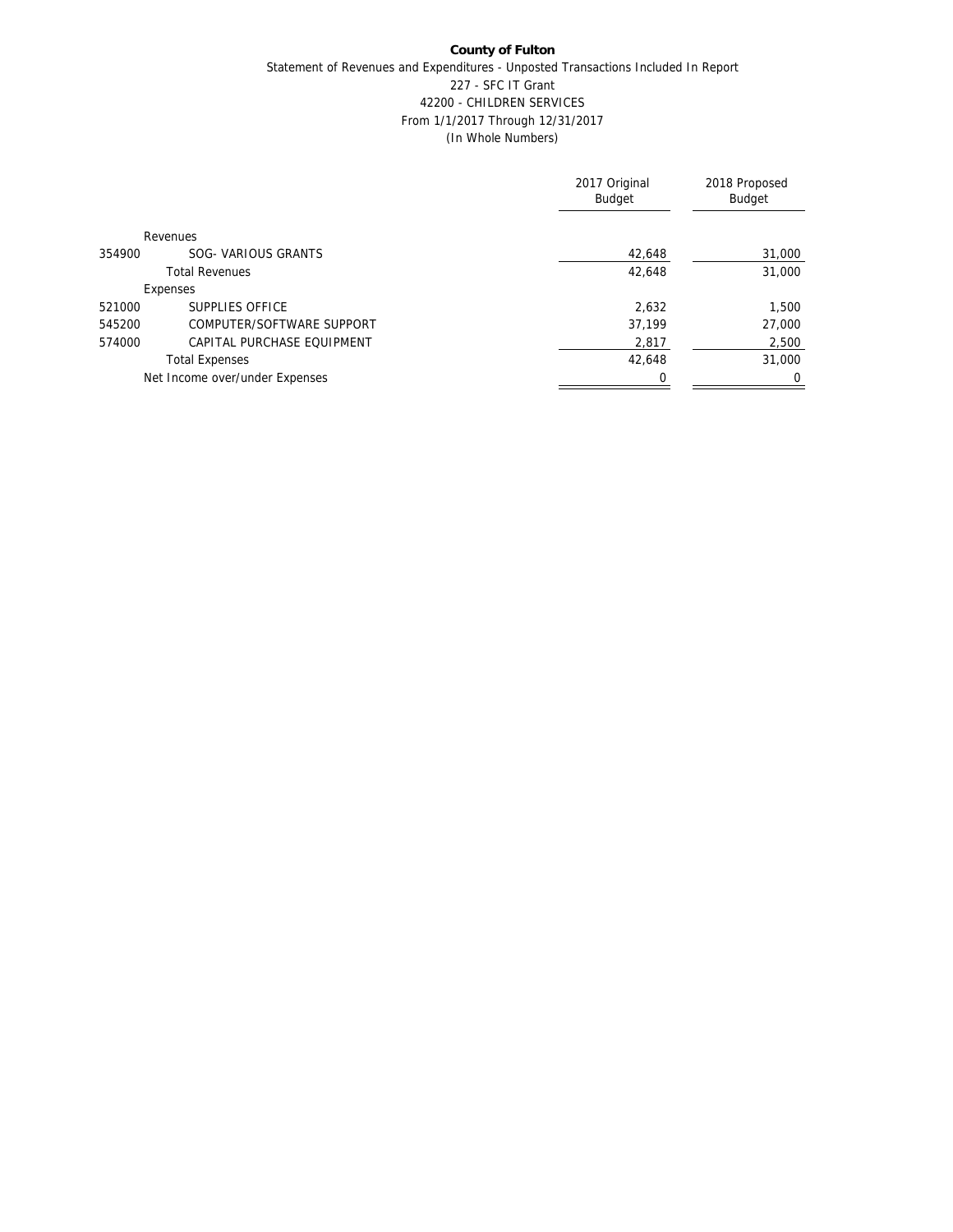**County of Fulton**

Statement of Revenues and Expenditures - Unposted Transactions Included In Report

227 - SFC IT Grant

42200 - CHILDREN SERVICES

From 1/1/2017 Through 12/31/2017

(In Whole Numbers)

| | | 2017 Original Budget | 2018 Proposed Budget |
|---|---|---|---|
| | Revenues | | |
| 354900 | SOG- VARIOUS GRANTS | 42,648 | 31,000 |
| | Total Revenues | 42,648 | 31,000 |
| | Expenses | | |
| 521000 | SUPPLIES OFFICE | 2,632 | 1,500 |
| 545200 | COMPUTER/SOFTWARE SUPPORT | 37,199 | 27,000 |
| 574000 | CAPITAL PURCHASE EQUIPMENT | 2,817 | 2,500 |
| | Total Expenses | 42,648 | 31,000 |
| | Net Income over/under Expenses | 0 | 0 |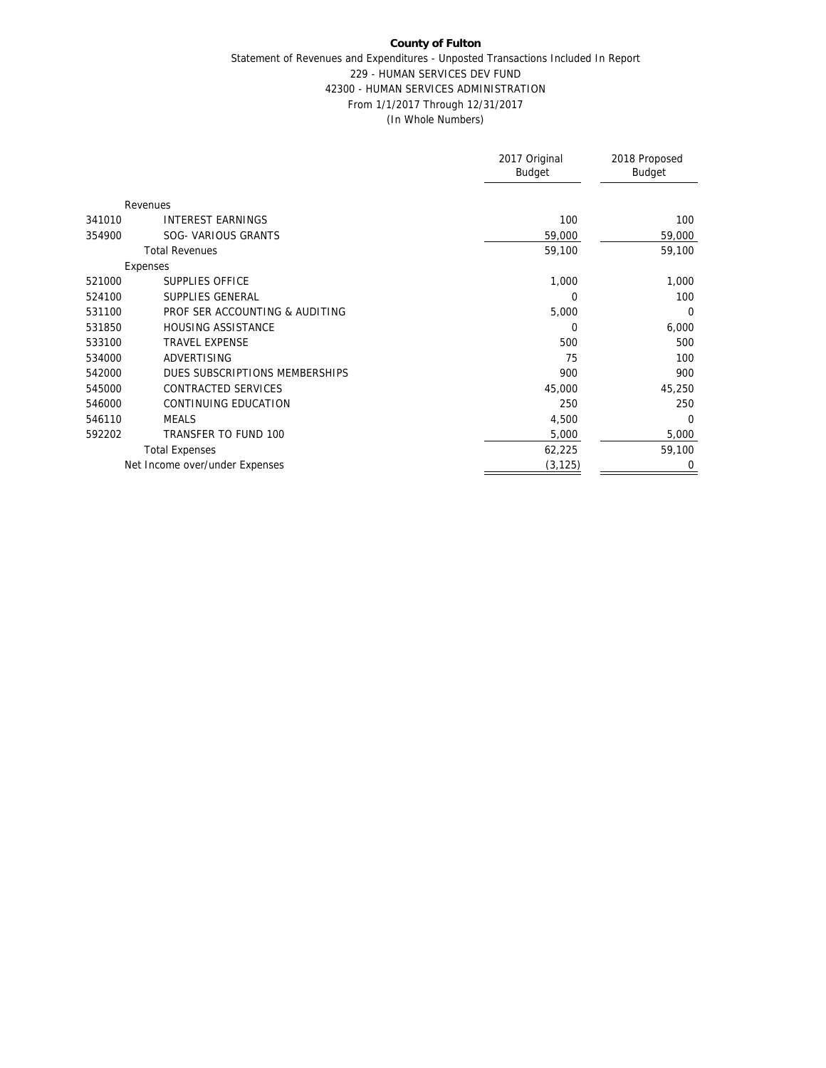**County of Fulton**

Statement of Revenues and Expenditures - Unposted Transactions Included In Report

229 - HUMAN SERVICES DEV FUND

42300 - HUMAN SERVICES ADMINISTRATION

From 1/1/2017 Through 12/31/2017

(In Whole Numbers)

| | | 2017 Original Budget | 2018 Proposed Budget |
|---|---|---|---|
| | Revenues | | |
| 341010 | INTEREST EARNINGS | 100 | 100 |
| 354900 | SOG- VARIOUS GRANTS | 59,000 | 59,000 |
| | Total Revenues | 59,100 | 59,100 |
| | Expenses | | |
| 521000 | SUPPLIES OFFICE | 1,000 | 1,000 |
| 524100 | SUPPLIES GENERAL | 0 | 100 |
| 531100 | PROF SER ACCOUNTING & AUDITING | 5,000 | 0 |
| 531850 | HOUSING ASSISTANCE | 0 | 6,000 |
| 533100 | TRAVEL EXPENSE | 500 | 500 |
| 534000 | ADVERTISING | 75 | 100 |
| 542000 | DUES SUBSCRIPTIONS MEMBERSHIPS | 900 | 900 |
| 545000 | CONTRACTED SERVICES | 45,000 | 45,250 |
| 546000 | CONTINUING EDUCATION | 250 | 250 |
| 546110 | MEALS | 4,500 | 0 |
| 592202 | TRANSFER TO FUND 100 | 5,000 | 5,000 |
| | Total Expenses | 62,225 | 59,100 |
| | Net Income over/under Expenses | (3,125) | 0 |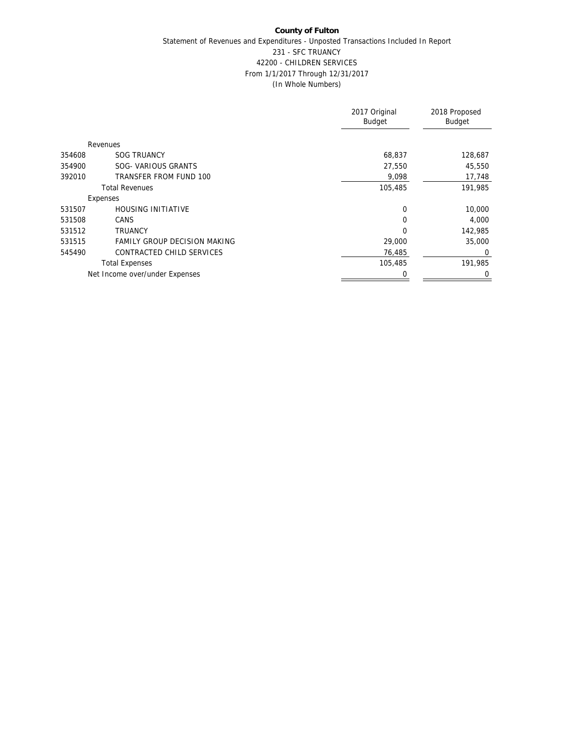**County of Fulton**

Statement of Revenues and Expenditures - Unposted Transactions Included In Report

231 - SFC TRUANCY

42200 - CHILDREN SERVICES

From 1/1/2017 Through 12/31/2017

(In Whole Numbers)

| | | 2017 Original Budget | 2018 Proposed Budget |
|---|---|---|---|
| | Revenues | | |
| 354608 | SOG TRUANCY | 68,837 | 128,687 |
| 354900 | SOG- VARIOUS GRANTS | 27,550 | 45,550 |
| 392010 | TRANSFER FROM FUND 100 | 9,098 | 17,748 |
| | Total Revenues | 105,485 | 191,985 |
| | Expenses | | |
| 531507 | HOUSING INITIATIVE | 0 | 10,000 |
| 531508 | CANS | 0 | 4,000 |
| 531512 | TRUANCY | 0 | 142,985 |
| 531515 | FAMILY GROUP DECISION MAKING | 29,000 | 35,000 |
| 545490 | CONTRACTED CHILD SERVICES | 76,485 | 0 |
| | Total Expenses | 105,485 | 191,985 |
| | Net Income over/under Expenses | 0 | 0 |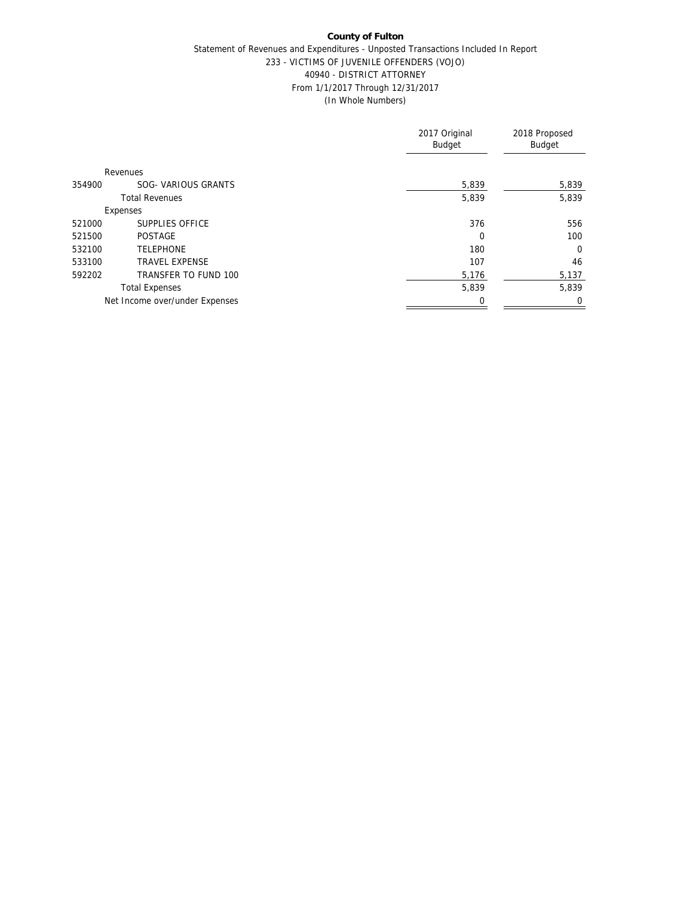**County of Fulton**

Statement of Revenues and Expenditures - Unposted Transactions Included In Report

233 - VICTIMS OF JUVENILE OFFENDERS (VOJO)

40940 - DISTRICT ATTORNEY

From 1/1/2017 Through 12/31/2017

(In Whole Numbers)

| | | 2017 Original Budget | 2018 Proposed Budget |
|---|---|---|---|
| | Revenues | | |
| 354900 | SOG- VARIOUS GRANTS | 5,839 | 5,839 |
| | Total Revenues | 5,839 | 5,839 |
| | Expenses | | |
| 521000 | SUPPLIES OFFICE | 376 | 556 |
| 521500 | POSTAGE | 0 | 100 |
| 532100 | TELEPHONE | 180 | 0 |
| 533100 | TRAVEL EXPENSE | 107 | 46 |
| 592202 | TRANSFER TO FUND 100 | 5,176 | 5,137 |
| | Total Expenses | 5,839 | 5,839 |
| | Net Income over/under Expenses | 0 | 0 |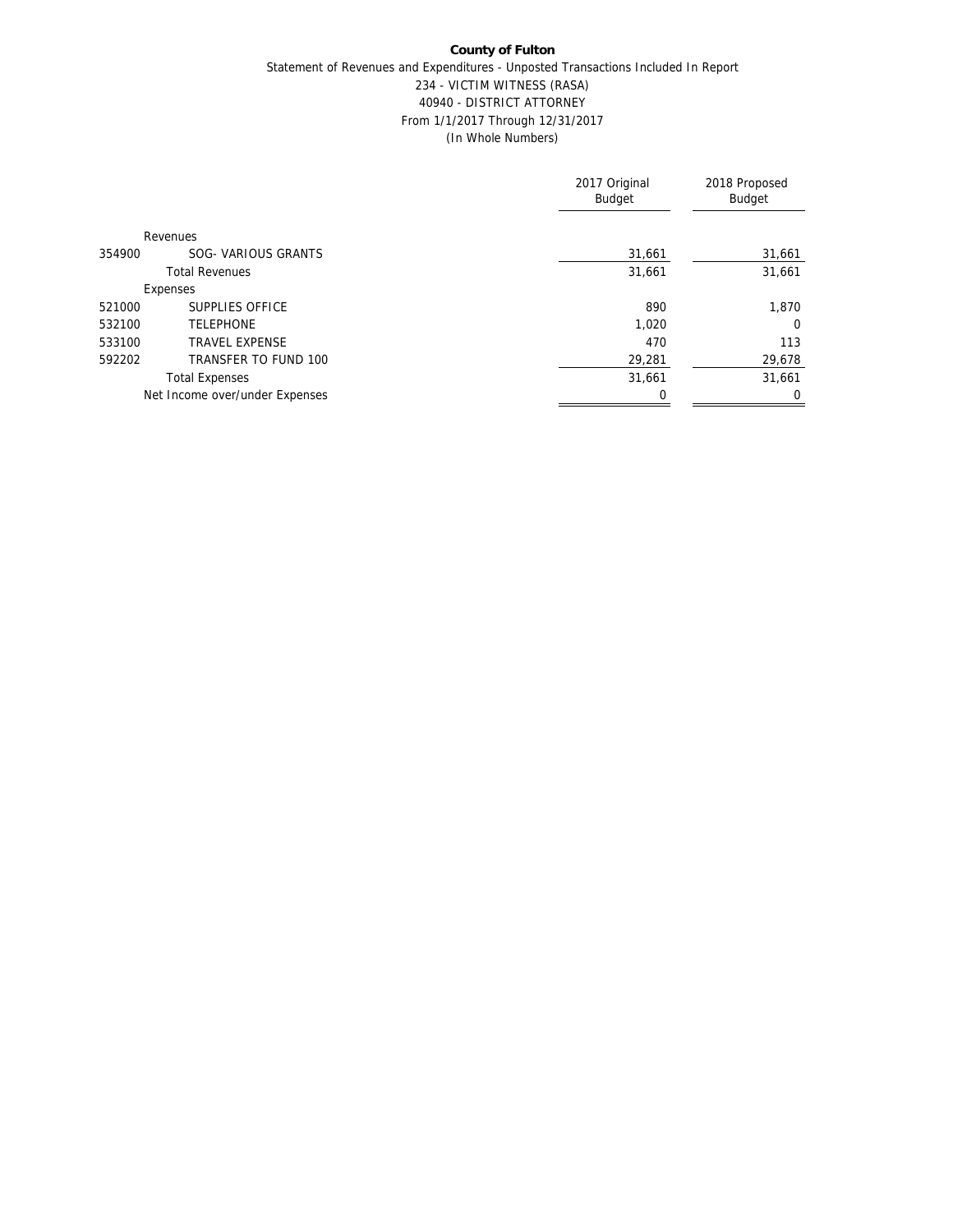**County of Fulton**

Statement of Revenues and Expenditures - Unposted Transactions Included In Report

234 - VICTIM WITNESS (RASA)

40940 - DISTRICT ATTORNEY

From 1/1/2017 Through 12/31/2017

(In Whole Numbers)

| | | 2017 Original Budget | 2018 Proposed Budget |
|---|---|---|---|
| | Revenues | | |
| 354900 | SOG- VARIOUS GRANTS | 31,661 | 31,661 |
| | Total Revenues | 31,661 | 31,661 |
| | Expenses | | |
| 521000 | SUPPLIES OFFICE | 890 | 1,870 |
| 532100 | TELEPHONE | 1,020 | 0 |
| 533100 | TRAVEL EXPENSE | 470 | 113 |
| 592202 | TRANSFER TO FUND 100 | 29,281 | 29,678 |
| | Total Expenses | 31,661 | 31,661 |
| | Net Income over/under Expenses | 0 | 0 |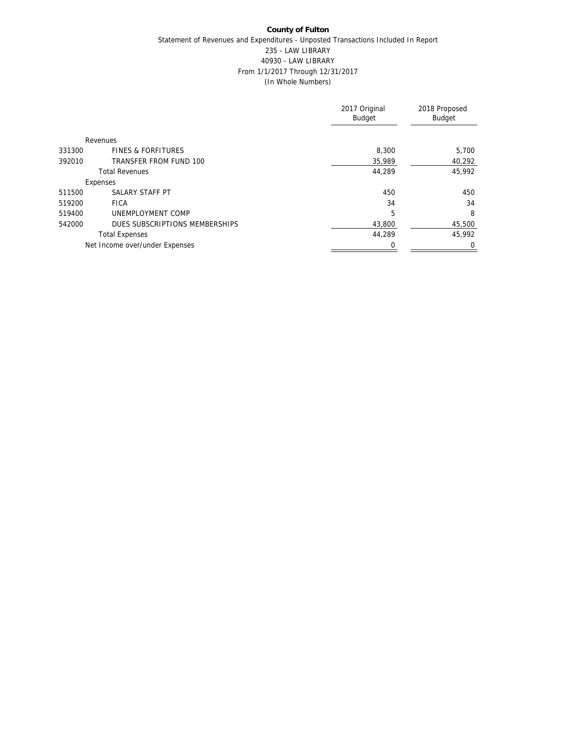**County of Fulton**

Statement of Revenues and Expenditures - Unposted Transactions Included In Report

235 - LAW LIBRARY

40930 - LAW LIBRARY

From 1/1/2017 Through 12/31/2017

(In Whole Numbers)

| | | 2017 Original Budget | 2018 Proposed Budget |
|---|---|---|---|
| | Revenues | | |
| 331300 | FINES & FORFITURES | 8,300 | 5,700 |
| 392010 | TRANSFER FROM FUND 100 | 35,989 | 40,292 |
| | Total Revenues | 44,289 | 45,992 |
| | Expenses | | |
| 511500 | SALARY STAFF PT | 450 | 450 |
| 519200 | FICA | 34 | 34 |
| 519400 | UNEMPLOYMENT COMP | 5 | 8 |
| 542000 | DUES SUBSCRIPTIONS MEMBERSHIPS | 43,800 | 45,500 |
| | Total Expenses | 44,289 | 45,992 |
| | Net Income over/under Expenses | 0 | 0 |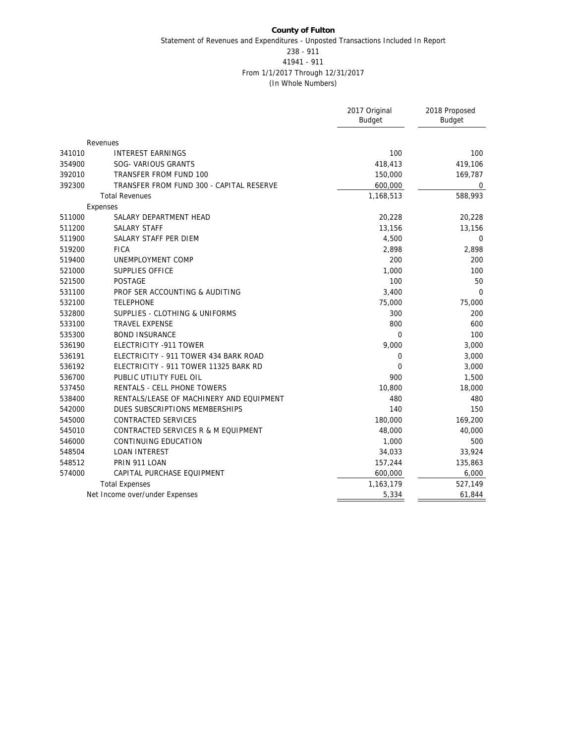**County of Fulton**

Statement of Revenues and Expenditures - Unposted Transactions Included In Report

238 - 911

41941 - 911

From 1/1/2017 Through 12/31/2017

(In Whole Numbers)

| | | 2017 Original Budget | 2018 Proposed Budget |
|---|---|---|---|
| | Revenues | | |
| 341010 | INTEREST EARNINGS | 100 | 100 |
| 354900 | SOG- VARIOUS GRANTS | 418,413 | 419,106 |
| 392010 | TRANSFER FROM FUND 100 | 150,000 | 169,787 |
| 392300 | TRANSFER FROM FUND 300 - CAPITAL RESERVE | 600,000 | 0 |
| | Total Revenues | 1,168,513 | 588,993 |
| | Expenses | | |
| 511000 | SALARY DEPARTMENT HEAD | 20,228 | 20,228 |
| 511200 | SALARY STAFF | 13,156 | 13,156 |
| 511900 | SALARY STAFF PER DIEM | 4,500 | 0 |
| 519200 | FICA | 2,898 | 2,898 |
| 519400 | UNEMPLOYMENT COMP | 200 | 200 |
| 521000 | SUPPLIES OFFICE | 1,000 | 100 |
| 521500 | POSTAGE | 100 | 50 |
| 531100 | PROF SER ACCOUNTING & AUDITING | 3,400 | 0 |
| 532100 | TELEPHONE | 75,000 | 75,000 |
| 532800 | SUPPLIES - CLOTHING & UNIFORMS | 300 | 200 |
| 533100 | TRAVEL EXPENSE | 800 | 600 |
| 535300 | BOND INSURANCE | 0 | 100 |
| 536190 | ELECTRICITY -911 TOWER | 9,000 | 3,000 |
| 536191 | ELECTRICITY - 911 TOWER 434 BARK ROAD | 0 | 3,000 |
| 536192 | ELECTRICITY - 911 TOWER 11325 BARK RD | 0 | 3,000 |
| 536700 | PUBLIC UTILITY FUEL OIL | 900 | 1,500 |
| 537450 | RENTALS - CELL PHONE TOWERS | 10,800 | 18,000 |
| 538400 | RENTALS/LEASE OF MACHINERY AND EQUIPMENT | 480 | 480 |
| 542000 | DUES SUBSCRIPTIONS MEMBERSHIPS | 140 | 150 |
| 545000 | CONTRACTED SERVICES | 180,000 | 169,200 |
| 545010 | CONTRACTED SERVICES R & M EQUIPMENT | 48,000 | 40,000 |
| 546000 | CONTINUING EDUCATION | 1,000 | 500 |
| 548504 | LOAN INTEREST | 34,033 | 33,924 |
| 548512 | PRIN 911 LOAN | 157,244 | 135,863 |
| 574000 | CAPITAL PURCHASE EQUIPMENT | 600,000 | 6,000 |
| | Total Expenses | 1,163,179 | 527,149 |
| | Net Income over/under Expenses | 5,334 | 61,844 |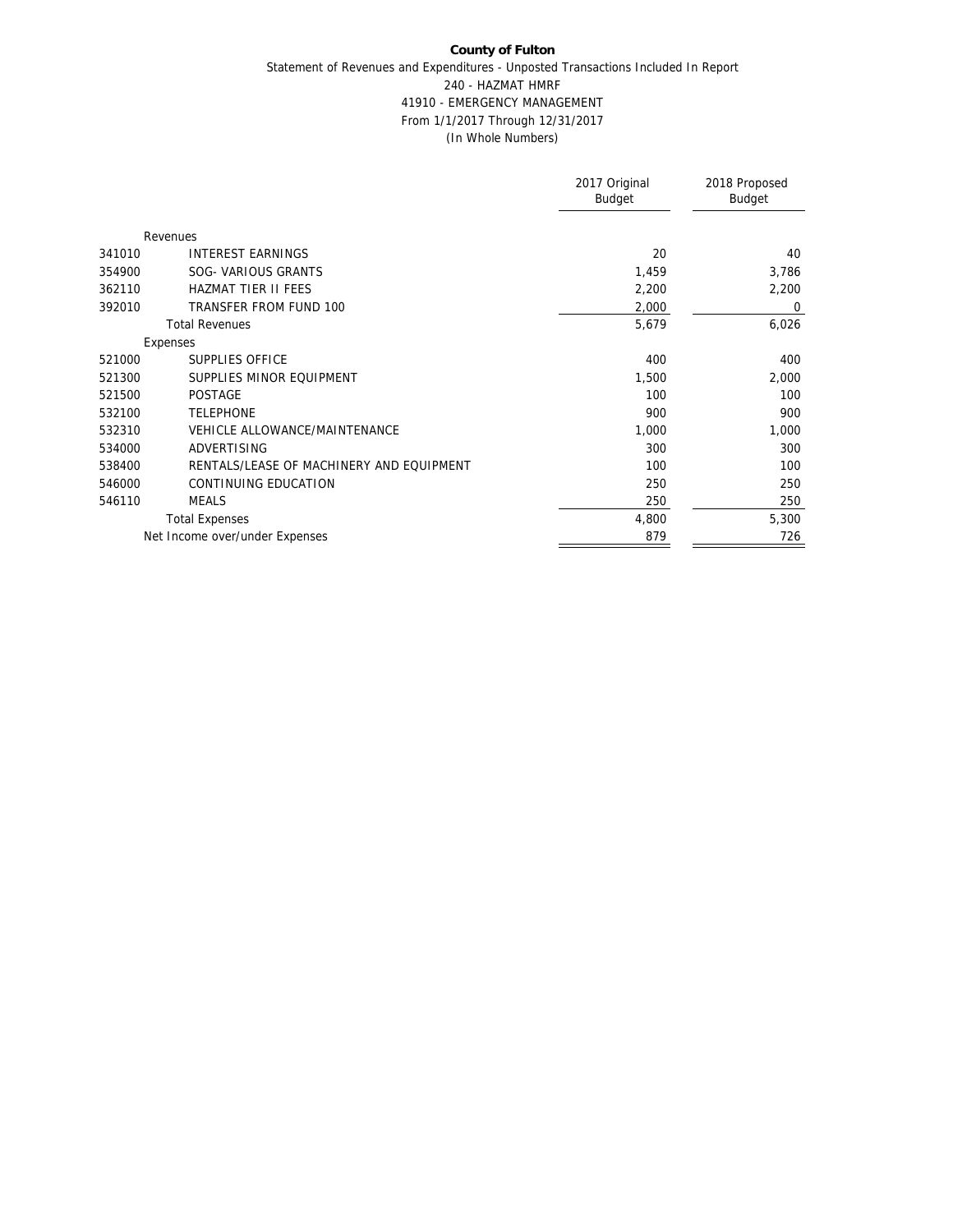**County of Fulton**

Statement of Revenues and Expenditures - Unposted Transactions Included In Report

240 - HAZMAT HMRF

41910 - EMERGENCY MANAGEMENT

From 1/1/2017 Through 12/31/2017

(In Whole Numbers)

| | | 2017 Original Budget | 2018 Proposed Budget |
|---|---|---|---|
| | Revenues | | |
| 341010 | INTEREST EARNINGS | 20 | 40 |
| 354900 | SOG- VARIOUS GRANTS | 1,459 | 3,786 |
| 362110 | HAZMAT TIER II FEES | 2,200 | 2,200 |
| 392010 | TRANSFER FROM FUND 100 | 2,000 | 0 |
| | Total Revenues | 5,679 | 6,026 |
| | Expenses | | |
| 521000 | SUPPLIES OFFICE | 400 | 400 |
| 521300 | SUPPLIES MINOR EQUIPMENT | 1,500 | 2,000 |
| 521500 | POSTAGE | 100 | 100 |
| 532100 | TELEPHONE | 900 | 900 |
| 532310 | VEHICLE ALLOWANCE/MAINTENANCE | 1,000 | 1,000 |
| 534000 | ADVERTISING | 300 | 300 |
| 538400 | RENTALS/LEASE OF MACHINERY AND EQUIPMENT | 100 | 100 |
| 546000 | CONTINUING EDUCATION | 250 | 250 |
| 546110 | MEALS | 250 | 250 |
| | Total Expenses | 4,800 | 5,300 |
| | Net Income over/under Expenses | 879 | 726 |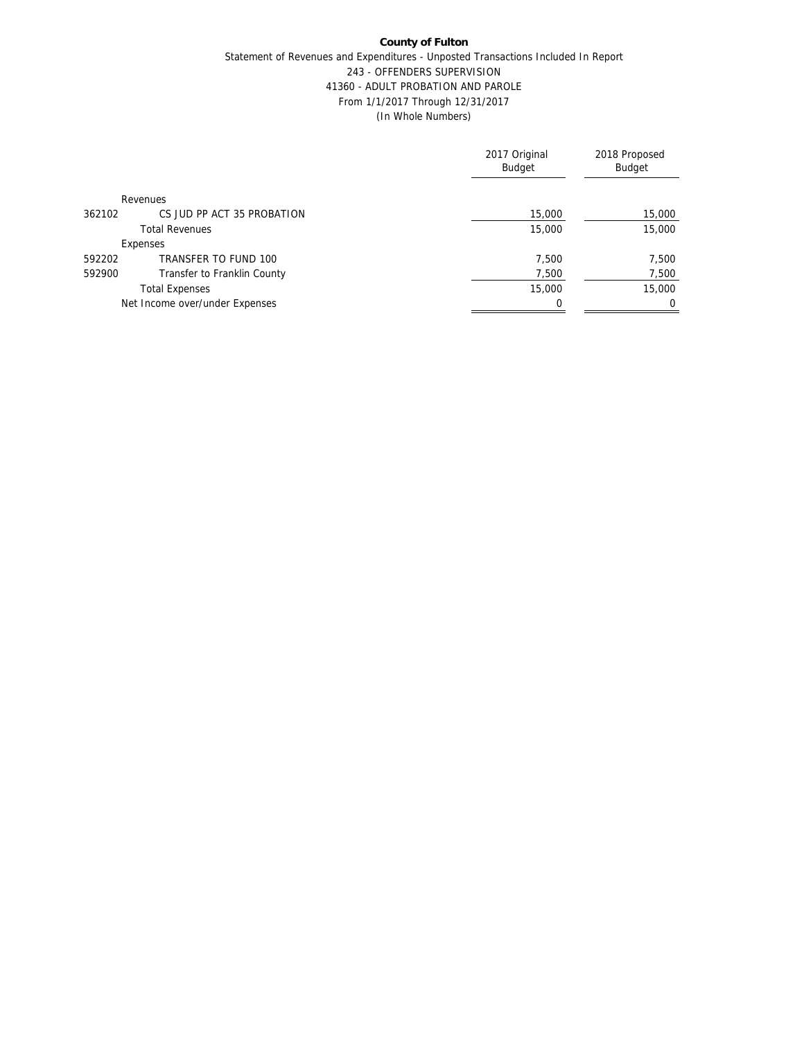**County of Fulton**

Statement of Revenues and Expenditures - Unposted Transactions Included In Report
243 - OFFENDERS SUPERVISION
41360 - ADULT PROBATION AND PAROLE
From 1/1/2017 Through 12/31/2017
(In Whole Numbers)

| | | 2017 Original Budget | 2018 Proposed Budget |
|---|---|---|---|
| | Revenues | | |
| 362102 | CS JUD PP ACT 35 PROBATION | 15,000 | 15,000 |
| | Total Revenues | 15,000 | 15,000 |
| | Expenses | | |
| 592202 | TRANSFER TO FUND 100 | 7,500 | 7,500 |
| 592900 | Transfer to Franklin County | 7,500 | 7,500 |
| | Total Expenses | 15,000 | 15,000 |
| | Net Income over/under Expenses | 0 | 0 |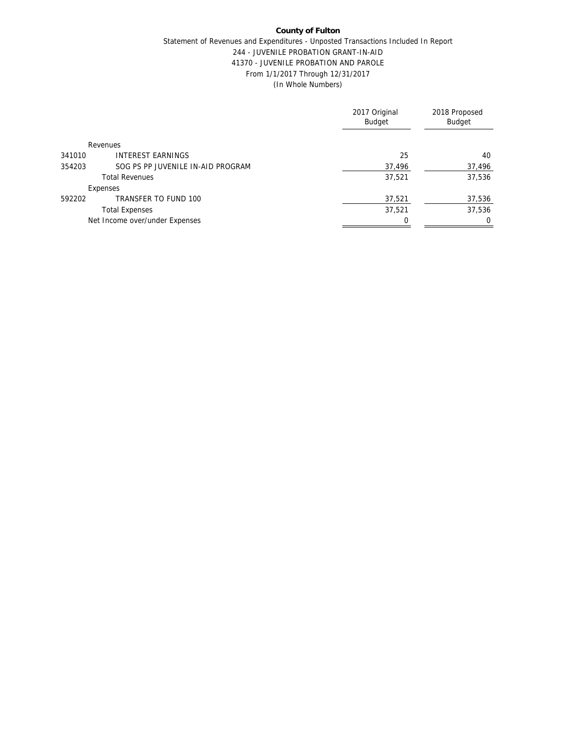**County of Fulton**

Statement of Revenues and Expenditures - Unposted Transactions Included In Report
244 - JUVENILE PROBATION GRANT-IN-AID
41370 - JUVENILE PROBATION AND PAROLE
From 1/1/2017 Through 12/31/2017
(In Whole Numbers)

| | | 2017 Original Budget | 2018 Proposed Budget |
|---|---|---|---|
| | Revenues | | |
| 341010 | INTEREST EARNINGS | 25 | 40 |
| 354203 | SOG PS PP JUVENILE IN-AID PROGRAM | 37,496 | 37,496 |
| | Total Revenues | 37,521 | 37,536 |
| | Expenses | | |
| 592202 | TRANSFER TO FUND 100 | 37,521 | 37,536 |
| | Total Expenses | 37,521 | 37,536 |
| | Net Income over/under Expenses | 0 | 0 |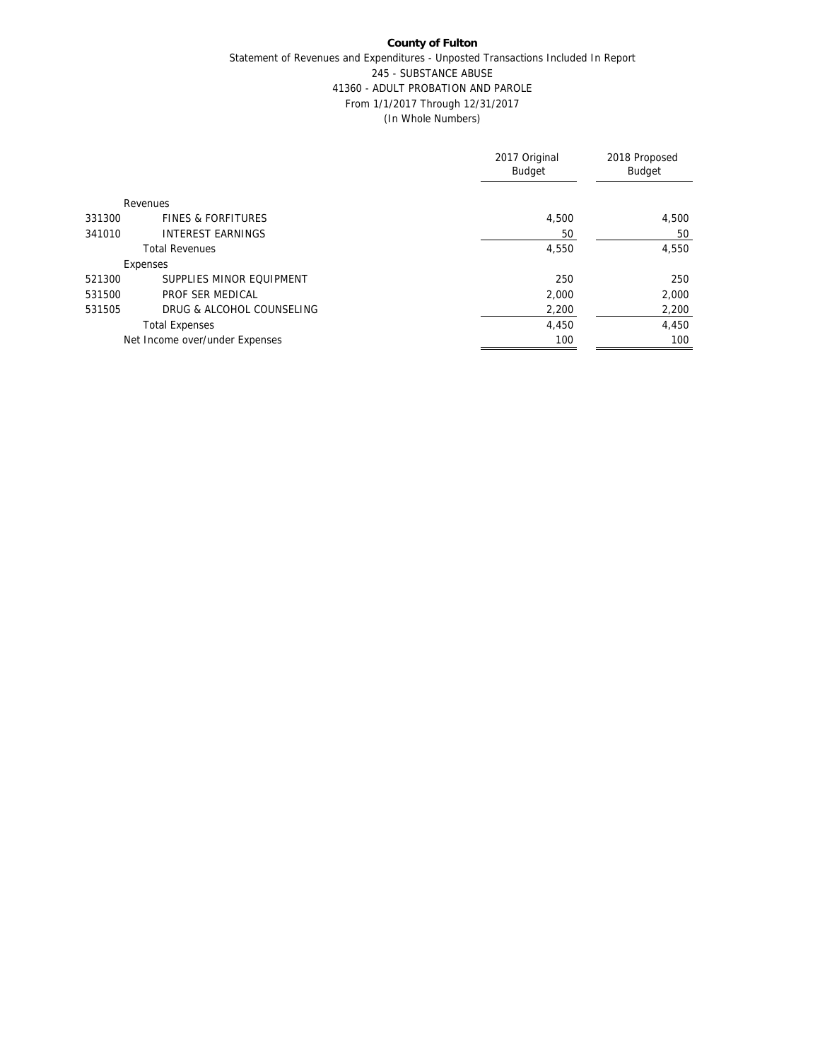**County of Fulton**

Statement of Revenues and Expenditures - Unposted Transactions Included In Report

245 - SUBSTANCE ABUSE

41360 - ADULT PROBATION AND PAROLE

From 1/1/2017 Through 12/31/2017

(In Whole Numbers)

| | | 2017 Original Budget | 2018 Proposed Budget |
|---|---|---|---|
| | Revenues | | |
| 331300 | FINES & FORFITURES | 4,500 | 4,500 |
| 341010 | INTEREST EARNINGS | 50 | 50 |
| | Total Revenues | 4,550 | 4,550 |
| | Expenses | | |
| 521300 | SUPPLIES MINOR EQUIPMENT | 250 | 250 |
| 531500 | PROF SER MEDICAL | 2,000 | 2,000 |
| 531505 | DRUG & ALCOHOL COUNSELING | 2,200 | 2,200 |
| | Total Expenses | 4,450 | 4,450 |
| | Net Income over/under Expenses | 100 | 100 |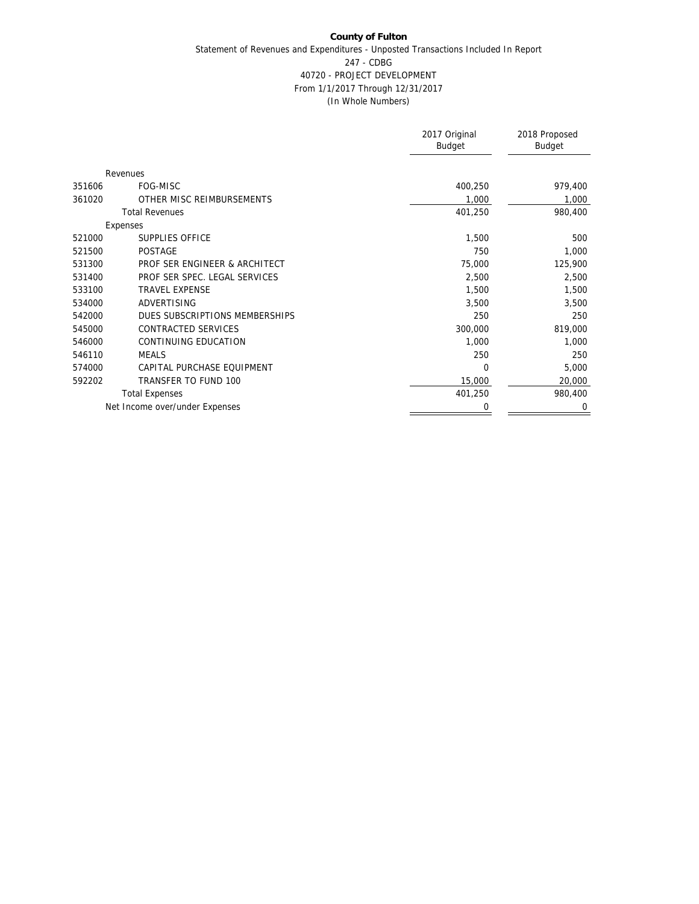**County of Fulton**

Statement of Revenues and Expenditures - Unposted Transactions Included In Report

247 - CDBG

40720 - PROJECT DEVELOPMENT

From 1/1/2017 Through 12/31/2017

(In Whole Numbers)

| | | 2017 Original Budget | 2018 Proposed Budget |
|---|---|---|---|
| | Revenues | | |
| 351606 | FOG-MISC | 400,250 | 979,400 |
| 361020 | OTHER MISC REIMBURSEMENTS | 1,000 | 1,000 |
| | Total Revenues | 401,250 | 980,400 |
| | Expenses | | |
| 521000 | SUPPLIES OFFICE | 1,500 | 500 |
| 521500 | POSTAGE | 750 | 1,000 |
| 531300 | PROF SER ENGINEER & ARCHITECT | 75,000 | 125,900 |
| 531400 | PROF SER SPEC. LEGAL SERVICES | 2,500 | 2,500 |
| 533100 | TRAVEL EXPENSE | 1,500 | 1,500 |
| 534000 | ADVERTISING | 3,500 | 3,500 |
| 542000 | DUES SUBSCRIPTIONS MEMBERSHIPS | 250 | 250 |
| 545000 | CONTRACTED SERVICES | 300,000 | 819,000 |
| 546000 | CONTINUING EDUCATION | 1,000 | 1,000 |
| 546110 | MEALS | 250 | 250 |
| 574000 | CAPITAL PURCHASE EQUIPMENT | 0 | 5,000 |
| 592202 | TRANSFER TO FUND 100 | 15,000 | 20,000 |
| | Total Expenses | 401,250 | 980,400 |
| | Net Income over/under Expenses | 0 | 0 |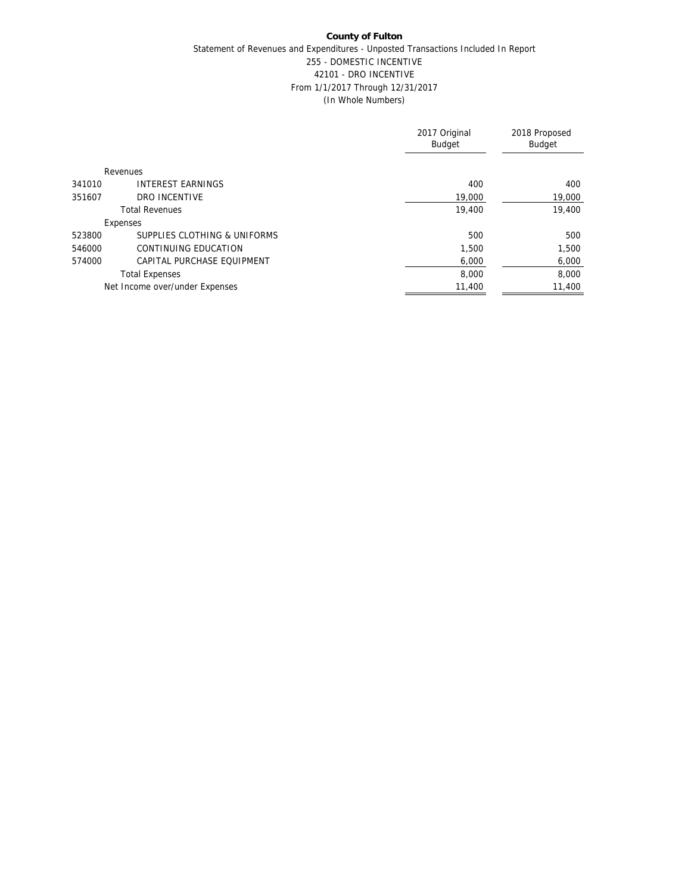**County of Fulton**

Statement of Revenues and Expenditures - Unposted Transactions Included In Report

255 - DOMESTIC INCENTIVE

42101 - DRO INCENTIVE

From 1/1/2017 Through 12/31/2017

(In Whole Numbers)

| | | 2017 Original Budget | 2018 Proposed Budget |
|---|---|---|---|
| | Revenues | | |
| 341010 | INTEREST EARNINGS | 400 | 400 |
| 351607 | DRO INCENTIVE | 19,000 | 19,000 |
| | Total Revenues | 19,400 | 19,400 |
| | Expenses | | |
| 523800 | SUPPLIES CLOTHING & UNIFORMS | 500 | 500 |
| 546000 | CONTINUING EDUCATION | 1,500 | 1,500 |
| 574000 | CAPITAL PURCHASE EQUIPMENT | 6,000 | 6,000 |
| | Total Expenses | 8,000 | 8,000 |
| | Net Income over/under Expenses | 11,400 | 11,400 |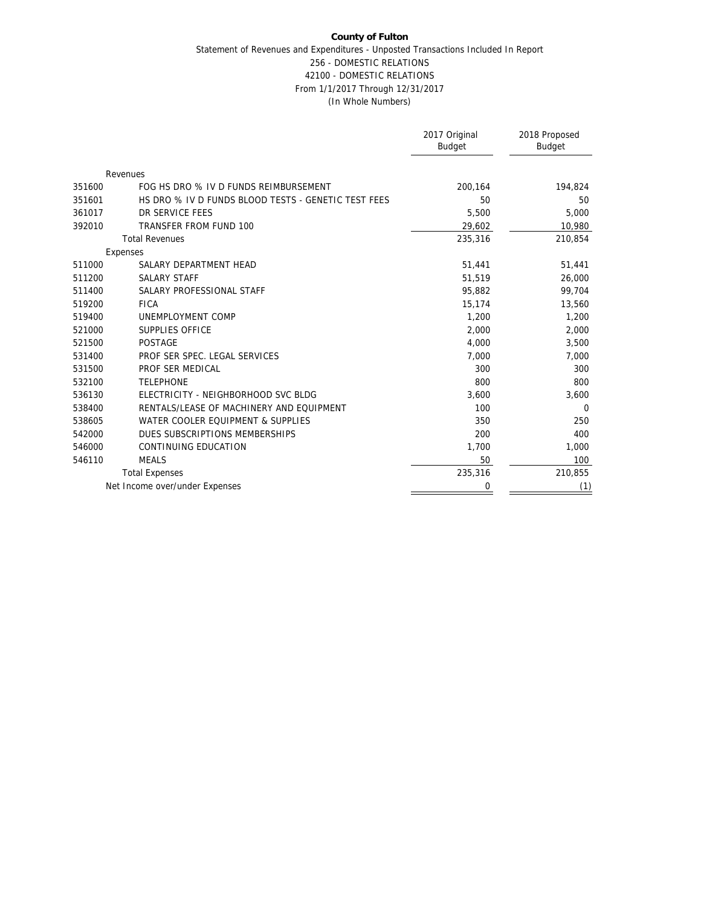**County of Fulton**

Statement of Revenues and Expenditures - Unposted Transactions Included In Report
256 - DOMESTIC RELATIONS
42100 - DOMESTIC RELATIONS
From 1/1/2017 Through 12/31/2017
(In Whole Numbers)

| | | 2017 Original Budget | 2018 Proposed Budget |
|---|---|---|---|
| | Revenues | | |
| 351600 | FOG HS DRO % IV D FUNDS REIMBURSEMENT | 200,164 | 194,824 |
| 351601 | HS DRO % IV D FUNDS BLOOD TESTS - GENETIC TEST FEES | 50 | 50 |
| 361017 | DR SERVICE FEES | 5,500 | 5,000 |
| 392010 | TRANSFER FROM FUND 100 | 29,602 | 10,980 |
| | Total Revenues | 235,316 | 210,854 |
| | Expenses | | |
| 511000 | SALARY DEPARTMENT HEAD | 51,441 | 51,441 |
| 511200 | SALARY STAFF | 51,519 | 26,000 |
| 511400 | SALARY PROFESSIONAL STAFF | 95,882 | 99,704 |
| 519200 | FICA | 15,174 | 13,560 |
| 519400 | UNEMPLOYMENT COMP | 1,200 | 1,200 |
| 521000 | SUPPLIES OFFICE | 2,000 | 2,000 |
| 521500 | POSTAGE | 4,000 | 3,500 |
| 531400 | PROF SER SPEC. LEGAL SERVICES | 7,000 | 7,000 |
| 531500 | PROF SER MEDICAL | 300 | 300 |
| 532100 | TELEPHONE | 800 | 800 |
| 536130 | ELECTRICITY - NEIGHBORHOOD SVC BLDG | 3,600 | 3,600 |
| 538400 | RENTALS/LEASE OF MACHINERY AND EQUIPMENT | 100 | 0 |
| 538605 | WATER COOLER EQUIPMENT & SUPPLIES | 350 | 250 |
| 542000 | DUES SUBSCRIPTIONS MEMBERSHIPS | 200 | 400 |
| 546000 | CONTINUING EDUCATION | 1,700 | 1,000 |
| 546110 | MEALS | 50 | 100 |
| | Total Expenses | 235,316 | 210,855 |
| | Net Income over/under Expenses | 0 | (1) |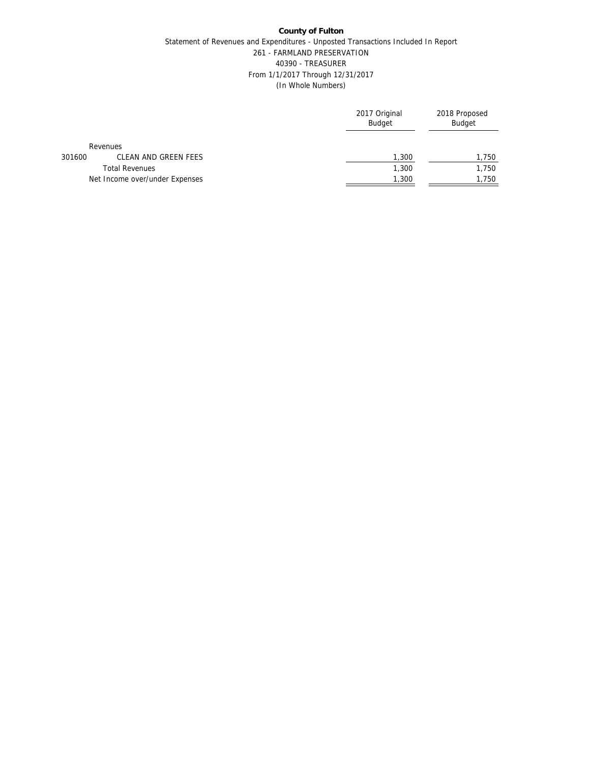**County of Fulton**

Statement of Revenues and Expenditures - Unposted Transactions Included In Report

261 - FARMLAND PRESERVATION

40390 - TREASURER

From 1/1/2017 Through 12/31/2017

(In Whole Numbers)

| | | 2017 Original Budget | 2018 Proposed Budget |
|---|---|---|---|
| | Revenues | | |
| 301600 | CLEAN AND GREEN FEES | 1,300 | 1,750 |
| | Total Revenues | 1,300 | 1,750 |
| | Net Income over/under Expenses | 1,300 | 1,750 |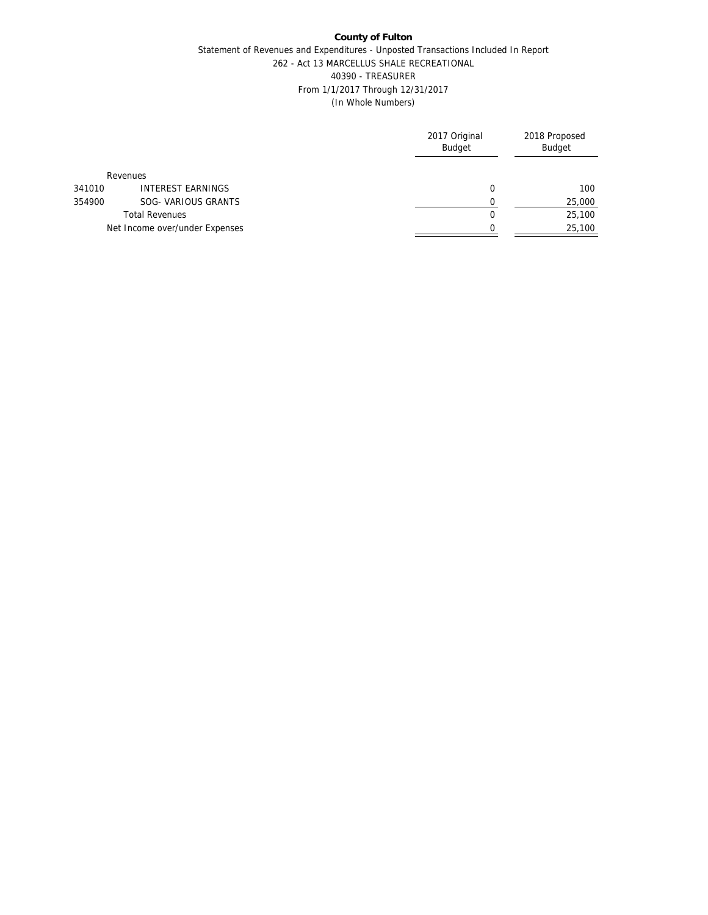**County of Fulton**

Statement of Revenues and Expenditures - Unposted Transactions Included In Report

262 - Act 13 MARCELLUS SHALE RECREATIONAL

40390 - TREASURER

From 1/1/2017 Through 12/31/2017

(In Whole Numbers)

| | | 2017 Original Budget | 2018 Proposed Budget |
|---|---|---|---|
| | Revenues | | |
| 341010 | INTEREST EARNINGS | 0 | 100 |
| 354900 | SOG- VARIOUS GRANTS | 0 | 25,000 |
| | Total Revenues | 0 | 25,100 |
| | Net Income over/under Expenses | 0 | 25,100 |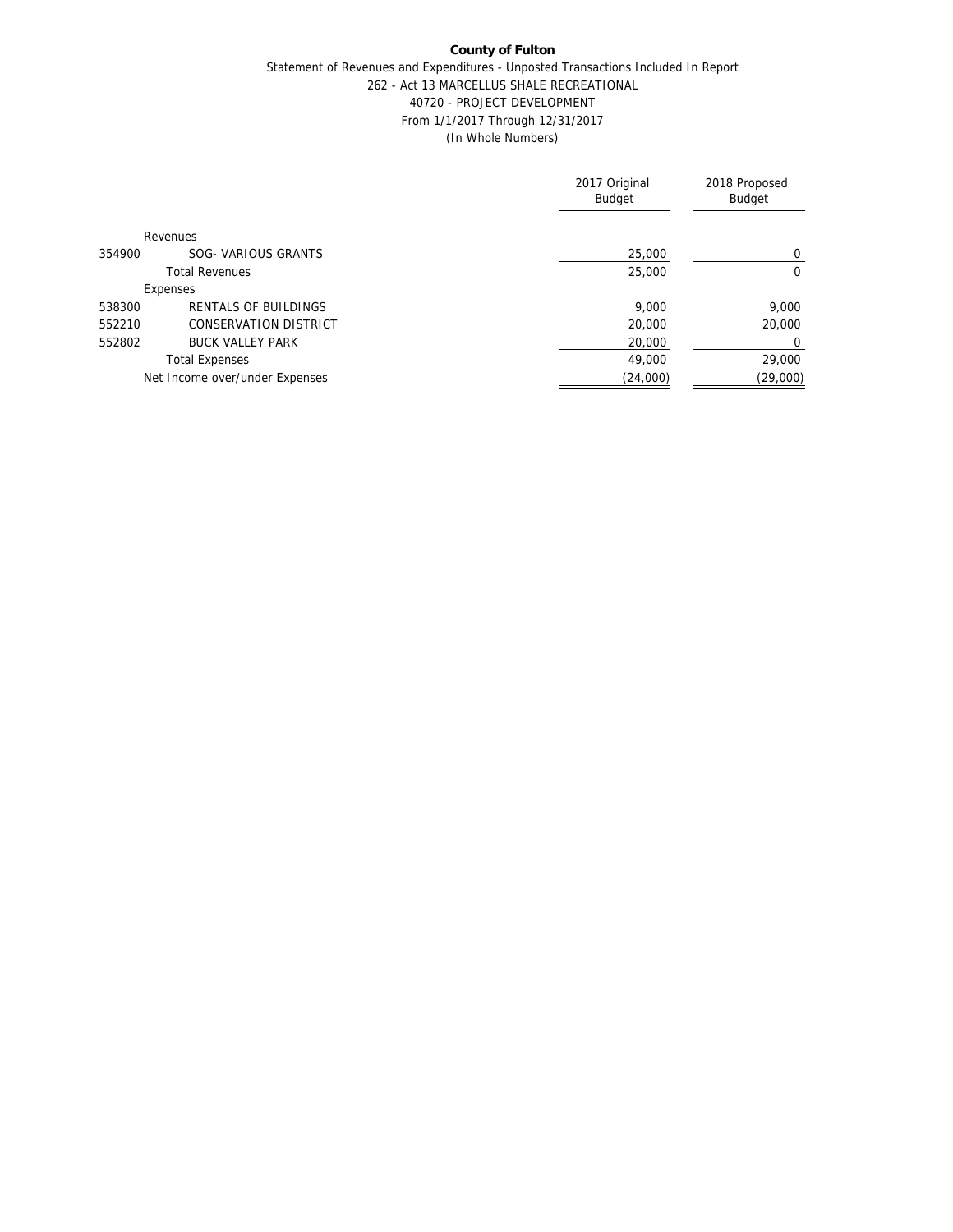**County of Fulton**

Statement of Revenues and Expenditures - Unposted Transactions Included In Report
262 - Act 13 MARCELLUS SHALE RECREATIONAL
40720 - PROJECT DEVELOPMENT
From 1/1/2017 Through 12/31/2017
(In Whole Numbers)

| | | 2017 Original Budget | 2018 Proposed Budget |
|---|---|---|---|
| | Revenues | | |
| 354900 | SOG- VARIOUS GRANTS | 25,000 | 0 |
| | Total Revenues | 25,000 | 0 |
| | Expenses | | |
| 538300 | RENTALS OF BUILDINGS | 9,000 | 9,000 |
| 552210 | CONSERVATION DISTRICT | 20,000 | 20,000 |
| 552802 | BUCK VALLEY PARK | 20,000 | 0 |
| | Total Expenses | 49,000 | 29,000 |
| | Net Income over/under Expenses | (24,000) | (29,000) |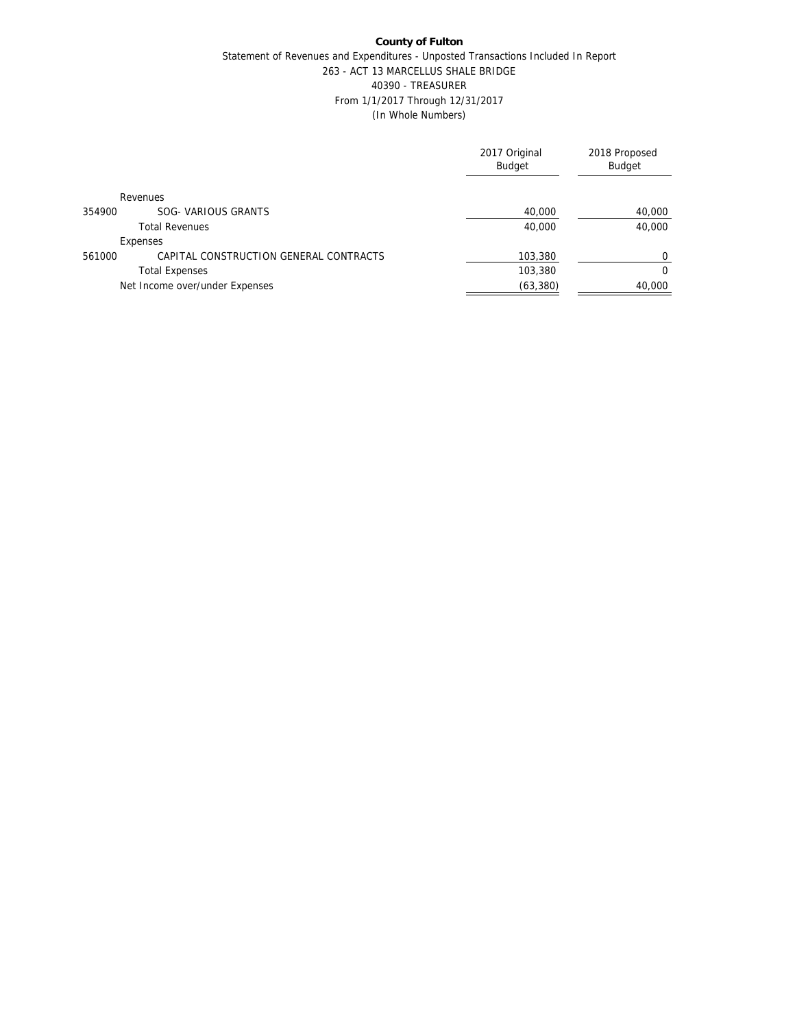**County of Fulton**

Statement of Revenues and Expenditures - Unposted Transactions Included In Report
263 - ACT 13 MARCELLUS SHALE BRIDGE
40390 - TREASURER
From 1/1/2017 Through 12/31/2017
(In Whole Numbers)

| | | 2017 Original Budget | 2018 Proposed Budget |
|---|---|---|---|
| | Revenues | | |
| 354900 | SOG- VARIOUS GRANTS | 40,000 | 40,000 |
| | Total Revenues | 40,000 | 40,000 |
| | Expenses | | |
| 561000 | CAPITAL CONSTRUCTION GENERAL CONTRACTS | 103,380 | 0 |
| | Total Expenses | 103,380 | 0 |
| | Net Income over/under Expenses | (63,380) | 40,000 |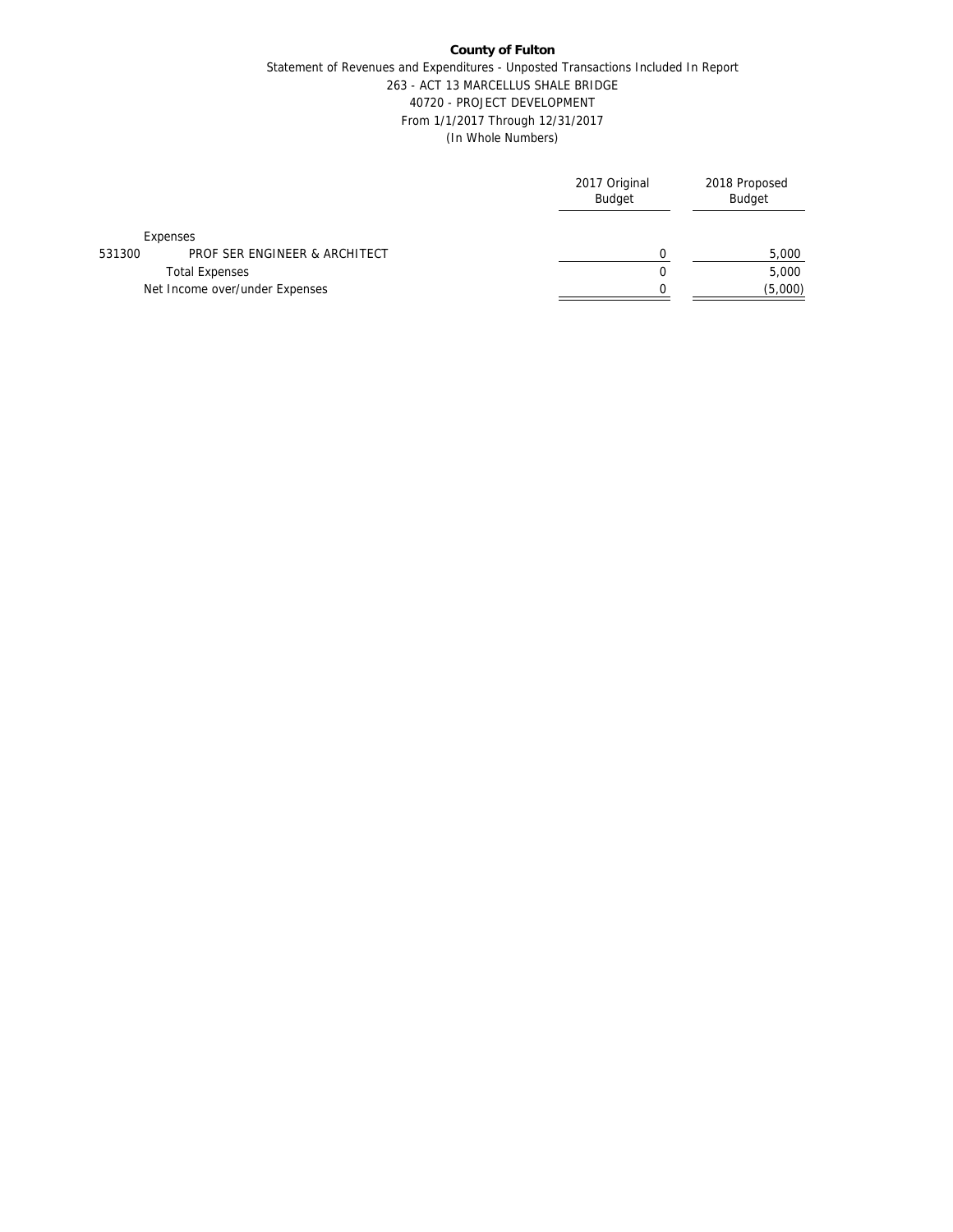**County of Fulton**

Statement of Revenues and Expenditures - Unposted Transactions Included In Report
263 - ACT 13 MARCELLUS SHALE BRIDGE
40720 - PROJECT DEVELOPMENT
From 1/1/2017 Through 12/31/2017
(In Whole Numbers)

| | | 2017 Original Budget | 2018 Proposed Budget |
|---|---|---|---|
| | Expenses | | |
| 531300 | PROF SER ENGINEER & ARCHITECT | 0 | 5,000 |
| | Total Expenses | 0 | 5,000 |
| | Net Income over/under Expenses | 0 | (5,000) |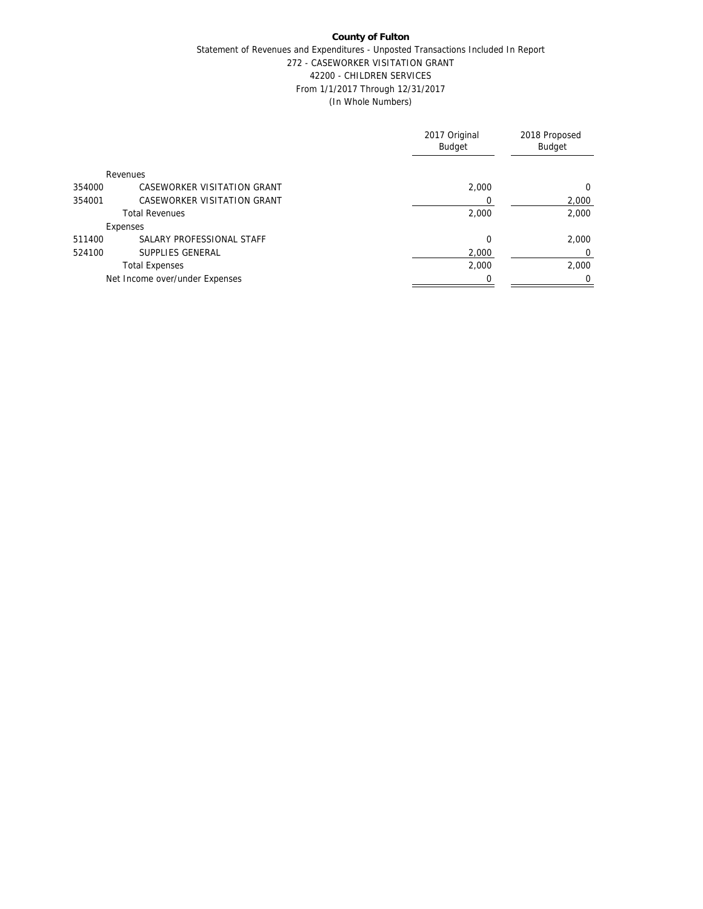**County of Fulton**

Statement of Revenues and Expenditures - Unposted Transactions Included In Report
272 - CASEWORKER VISITATION GRANT
42200 - CHILDREN SERVICES
From 1/1/2017 Through 12/31/2017
(In Whole Numbers)

| | | 2017 Original Budget | 2018 Proposed Budget |
|---|---|---|---|
| | Revenues | | |
| 354000 | CASEWORKER VISITATION GRANT | 2,000 | 0 |
| 354001 | CASEWORKER VISITATION GRANT | 0 | 2,000 |
| | Total Revenues | 2,000 | 2,000 |
| | Expenses | | |
| 511400 | SALARY PROFESSIONAL STAFF | 0 | 2,000 |
| 524100 | SUPPLIES GENERAL | 2,000 | 0 |
| | Total Expenses | 2,000 | 2,000 |
| | Net Income over/under Expenses | 0 | 0 |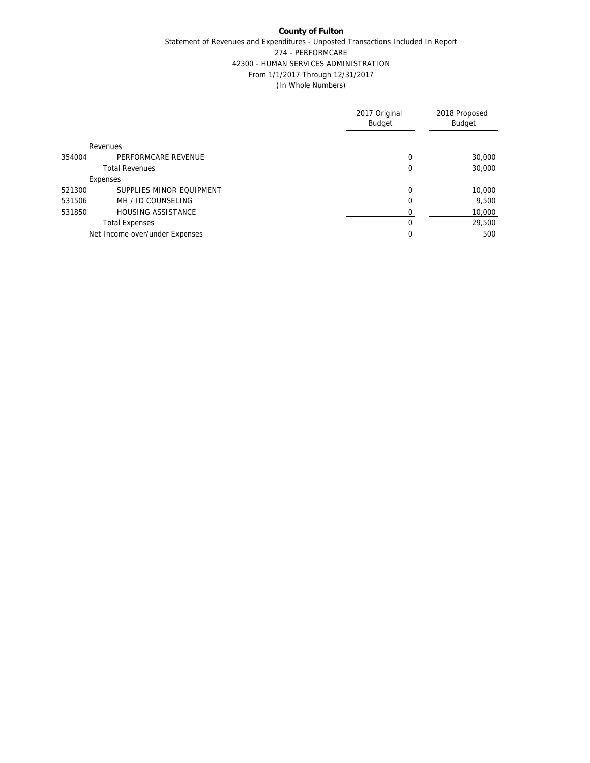**County of Fulton**

Statement of Revenues and Expenditures - Unposted Transactions Included In Report

274 - PERFORMCARE

42300 - HUMAN SERVICES ADMINISTRATION

From 1/1/2017 Through 12/31/2017

(In Whole Numbers)

| | | 2017 Original Budget | 2018 Proposed Budget |
|---|---|---|---|
| | Revenues | | |
| 354004 | PERFORMCARE REVENUE | 0 | 30,000 |
| | Total Revenues | 0 | 30,000 |
| | Expenses | | |
| 521300 | SUPPLIES MINOR EQUIPMENT | 0 | 10,000 |
| 531506 | MH / ID COUNSELING | 0 | 9,500 |
| 531850 | HOUSING ASSISTANCE | 0 | 10,000 |
| | Total Expenses | 0 | 29,500 |
| | Net Income over/under Expenses | 0 | 500 |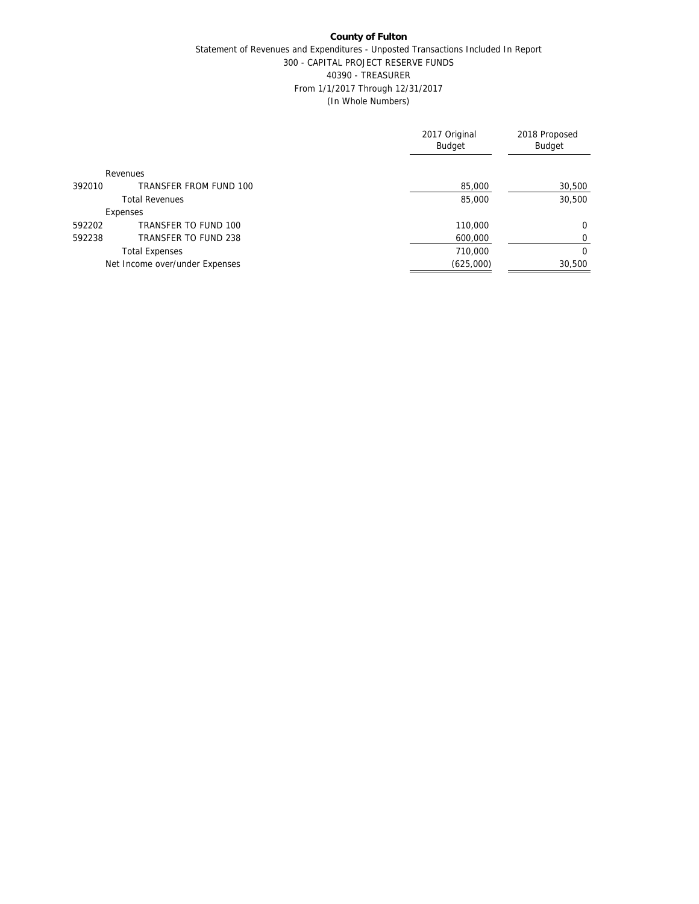**County of Fulton**

Statement of Revenues and Expenditures - Unposted Transactions Included In Report

300 - CAPITAL PROJECT RESERVE FUNDS

40390 - TREASURER

From 1/1/2017 Through 12/31/2017

(In Whole Numbers)

| | | 2017 Original Budget | 2018 Proposed Budget |
|---|---|---|---|
| | Revenues | | |
| 392010 | TRANSFER FROM FUND 100 | 85,000 | 30,500 |
| | Total Revenues | 85,000 | 30,500 |
| | Expenses | | |
| 592202 | TRANSFER TO FUND 100 | 110,000 | 0 |
| 592238 | TRANSFER TO FUND 238 | 600,000 | 0 |
| | Total Expenses | 710,000 | 0 |
| | Net Income over/under Expenses | (625,000) | 30,500 |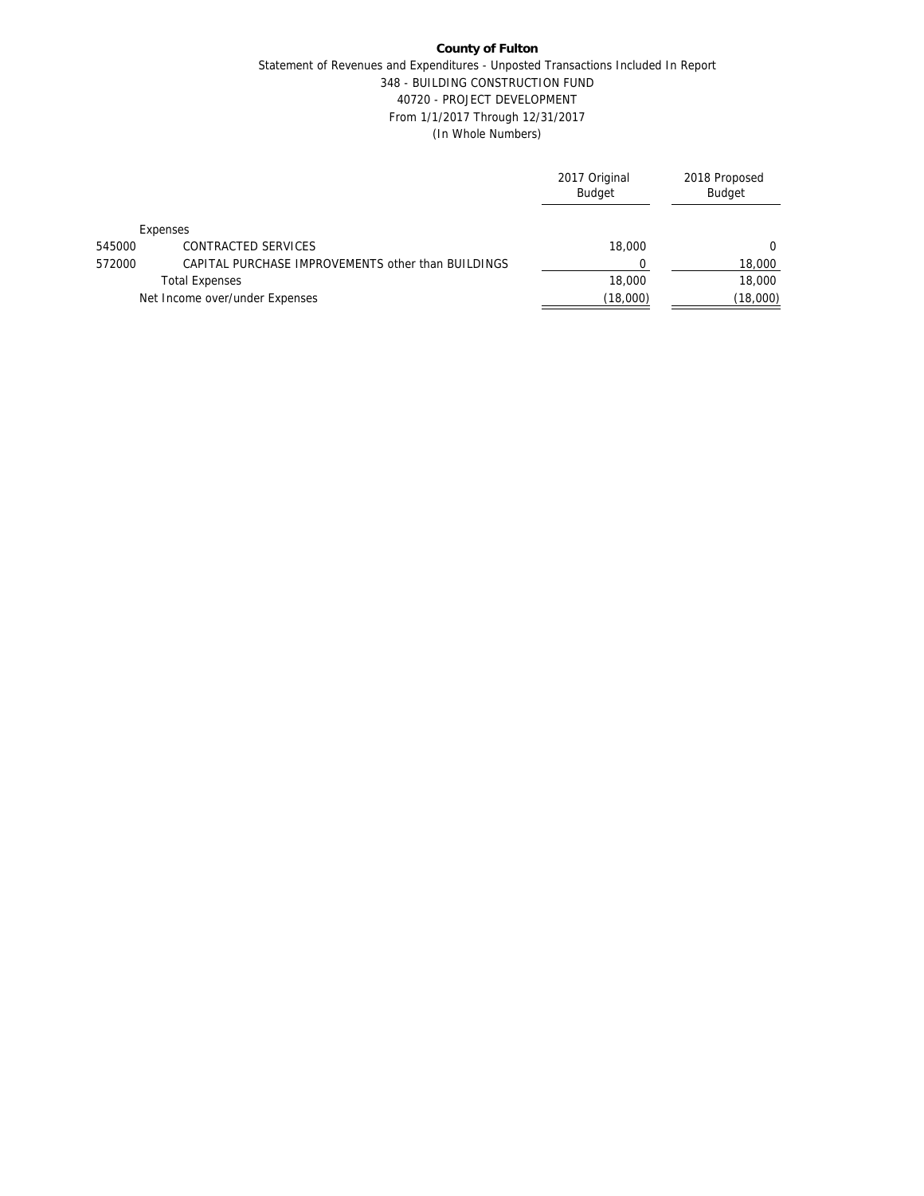**County of Fulton**

Statement of Revenues and Expenditures - Unposted Transactions Included In Report
348 - BUILDING CONSTRUCTION FUND
40720 - PROJECT DEVELOPMENT
From 1/1/2017 Through 12/31/2017
(In Whole Numbers)

| | | 2017 Original Budget | 2018 Proposed Budget |
|---|---|---|---|
| | Expenses | | |
| 545000 | CONTRACTED SERVICES | 18,000 | 0 |
| 572000 | CAPITAL PURCHASE IMPROVEMENTS other than BUILDINGS | 0 | 18,000 |
| | Total Expenses | 18,000 | 18,000 |
| | Net Income over/under Expenses | (18,000) | (18,000) |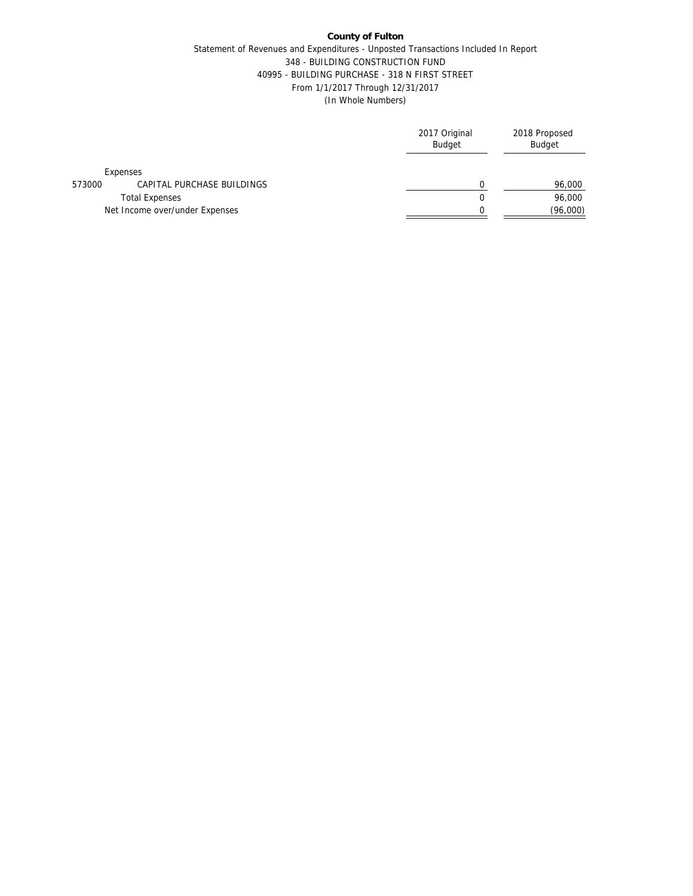**County of Fulton**

Statement of Revenues and Expenditures - Unposted Transactions Included In Report

348 - BUILDING CONSTRUCTION FUND

40995 - BUILDING PURCHASE - 318 N FIRST STREET

From 1/1/2017 Through 12/31/2017

(In Whole Numbers)

| | | 2017 Original Budget | 2018 Proposed Budget |
|---|---|---|---|
| | Expenses | | |
| 573000 | CAPITAL PURCHASE BUILDINGS | 0 | 96,000 |
| | Total Expenses | 0 | 96,000 |
| | Net Income over/under Expenses | 0 | (96,000) |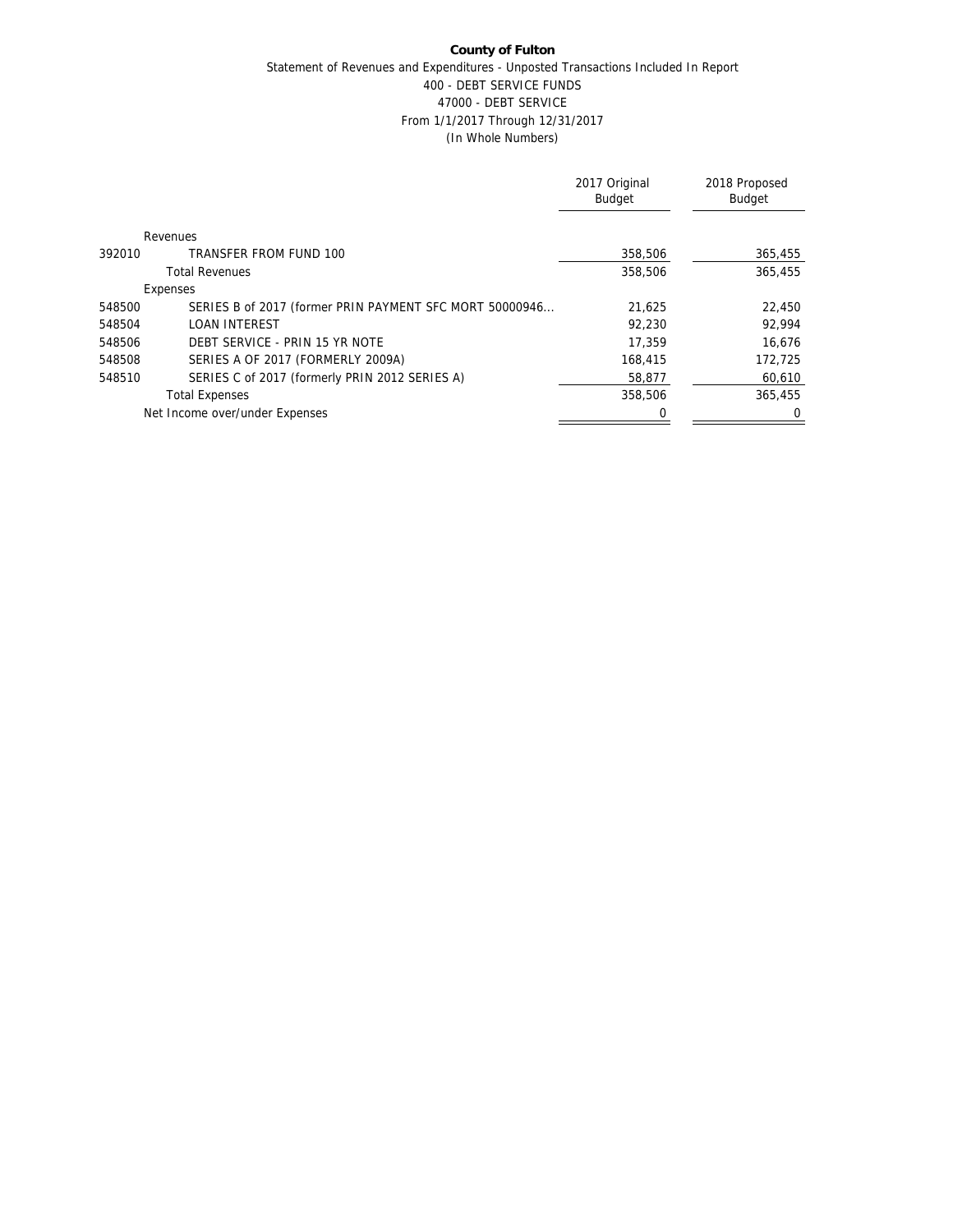**County of Fulton**

Statement of Revenues and Expenditures - Unposted Transactions Included In Report
400 - DEBT SERVICE FUNDS
47000 - DEBT SERVICE
From 1/1/2017 Through 12/31/2017
(In Whole Numbers)

| | | 2017 Original Budget | 2018 Proposed Budget |
|---|---|---|---|
| | Revenues | | |
| 392010 | TRANSFER FROM FUND 100 | 358,506 | 365,455 |
| | Total Revenues | 358,506 | 365,455 |
| | Expenses | | |
| 548500 | SERIES B of 2017 (former PRIN PAYMENT SFC MORT 50000946... | 21,625 | 22,450 |
| 548504 | LOAN INTEREST | 92,230 | 92,994 |
| 548506 | DEBT SERVICE - PRIN 15 YR NOTE | 17,359 | 16,676 |
| 548508 | SERIES A OF 2017 (FORMERLY 2009A) | 168,415 | 172,725 |
| 548510 | SERIES C of 2017 (formerly PRIN 2012 SERIES A) | 58,877 | 60,610 |
| | Total Expenses | 358,506 | 365,455 |
| | Net Income over/under Expenses | 0 | 0 |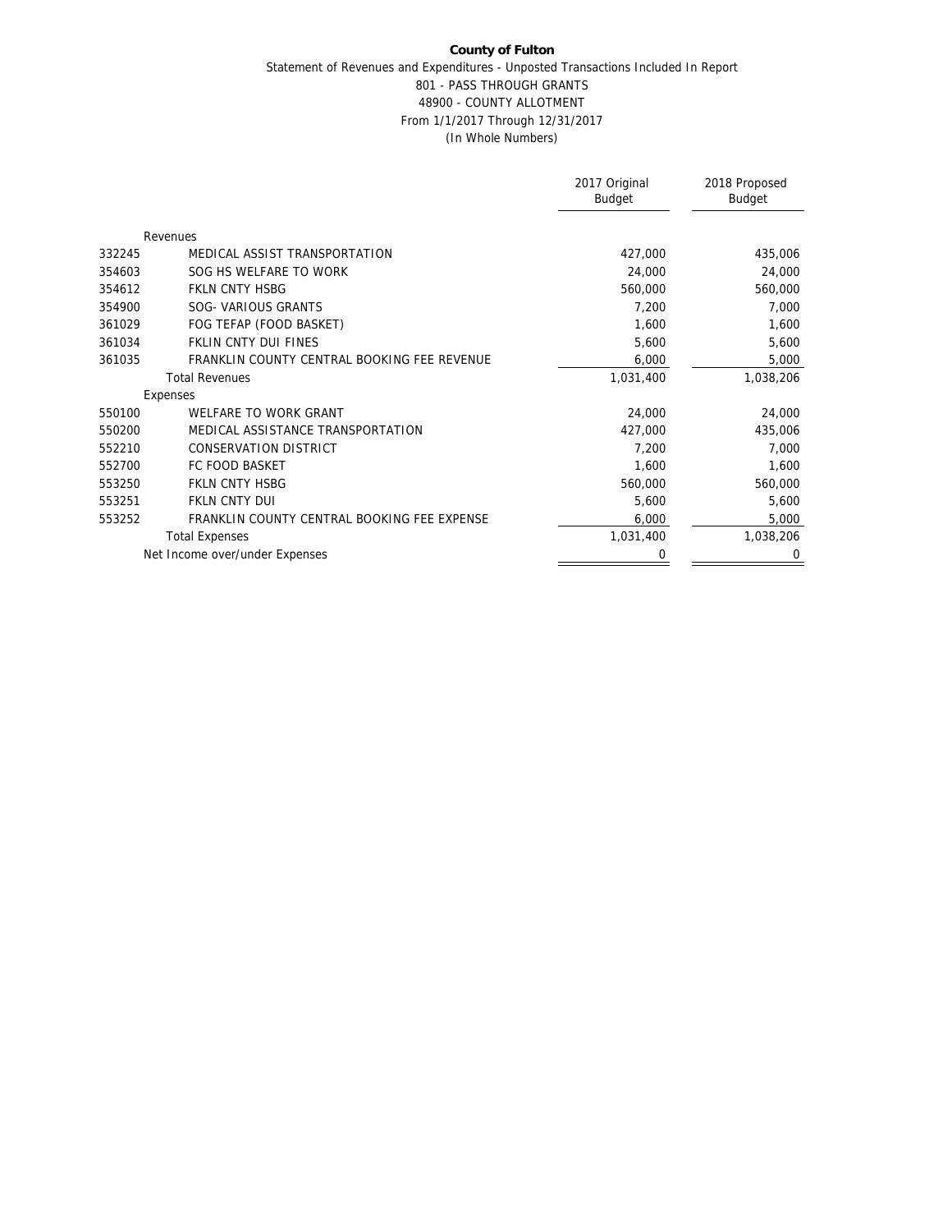**County of Fulton**

Statement of Revenues and Expenditures - Unposted Transactions Included In Report

801 - PASS THROUGH GRANTS

48900 - COUNTY ALLOTMENT

From 1/1/2017 Through 12/31/2017

(In Whole Numbers)

| | | 2017 Original Budget | 2018 Proposed Budget |
|---|---|---|---|
| | Revenues | | |
| 332245 | MEDICAL ASSIST TRANSPORTATION | 427,000 | 435,006 |
| 354603 | SOG HS WELFARE TO WORK | 24,000 | 24,000 |
| 354612 | FKLN CNTY HSBG | 560,000 | 560,000 |
| 354900 | SOG- VARIOUS GRANTS | 7,200 | 7,000 |
| 361029 | FOG TEFAP (FOOD BASKET) | 1,600 | 1,600 |
| 361034 | FKLIN CNTY DUI FINES | 5,600 | 5,600 |
| 361035 | FRANKLIN COUNTY CENTRAL BOOKING FEE REVENUE | 6,000 | 5,000 |
| | Total Revenues | 1,031,400 | 1,038,206 |
| | Expenses | | |
| 550100 | WELFARE TO WORK GRANT | 24,000 | 24,000 |
| 550200 | MEDICAL ASSISTANCE TRANSPORTATION | 427,000 | 435,006 |
| 552210 | CONSERVATION DISTRICT | 7,200 | 7,000 |
| 552700 | FC FOOD BASKET | 1,600 | 1,600 |
| 553250 | FKLN CNTY HSBG | 560,000 | 560,000 |
| 553251 | FKLN CNTY DUI | 5,600 | 5,600 |
| 553252 | FRANKLIN COUNTY CENTRAL BOOKING FEE EXPENSE | 6,000 | 5,000 |
| | Total Expenses | 1,031,400 | 1,038,206 |
| | Net Income over/under Expenses | 0 | 0 |